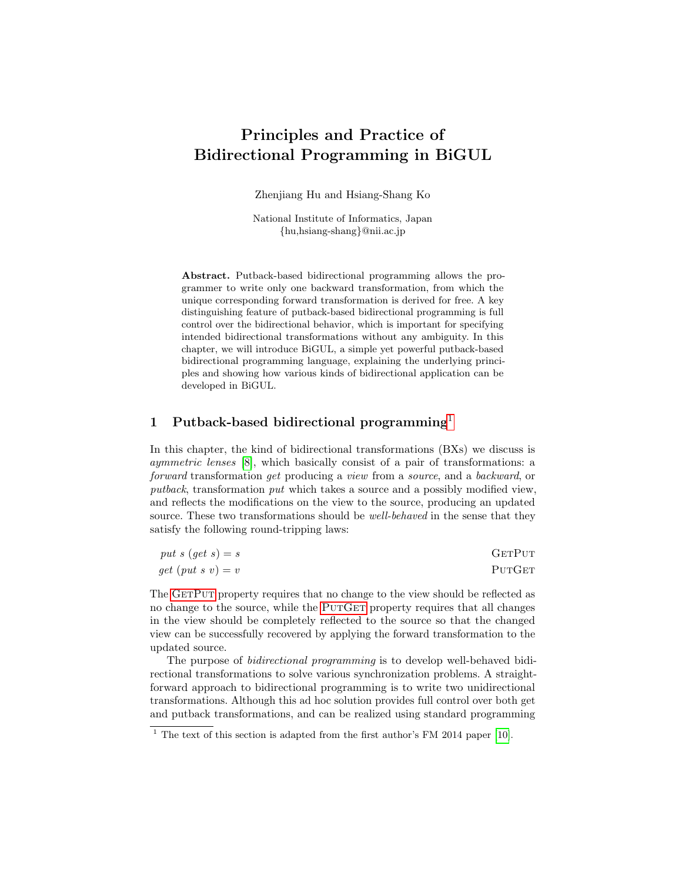# Principles and Practice of Bidirectional Programming in BiGUL

Zhenjiang Hu and Hsiang-Shang Ko

National Institute of Informatics, Japan
{hu,hsiang-shang}@nii.ac.jp

**Abstract.** Putback-based bidirectional programming allows the programmer to write only one backward transformation, from which the unique corresponding forward transformation is derived for free. A key distinguishing feature of putback-based bidirectional programming is full control over the bidirectional behavior, which is important for specifying intended bidirectional transformations without any ambiguity. In this chapter, we will introduce BiGUL, a simple yet powerful putback-based bidirectional programming language, explaining the underlying principles and showing how various kinds of bidirectional application can be developed in BiGUL.

## 1 Putback-based bidirectional programming[1]

In this chapter, the kind of bidirectional transformations (BXs) we discuss is *aymmetric lenses* [8], which basically consist of a pair of transformations: a *forward* transformation *get* producing a *view* from a *source*, and a *backward*, or *putback*, transformation *put* which takes a source and a possibly modified view, and reflects the modifications on the view to the source, producing an updated source. These two transformations should be *well-behaved* in the sense that they satisfy the following round-tripping laws:

$$put\ s\ (get\ s) = s \qquad \text{GetPut}$$

$$get\ (put\ s\ v) = v \qquad \text{PutGet}$$

The GetPut property requires that no change to the view should be reflected as no change to the source, while the PutGet property requires that all changes in the view should be completely reflected to the source so that the changed view can be successfully recovered by applying the forward transformation to the updated source.

The purpose of *bidirectional programming* is to develop well-behaved bidirectional transformations to solve various synchronization problems. A straightforward approach to bidirectional programming is to write two unidirectional transformations. Although this ad hoc solution provides full control over both get and putback transformations, and can be realized using standard programming

[1] The text of this section is adapted from the first author's FM 2014 paper [10].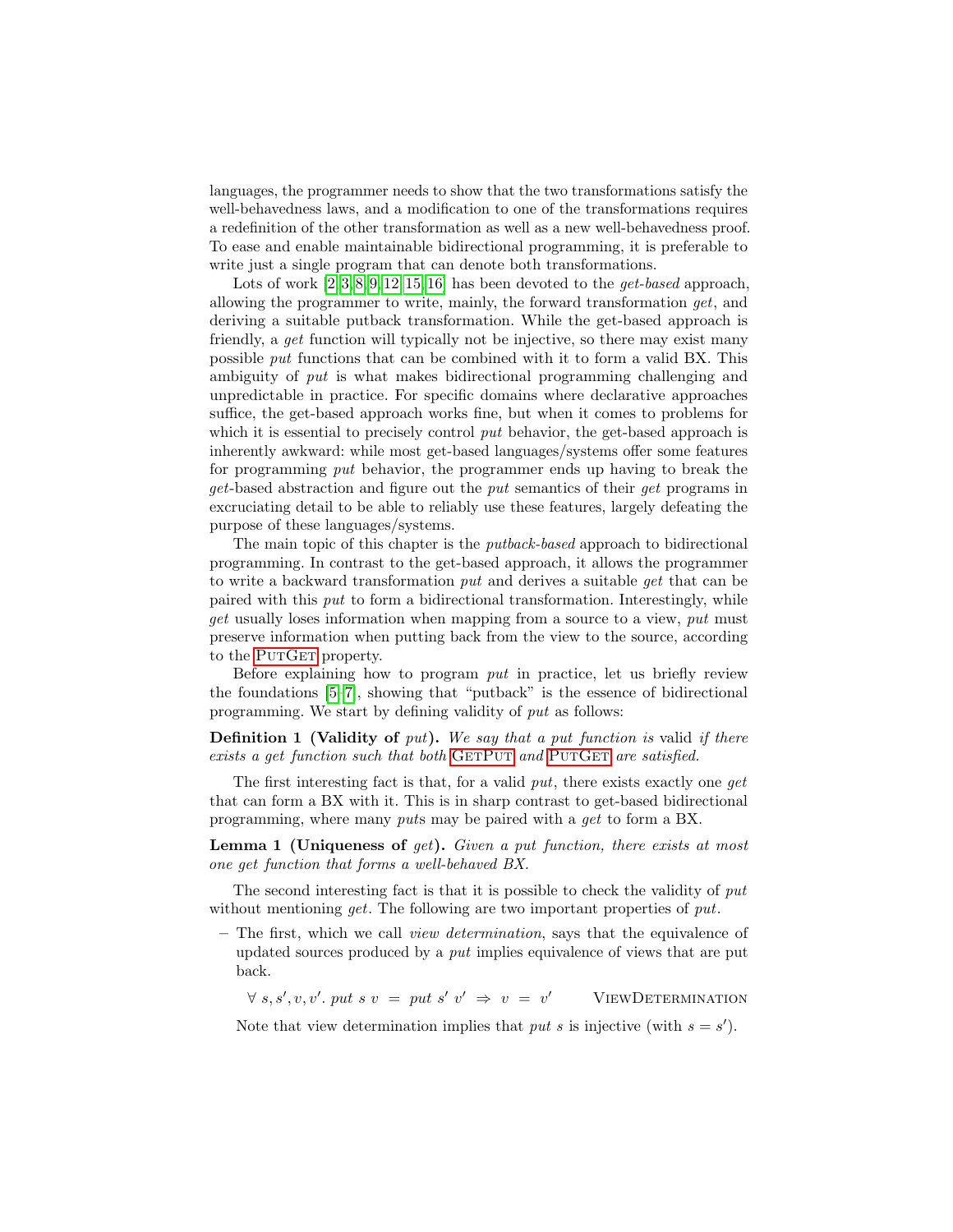languages, the programmer needs to show that the two transformations satisfy the well-behavedness laws, and a modification to one of the transformations requires a redefinition of the other transformation as well as a new well-behavedness proof. To ease and enable maintainable bidirectional programming, it is preferable to write just a single program that can denote both transformations.

Lots of work [2,3,8,9,12,15,16] has been devoted to the *get-based* approach, allowing the programmer to write, mainly, the forward transformation *get*, and deriving a suitable putback transformation. While the get-based approach is friendly, a *get* function will typically not be injective, so there may exist many possible *put* functions that can be combined with it to form a valid BX. This ambiguity of *put* is what makes bidirectional programming challenging and unpredictable in practice. For specific domains where declarative approaches suffice, the get-based approach works fine, but when it comes to problems for which it is essential to precisely control *put* behavior, the get-based approach is inherently awkward: while most get-based languages/systems offer some features for programming *put* behavior, the programmer ends up having to break the *get*-based abstraction and figure out the *put* semantics of their *get* programs in excruciating detail to be able to reliably use these features, largely defeating the purpose of these languages/systems.

The main topic of this chapter is the *putback-based* approach to bidirectional programming. In contrast to the get-based approach, it allows the programmer to write a backward transformation *put* and derives a suitable *get* that can be paired with this *put* to form a bidirectional transformation. Interestingly, while *get* usually loses information when mapping from a source to a view, *put* must preserve information when putting back from the view to the source, according to the PutGet property.

Before explaining how to program *put* in practice, let us briefly review the foundations [5–7], showing that "putback" is the essence of bidirectional programming. We start by defining validity of *put* as follows:

**Definition 1 (Validity of *put*).** *We say that a put function is* valid *if there exists a get function such that both* GetPut *and* PutGet *are satisfied.*

The first interesting fact is that, for a valid *put*, there exists exactly one *get* that can form a BX with it. This is in sharp contrast to get-based bidirectional programming, where many *put*s may be paired with a *get* to form a BX.

**Lemma 1 (Uniqueness of *get*).** *Given a put function, there exists at most one get function that forms a well-behaved BX.*

The second interesting fact is that it is possible to check the validity of *put* without mentioning *get*. The following are two important properties of *put*.

– The first, which we call *view determination*, says that the equivalence of updated sources produced by a *put* implies equivalence of views that are put back.

  $$\forall\ s, s', v, v'.\ put\ s\ v\ =\ put\ s'\ v'\ \Rightarrow\ v\ =\ v' \qquad \text{ViewDetermination}$$

  Note that view determination implies that *put s* is injective (with $s = s'$).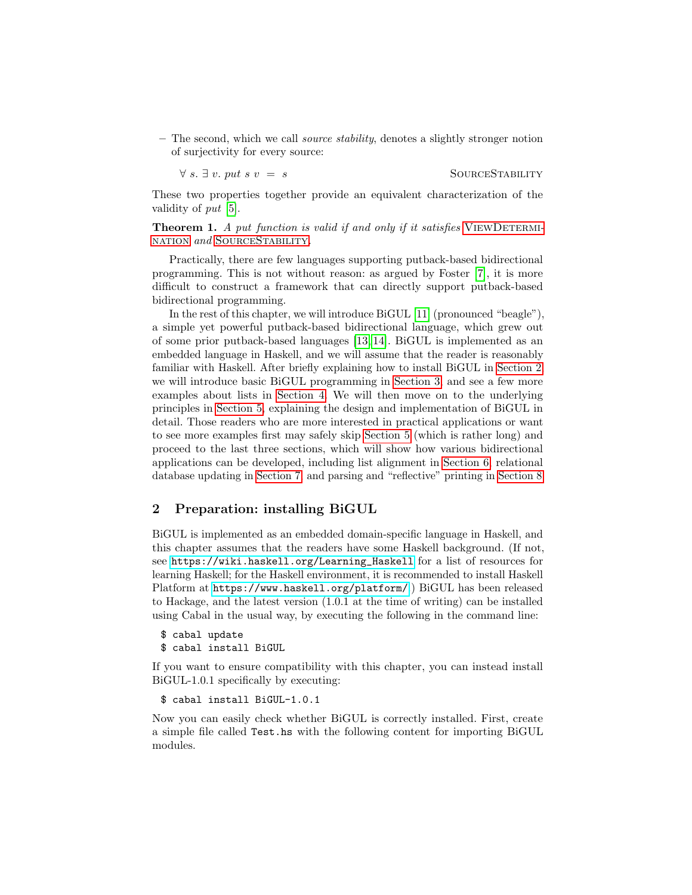– The second, which we call *source stability*, denotes a slightly stronger notion of surjectivity for every source:

$$\forall\, s.\ \exists\, v.\ put\ s\ v \ =\ s \qquad\qquad \textsc{SourceStability}$$

These two properties together provide an equivalent characterization of the validity of *put* [5].

**Theorem 1.** *A put function is valid if and only if it satisfies* ViewDetermination *and* SourceStability*.*

Practically, there are few languages supporting putback-based bidirectional programming. This is not without reason: as argued by Foster [7], it is more difficult to construct a framework that can directly support putback-based bidirectional programming.

In the rest of this chapter, we will introduce BiGUL [11] (pronounced "beagle"), a simple yet powerful putback-based bidirectional language, which grew out of some prior putback-based languages [13,14]. BiGUL is implemented as an embedded language in Haskell, and we will assume that the reader is reasonably familiar with Haskell. After briefly explaining how to install BiGUL in Section 2, we will introduce basic BiGUL programming in Section 3, and see a few more examples about lists in Section 4. We will then move on to the underlying principles in Section 5, explaining the design and implementation of BiGUL in detail. Those readers who are more interested in practical applications or want to see more examples first may safely skip Section 5 (which is rather long) and proceed to the last three sections, which will show how various bidirectional applications can be developed, including list alignment in Section 6, relational database updating in Section 7, and parsing and "reflective" printing in Section 8.

## 2 Preparation: installing BiGUL

BiGUL is implemented as an embedded domain-specific language in Haskell, and this chapter assumes that the readers have some Haskell background. (If not, see `https://wiki.haskell.org/Learning_Haskell` for a list of resources for learning Haskell; for the Haskell environment, it is recommended to install Haskell Platform at `https://www.haskell.org/platform/`.) BiGUL has been released to Hackage, and the latest version (1.0.1 at the time of writing) can be installed using Cabal in the usual way, by executing the following in the command line:

```
$ cabal update
$ cabal install BiGUL
```

If you want to ensure compatibility with this chapter, you can instead install BiGUL-1.0.1 specifically by executing:

```
$ cabal install BiGUL-1.0.1
```

Now you can easily check whether BiGUL is correctly installed. First, create a simple file called `Test.hs` with the following content for importing BiGUL modules.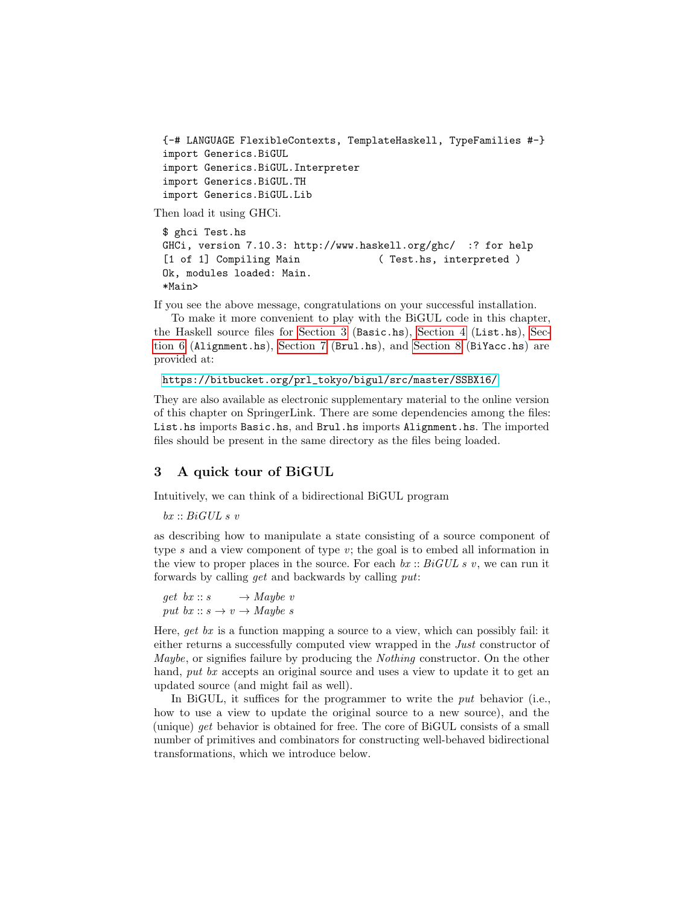```
{-# LANGUAGE FlexibleContexts, TemplateHaskell, TypeFamilies #-}
import Generics.BiGUL
import Generics.BiGUL.Interpreter
import Generics.BiGUL.TH
import Generics.BiGUL.Lib
```

Then load it using GHCi.

```
$ ghci Test.hs
GHCi, version 7.10.3: http://www.haskell.org/ghc/  :? for help
[1 of 1] Compiling Main             ( Test.hs, interpreted )
Ok, modules loaded: Main.
*Main>
```

If you see the above message, congratulations on your successful installation.

To make it more convenient to play with the BiGUL code in this chapter, the Haskell source files for Section 3 (`Basic.hs`), Section 4 (`List.hs`), Section 6 (`Alignment.hs`), Section 7 (`Brul.hs`), and Section 8 (`BiYacc.hs`) are provided at:

https://bitbucket.org/prl_tokyo/bigul/src/master/SSBX16/

They are also available as electronic supplementary material to the online version of this chapter on SpringerLink. There are some dependencies among the files: `List.hs` imports `Basic.hs`, and `Brul.hs` imports `Alignment.hs`. The imported files should be present in the same directory as the files being loaded.

## 3 A quick tour of BiGUL

Intuitively, we can think of a bidirectional BiGUL program

$bx :: BiGUL\ s\ v$

as describing how to manipulate a state consisting of a source component of type $s$ and a view component of type $v$; the goal is to embed all information in the view to proper places in the source. For each $bx :: BiGUL\ s\ v$, we can run it forwards by calling *get* and backwards by calling *put*:

$get\ bx :: s \qquad \rightarrow Maybe\ v$
$put\ bx :: s \rightarrow v \rightarrow Maybe\ s$

Here, *get bx* is a function mapping a source to a view, which can possibly fail: it either returns a successfully computed view wrapped in the *Just* constructor of *Maybe*, or signifies failure by producing the *Nothing* constructor. On the other hand, *put bx* accepts an original source and uses a view to update it to get an updated source (and might fail as well).

In BiGUL, it suffices for the programmer to write the *put* behavior (i.e., how to use a view to update the original source to a new source), and the (unique) *get* behavior is obtained for free. The core of BiGUL consists of a small number of primitives and combinators for constructing well-behaved bidirectional transformations, which we introduce below.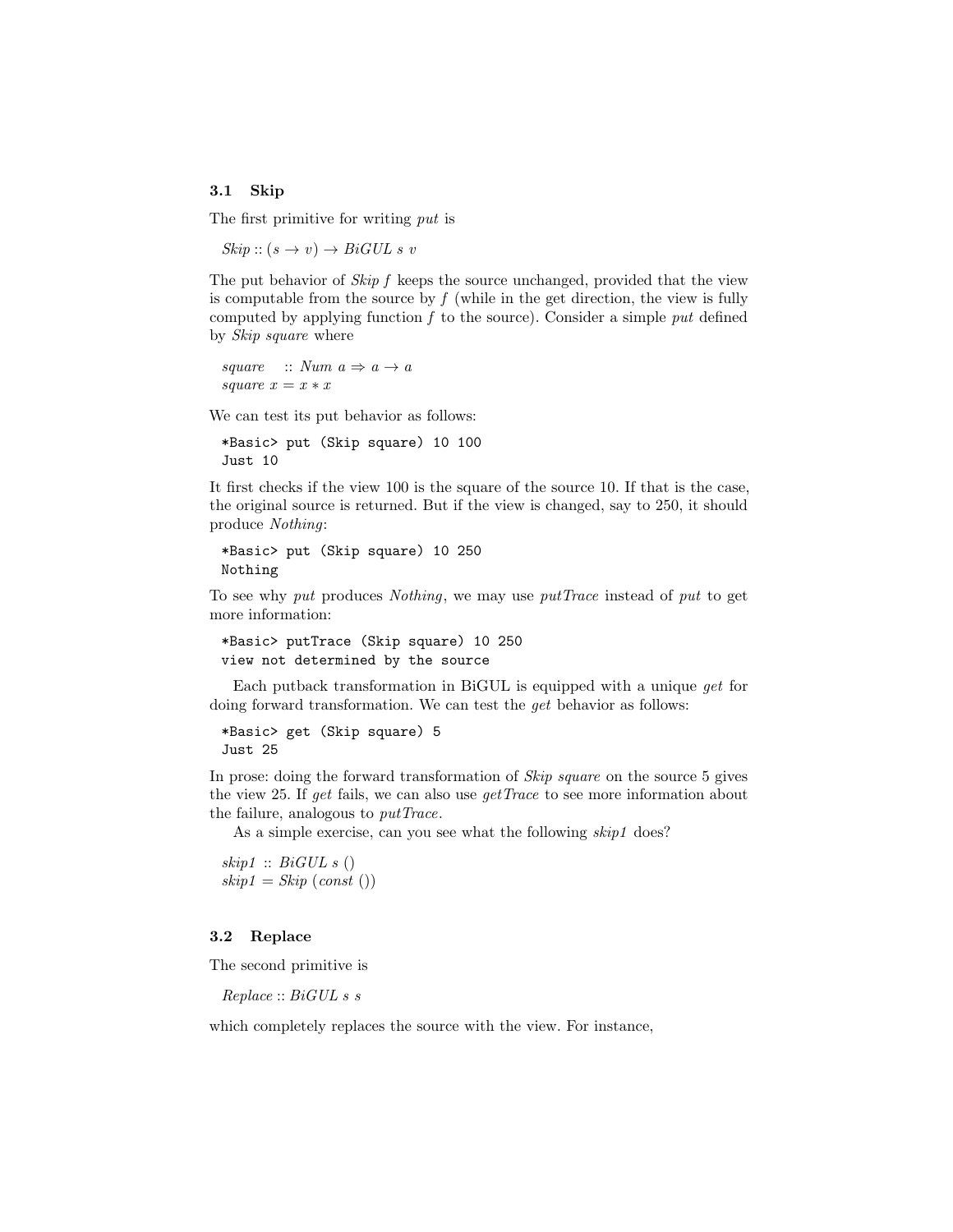### 3.1 Skip

The first primitive for writing *put* is

$Skip :: (s \to v) \to BiGUL\ s\ v$

The put behavior of *Skip f* keeps the source unchanged, provided that the view is computable from the source by $f$ (while in the get direction, the view is fully computed by applying function $f$ to the source). Consider a simple *put* defined by *Skip square* where

$square\quad :: Num\ a \Rightarrow a \to a$
$square\ x = x * x$

We can test its put behavior as follows:

```
*Basic> put (Skip square) 10 100
Just 10
```

It first checks if the view 100 is the square of the source 10. If that is the case, the original source is returned. But if the view is changed, say to 250, it should produce *Nothing*:

```
*Basic> put (Skip square) 10 250
Nothing
```

To see why *put* produces *Nothing*, we may use *putTrace* instead of *put* to get more information:

```
*Basic> putTrace (Skip square) 10 250
view not determined by the source
```

Each putback transformation in BiGUL is equipped with a unique *get* for doing forward transformation. We can test the *get* behavior as follows:

```
*Basic> get (Skip square) 5
Just 25
```

In prose: doing the forward transformation of *Skip square* on the source 5 gives the view 25. If *get* fails, we can also use *getTrace* to see more information about the failure, analogous to *putTrace*.

As a simple exercise, can you see what the following *skip1* does?

$skip1\ :: BiGUL\ s\ ()$
$skip1 = Skip\ (const\ ())$

### 3.2 Replace

The second primitive is

$Replace :: BiGUL\ s\ s$

which completely replaces the source with the view. For instance,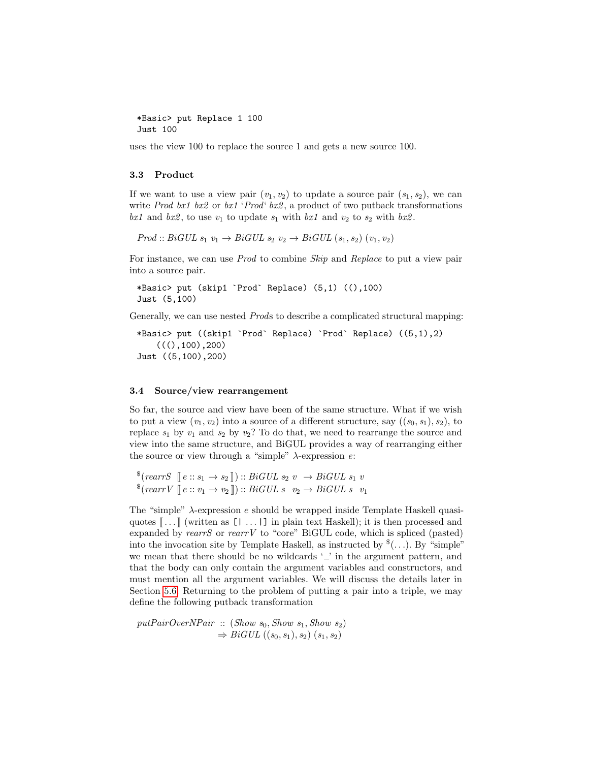```
*Basic> put Replace 1 100
Just 100
```

uses the view 100 to replace the source 1 and gets a new source 100.

### 3.3 Product

If we want to use a view pair $(v_1, v_2)$ to update a source pair $(s_1, s_2)$, we can write *Prod bx1 bx2* or *bx1 ‘Prod‘ bx2*, a product of two putback transformations *bx1* and *bx2*, to use $v_1$ to update $s_1$ with *bx1* and $v_2$ to $s_2$ with *bx2*.

$$Prod :: BiGUL\ s_1\ v_1 \rightarrow BiGUL\ s_2\ v_2 \rightarrow BiGUL\ (s_1, s_2)\ (v_1, v_2)$$

For instance, we can use *Prod* to combine *Skip* and *Replace* to put a view pair into a source pair.

```
*Basic> put (skip1 `Prod` Replace) (5,1) ((),100)
Just (5,100)
```

Generally, we can use nested *Prod*s to describe a complicated structural mapping:

```
*Basic> put ((skip1 `Prod` Replace) `Prod` Replace) ((5,1),2)
    (((),100),200)
Just ((5,100),200)
```

### 3.4 Source/view rearrangement

So far, the source and view have been of the same structure. What if we wish to put a view $(v_1, v_2)$ into a source of a different structure, say $((s_0, s_1), s_2)$, to replace $s_1$ by $v_1$ and $s_2$ by $v_2$? To do that, we need to rearrange the source and view into the same structure, and BiGUL provides a way of rearranging either the source or view through a “simple” $\lambda$-expression $e$:

$$^{\$}(rearrS\ \llbracket\, e :: s_1 \rightarrow s_2 \,\rrbracket) :: BiGUL\ s_2\ v\ \rightarrow BiGUL\ s_1\ v$$
$$^{\$}(rearrV\ \llbracket\, e :: v_1 \rightarrow v_2 \,\rrbracket) :: BiGUL\ s\ \ v_2 \rightarrow BiGUL\ s\ \ v_1$$

The “simple” $\lambda$-expression $e$ should be wrapped inside Template Haskell quasi-quotes $\llbracket \ldots \rrbracket$ (written as `[| ... |]` in plain text Haskell); it is then processed and expanded by *rearrS* or *rearrV* to “core” BiGUL code, which is spliced (pasted) into the invocation site by Template Haskell, as instructed by $^{\$}(\ldots)$. By “simple” we mean that there should be no wildcards ‘_’ in the argument pattern, and that the body can only contain the argument variables and constructors, and must mention all the argument variables. We will discuss the details later in Section 5.6. Returning to the problem of putting a pair into a triple, we may define the following putback transformation

$$putPairOverNPair :: (Show\ s_0, Show\ s_1, Show\ s_2)$$
$$\Rightarrow BiGUL\ ((s_0, s_1), s_2)\ (s_1, s_2)$$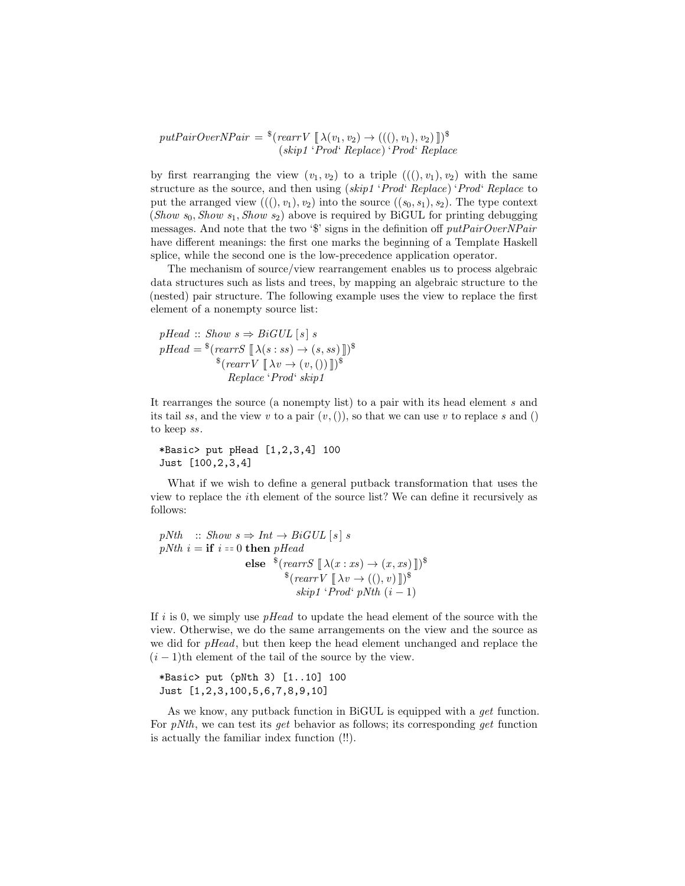```
putPairOverNPair = $(rearrV [| \(v1, v2) -> (((), v1), v2) |])$
                     (skip1 `Prod` Replace) `Prod` Replace
```

by first rearranging the view $(v_1, v_2)$ to a triple $(((), v_1), v_2)$ with the same structure as the source, and then using (*skip1* ‘*Prod*‘ *Replace*) ‘*Prod*‘ *Replace* to put the arranged view $(((), v_1), v_2)$ into the source $((s_0, s_1), s_2)$. The type context (*Show* $s_0$, *Show* $s_1$, *Show* $s_2$) above is required by BiGUL for printing debugging messages. And note that the two ‘$’ signs in the definition off *putPairOverNPair* have different meanings: the first one marks the beginning of a Template Haskell splice, while the second one is the low-precedence application operator.

The mechanism of source/view rearrangement enables us to process algebraic data structures such as lists and trees, by mapping an algebraic structure to the (nested) pair structure. The following example uses the view to replace the first element of a nonempty source list:

```
pHead :: Show s => BiGUL [s] s
pHead = $(rearrS [| \(s : ss) -> (s, ss) |])$
          $(rearrV [| \v -> (v, ()) |])$
            Replace `Prod` skip1
```

It rearranges the source (a nonempty list) to a pair with its head element $s$ and its tail $ss$, and the view $v$ to a pair $(v, ())$, so that we can use $v$ to replace $s$ and () to keep $ss$.

```
*Basic> put pHead [1,2,3,4] 100
Just [100,2,3,4]
```

What if we wish to define a general putback transformation that uses the view to replace the $i$th element of the source list? We can define it recursively as follows:

```
pNth   :: Show s => Int -> BiGUL [s] s
pNth i = if i == 0 then pHead
         else  $(rearrS [| \(x : xs) -> (x, xs) |])$
                 $(rearrV [| \v -> ((), v) |])$
                   skip1 `Prod` pNth (i - 1)
```

If $i$ is 0, we simply use *pHead* to update the head element of the source with the view. Otherwise, we do the same arrangements on the view and the source as we did for *pHead*, but then keep the head element unchanged and replace the $(i-1)$th element of the tail of the source by the view.

```
*Basic> put (pNth 3) [1..10] 100
Just [1,2,3,100,5,6,7,8,9,10]
```

As we know, any putback function in BiGUL is equipped with a *get* function. For *pNth*, we can test its *get* behavior as follows; its corresponding *get* function is actually the familiar index function (!!).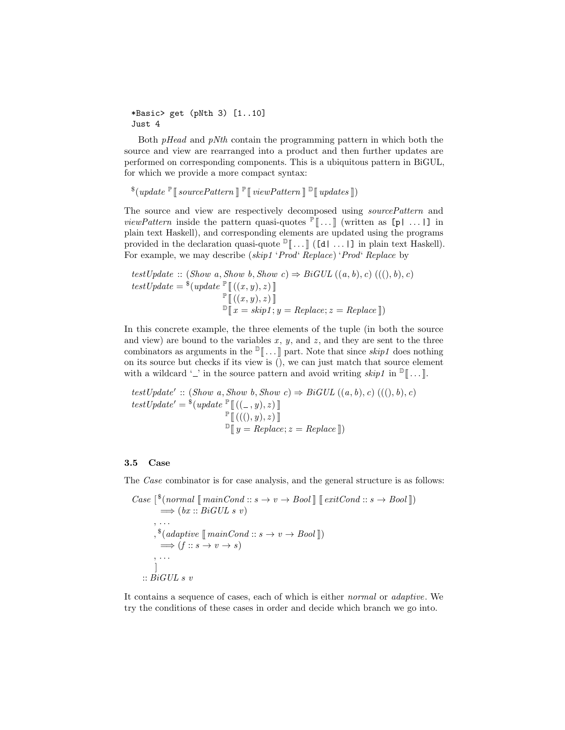```
*Basic> get (pNth 3) [1..10]
Just 4
```

Both *pHead* and *pNth* contain the programming pattern in which both the source and view are rearranged into a product and then further updates are performed on corresponding components. This is a ubiquitous pattern in BiGUL, for which we provide a more compact syntax:

$$^{\$}(\mathit{update}\ ^{\mathbb{P}}[\![\ \mathit{sourcePattern}\ ]\!]\ ^{\mathbb{P}}[\![\ \mathit{viewPattern}\ ]\!]\ ^{\mathbb{D}}[\![\ \mathit{updates}\ ]\!])$$

The source and view are respectively decomposed using *sourcePattern* and *viewPattern* inside the pattern quasi-quotes $^{\mathbb{P}}[\![\ldots]\!]$ (written as `[p| ... |]` in plain text Haskell), and corresponding elements are updated using the programs provided in the declaration quasi-quote $^{\mathbb{D}}[\![\ldots]\!]$ (`[d| ... |]` in plain text Haskell). For example, we may describe (*skip1* ‘*Prod*‘ *Replace*) ‘*Prod*‘ *Replace* by

```
testUpdate :: (Show a, Show b, Show c) ⇒ BiGUL ((a, b), c) (((), b), c)
testUpdate = $(update P[[ ((x, y), z) ]]
                      P[[ ((x, y), z) ]]
                      D[[ x = skip1; y = Replace; z = Replace ]])
```

In this concrete example, the three elements of the tuple (in both the source and view) are bound to the variables $x$, $y$, and $z$, and they are sent to the three combinators as arguments in the $^{\mathbb{D}}[\![\ldots]\!]$ part. Note that since *skip1* does nothing on its source but checks if its view is (), we can just match that source element with a wildcard ‘_’ in the source pattern and avoid writing *skip1* in $^{\mathbb{D}}[\![\ldots]\!]$.

```
testUpdate' :: (Show a, Show b, Show c) ⇒ BiGUL ((a, b), c) (((), b), c)
testUpdate' = $(update P[[ ((_, y), z) ]]
                       P[[ (((), y), z) ]]
                       D[[ y = Replace; z = Replace ]])
```

### 3.5 Case

The *Case* combinator is for case analysis, and the general structure is as follows:

```
Case [$(normal [[ mainCond :: s → v → Bool ]] [[ exitCond :: s → Bool ]])
        ⟹ (bx :: BiGUL s v)
     , ...
     ,$(adaptive [[ mainCond :: s → v → Bool ]])
        ⟹ (f :: s → v → s)
     , ...
     ]
  :: BiGUL s v
```

It contains a sequence of cases, each of which is either *normal* or *adaptive*. We try the conditions of these cases in order and decide which branch we go into.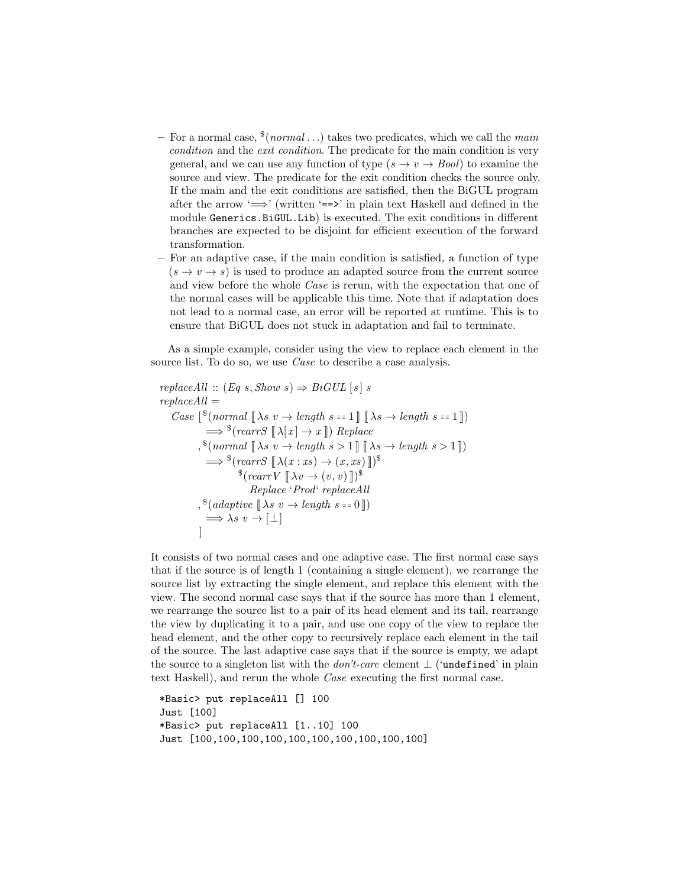- For a normal case, $^{\$}(normal \ldots)$ takes two predicates, which we call the *main condition* and the *exit condition*. The predicate for the main condition is very general, and we can use any function of type $(s \to v \to Bool)$ to examine the source and view. The predicate for the exit condition checks the source only. If the main and the exit conditions are satisfied, then the BiGUL program after the arrow '$\Longrightarrow$' (written '`==>`' in plain text Haskell and defined in the module `Generics.BiGUL.Lib`) is executed. The exit conditions in different branches are expected to be disjoint for efficient execution of the forward transformation.
- For an adaptive case, if the main condition is satisfied, a function of type $(s \to v \to s)$ is used to produce an adapted source from the current source and view before the whole *Case* is rerun, with the expectation that one of the normal cases will be applicable this time. Note that if adaptation does not lead to a normal case, an error will be reported at runtime. This is to ensure that BiGUL does not stuck in adaptation and fail to terminate.

As a simple example, consider using the view to replace each element in the source list. To do so, we use *Case* to describe a case analysis.

```
replaceAll :: (Eq s, Show s) => BiGUL [s] s
replaceAll =
  Case [$(normal [| \s v -> length s == 1 |] [| \s -> length s == 1 |])
          ==> $(rearrS [| \[x] -> x |]) Replace
       ,$(normal [| \s v -> length s > 1 |] [| \s -> length s > 1 |])
          ==> $(rearrS [| \(x : xs) -> (x, xs) |])$
                $(rearrV [| \v -> (v, v) |])$
                  Replace `Prod` replaceAll
       ,$(adaptive [| \s v -> length s == 0 |])
          ==> \s v -> [⊥]
       ]
```

It consists of two normal cases and one adaptive case. The first normal case says that if the source is of length 1 (containing a single element), we rearrange the source list by extracting the single element, and replace this element with the view. The second normal case says that if the source has more than 1 element, we rearrange the source list to a pair of its head element and its tail, rearrange the view by duplicating it to a pair, and use one copy of the view to replace the head element, and the other copy to recursively replace each element in the tail of the source. The last adaptive case says that if the source is empty, we adapt the source to a singleton list with the *don't-care* element $\perp$ ('`undefined`' in plain text Haskell), and rerun the whole *Case* executing the first normal case.

```
*Basic> put replaceAll [] 100
Just [100]
*Basic> put replaceAll [1..10] 100
Just [100,100,100,100,100,100,100,100,100,100]
```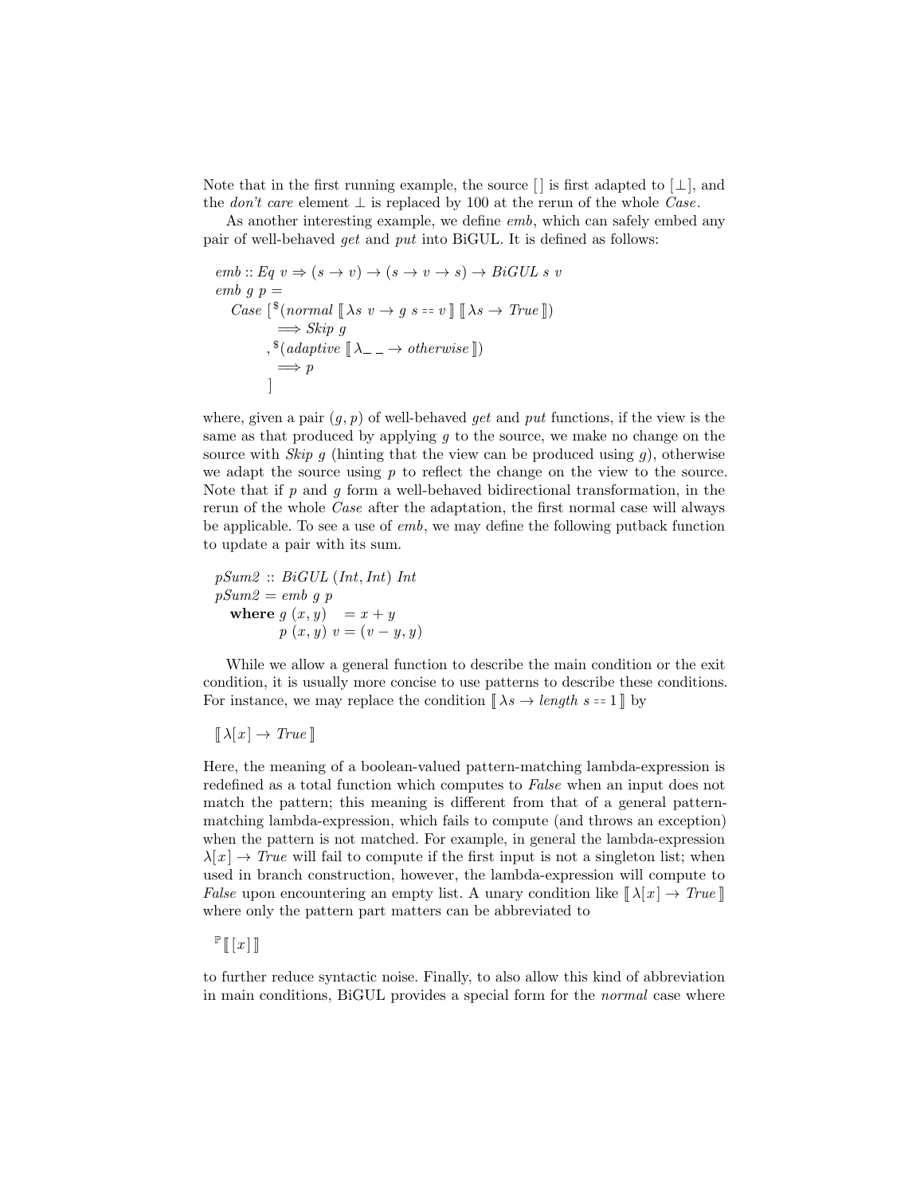Note that in the first running example, the source $[\,]$ is first adapted to $[\bot]$, and the *don't care* element $\bot$ is replaced by 100 at the rerun of the whole *Case*.

As another interesting example, we define *emb*, which can safely embed any pair of well-behaved *get* and *put* into BiGUL. It is defined as follows:

```
emb :: Eq v ⇒ (s → v) → (s → v → s) → BiGUL s v
emb g p =
  Case [$(normal ⟦ λs v → g s == v ⟧ ⟦ λs → True ⟧)
          ⟹ Skip g
       ,$(adaptive ⟦ λ_ _ → otherwise ⟧)
          ⟹ p
       ]
```

where, given a pair $(g, p)$ of well-behaved *get* and *put* functions, if the view is the same as that produced by applying $g$ to the source, we make no change on the source with *Skip g* (hinting that the view can be produced using $g$), otherwise we adapt the source using $p$ to reflect the change on the view to the source. Note that if $p$ and $g$ form a well-behaved bidirectional transformation, in the rerun of the whole *Case* after the adaptation, the first normal case will always be applicable. To see a use of *emb*, we may define the following putback function to update a pair with its sum.

```
pSum2 :: BiGUL (Int, Int) Int
pSum2 = emb g p
  where g (x, y)   = x + y
        p (x, y) v = (v − y, y)
```

While we allow a general function to describe the main condition or the exit condition, it is usually more concise to use patterns to describe these conditions. For instance, we may replace the condition $⟦\, \lambda s \to \mathit{length}\ s == 1 \,⟧$ by

$$⟦\, \lambda[x] \to \mathit{True} \,⟧$$

Here, the meaning of a boolean-valued pattern-matching lambda-expression is redefined as a total function which computes to *False* when an input does not match the pattern; this meaning is different from that of a general pattern-matching lambda-expression, which fails to compute (and throws an exception) when the pattern is not matched. For example, in general the lambda-expression $\lambda[x] \to \mathit{True}$ will fail to compute if the first input is not a singleton list; when used in branch construction, however, the lambda-expression will compute to *False* upon encountering an empty list. A unary condition like $⟦\, \lambda[x] \to \mathit{True} \,⟧$ where only the pattern part matters can be abbreviated to

$$^{\mathbb{P}}⟦\, [x] \,⟧$$

to further reduce syntactic noise. Finally, to also allow this kind of abbreviation in main conditions, BiGUL provides a special form for the *normal* case where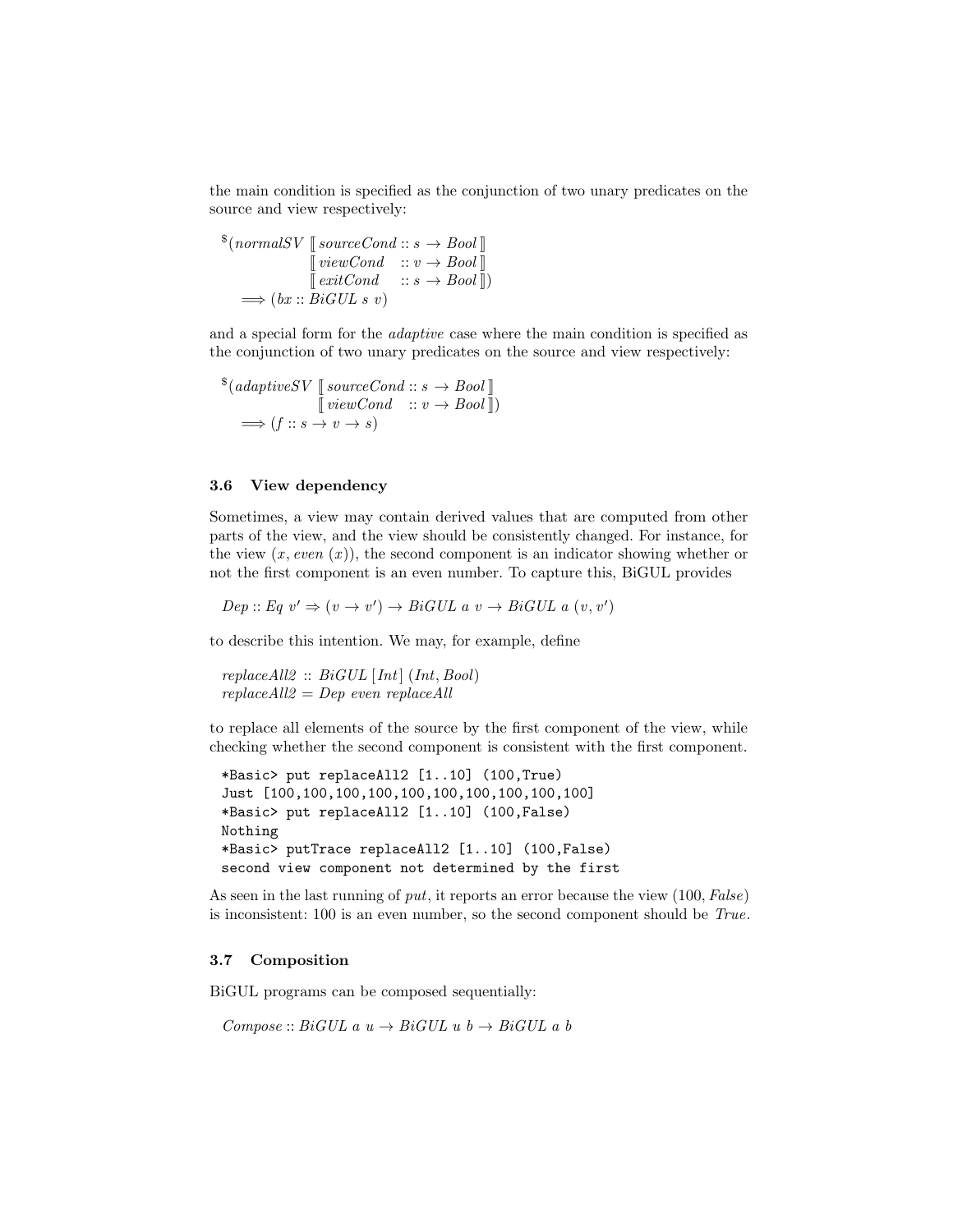the main condition is specified as the conjunction of two unary predicates on the source and view respectively:

$$
{}^{\$}(normalSV\ [\![\ sourceCond :: s \rightarrow Bool\ ]\!]\ [\![\ viewCond :: v \rightarrow Bool\ ]\!]\ [\![\ exitCond :: s \rightarrow Bool\ ]\!]) \Longrightarrow (bx :: BiGUL\ s\ v)
$$

and a special form for the *adaptive* case where the main condition is specified as the conjunction of two unary predicates on the source and view respectively:

$$
{}^{\$}(adaptiveSV\ [\![\ sourceCond :: s \rightarrow Bool\ ]\!]\ [\![\ viewCond :: v \rightarrow Bool\ ]\!]) \Longrightarrow (f :: s \rightarrow v \rightarrow s)
$$

### 3.6 View dependency

Sometimes, a view may contain derived values that are computed from other parts of the view, and the view should be consistently changed. For instance, for the view $(x, even\ (x))$, the second component is an indicator showing whether or not the first component is an even number. To capture this, BiGUL provides

$$
Dep :: Eq\ v' \Rightarrow (v \rightarrow v') \rightarrow BiGUL\ a\ v \rightarrow BiGUL\ a\ (v, v')
$$

to describe this intention. We may, for example, define

$$
\begin{aligned}
&replaceAll2\ ::\ BiGUL\ [Int]\ (Int, Bool)\\
&replaceAll2 = Dep\ even\ replaceAll
\end{aligned}
$$

to replace all elements of the source by the first component of the view, while checking whether the second component is consistent with the first component.

```
*Basic> put replaceAll2 [1..10] (100,True)
Just [100,100,100,100,100,100,100,100,100,100]
*Basic> put replaceAll2 [1..10] (100,False)
Nothing
*Basic> putTrace replaceAll2 [1..10] (100,False)
second view component not determined by the first
```

As seen in the last running of *put*, it reports an error because the view $(100, False)$ is inconsistent: 100 is an even number, so the second component should be *True*.

### 3.7 Composition

BiGUL programs can be composed sequentially:

$$
Compose :: BiGUL\ a\ u \rightarrow BiGUL\ u\ b \rightarrow BiGUL\ a\ b
$$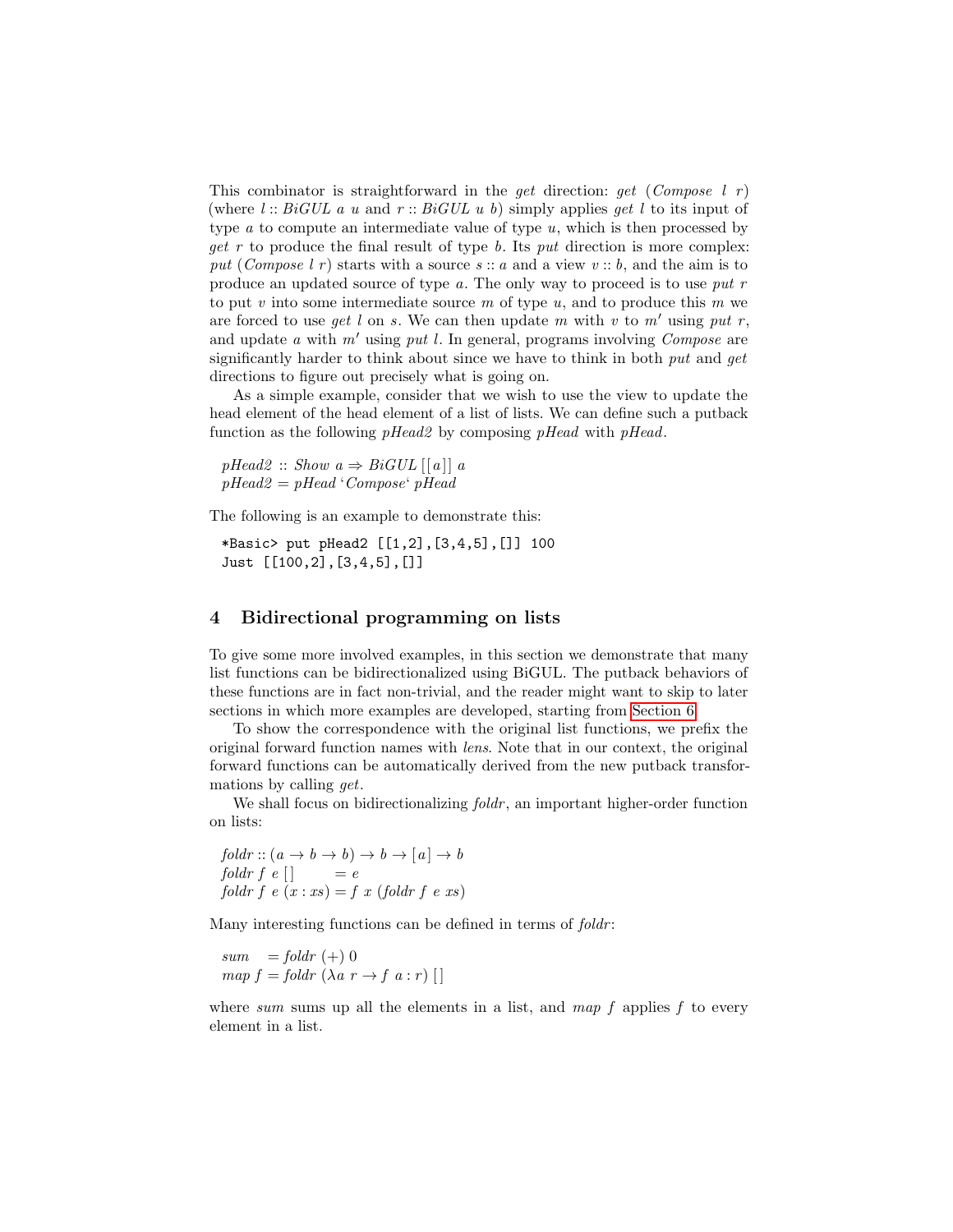This combinator is straightforward in the *get* direction: *get* (*Compose* $l$ $r$) (where $l :: BiGUL\ a\ u$ and $r :: BiGUL\ u\ b$) simply applies *get* $l$ to its input of type $a$ to compute an intermediate value of type $u$, which is then processed by *get* $r$ to produce the final result of type $b$. Its *put* direction is more complex: *put* (*Compose* $l$ $r$) starts with a source $s :: a$ and a view $v :: b$, and the aim is to produce an updated source of type $a$. The only way to proceed is to use *put* $r$ to put $v$ into some intermediate source $m$ of type $u$, and to produce this $m$ we are forced to use *get* $l$ on $s$. We can then update $m$ with $v$ to $m'$ using *put* $r$, and update $a$ with $m'$ using *put* $l$. In general, programs involving *Compose* are significantly harder to think about since we have to think in both *put* and *get* directions to figure out precisely what is going on.

As a simple example, consider that we wish to use the view to update the head element of the head element of a list of lists. We can define such a putback function as the following *pHead2* by composing *pHead* with *pHead*.

$$
\begin{aligned}
&pHead2 :: Show\ a \Rightarrow BiGUL\ [[a]]\ a \\
&pHead2 = pHead\ `Compose`\ pHead
\end{aligned}
$$

The following is an example to demonstrate this:

```
*Basic> put pHead2 [[1,2],[3,4,5],[]] 100
Just [[100,2],[3,4,5],[]]
```

## 4 Bidirectional programming on lists

To give some more involved examples, in this section we demonstrate that many list functions can be bidirectionalized using BiGUL. The putback behaviors of these functions are in fact non-trivial, and the reader might want to skip to later sections in which more examples are developed, starting from Section 6.

To show the correspondence with the original list functions, we prefix the original forward function names with *lens*. Note that in our context, the original forward functions can be automatically derived from the new putback transformations by calling *get*.

We shall focus on bidirectionalizing *foldr*, an important higher-order function on lists:

$$
\begin{aligned}
&foldr :: (a \rightarrow b \rightarrow b) \rightarrow b \rightarrow [a] \rightarrow b \\
&foldr\ f\ e\ [\,] \quad\quad = e \\
&foldr\ f\ e\ (x : xs) = f\ x\ (foldr\ f\ e\ xs)
\end{aligned}
$$

Many interesting functions can be defined in terms of *foldr*:

$$
\begin{aligned}
&sum \quad = foldr\ (+)\ 0 \\
&map\ f = foldr\ (\lambda a\ r \rightarrow f\ a : r)\ [\,]
\end{aligned}
$$

where *sum* sums up all the elements in a list, and *map* $f$ applies $f$ to every element in a list.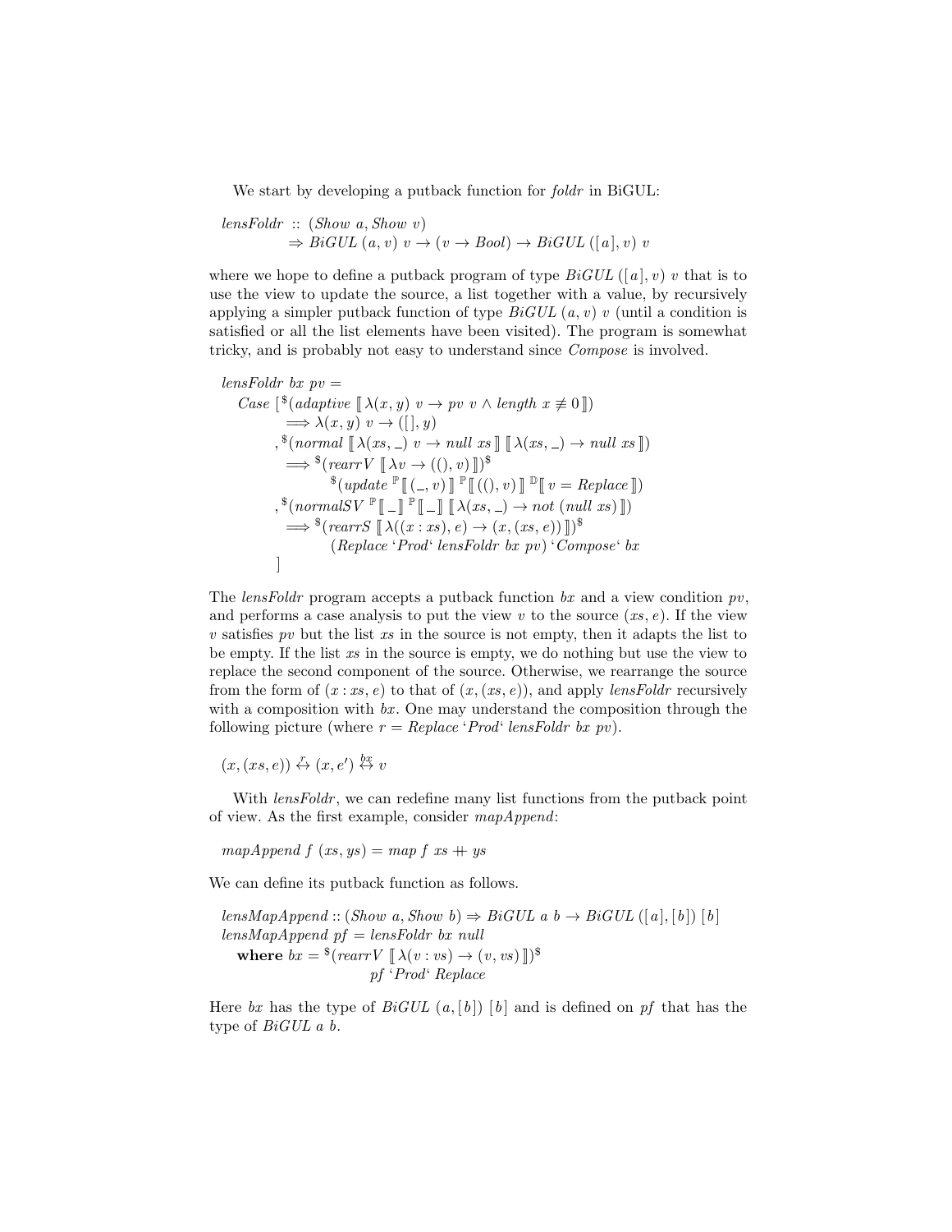We start by developing a putback function for *foldr* in BiGUL:

```
lensFoldr :: (Show a, Show v)
          ⇒ BiGUL (a, v) v → (v → Bool) → BiGUL ([a], v) v
```

where we hope to define a putback program of type $BiGUL\ ([a], v)\ v$ that is to use the view to update the source, a list together with a value, by recursively applying a simpler putback function of type $BiGUL\ (a, v)\ v$ (until a condition is satisfied or all the list elements have been visited). The program is somewhat tricky, and is probably not easy to understand since *Compose* is involved.

```
lensFoldr bx pv =
   Case [$(adaptive [[ λ(x, y) v → pv v ∧ length x ≢ 0 ]])
          ⟹ λ(x, y) v → ([], y)
        ,$(normal [[ λ(xs, _) v → null xs ]] [[ λ(xs, _) → null xs ]])
          ⟹ $(rearrV [[ λv → ((), v) ]])$
               $(update ℙ[[ (_, v) ]] ℙ[[ ((), v) ]] 𝔻[[ v = Replace ]])
        ,$(normalSV ℙ[[ _ ]] ℙ[[ _ ]] [[ λ(xs, _) → not (null xs) ]])
          ⟹ $(rearrS [[ λ((x : xs), e) → (x, (xs, e)) ]])$
               (Replace ‘Prod‘ lensFoldr bx pv) ‘Compose‘ bx
        ]
```

The *lensFoldr* program accepts a putback function *bx* and a view condition *pv*, and performs a case analysis to put the view *v* to the source $(xs, e)$. If the view *v* satisfies *pv* but the list *xs* in the source is not empty, then it adapts the list to be empty. If the list *xs* in the source is empty, we do nothing but use the view to replace the second component of the source. Otherwise, we rearrange the source from the form of $(x : xs, e)$ to that of $(x, (xs, e))$, and apply *lensFoldr* recursively with a composition with *bx*. One may understand the composition through the following picture (where $r = Replace$ ‘*Prod*‘ *lensFoldr bx pv*).

$$(x, (xs, e)) \overset{r}{\leftrightarrow} (x, e') \overset{bx}{\leftrightarrow} v$$

With *lensFoldr*, we can redefine many list functions from the putback point of view. As the first example, consider *mapAppend*:

```
mapAppend f (xs, ys) = map f xs ++ ys
```

We can define its putback function as follows.

```
lensMapAppend :: (Show a, Show b) ⇒ BiGUL a b → BiGUL ([a], [b]) [b]
lensMapAppend pf = lensFoldr bx null
   where bx = $(rearrV [[ λ(v : vs) → (v, vs) ]])$
                 pf ‘Prod‘ Replace
```

Here *bx* has the type of $BiGUL\ (a, [b])\ [b]$ and is defined on *pf* that has the type of $BiGUL\ a\ b$.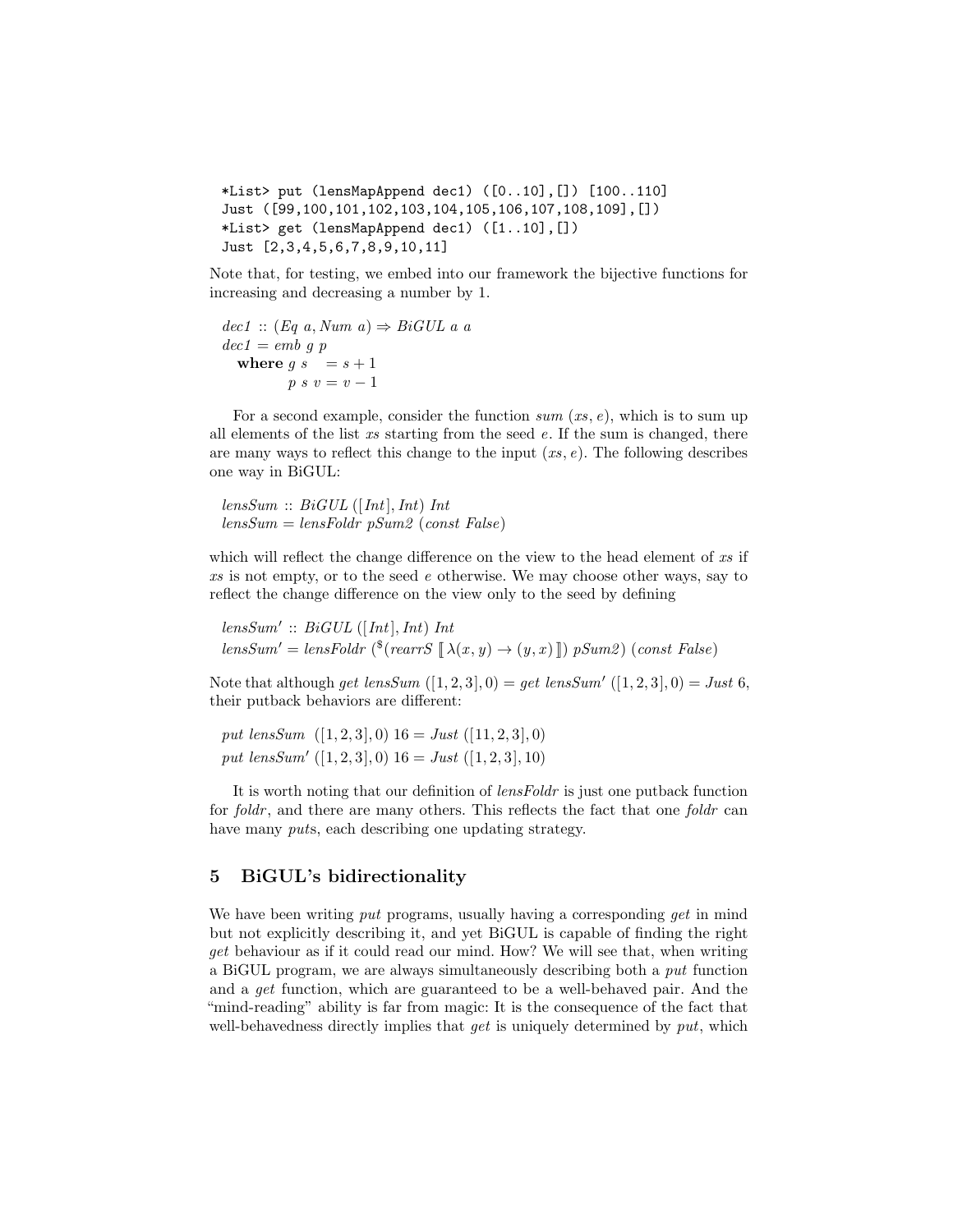```
*List> put (lensMapAppend dec1) ([0..10],[]) [100..110]
Just ([99,100,101,102,103,104,105,106,107,108,109],[])
*List> get (lensMapAppend dec1) ([1..10],[])
Just [2,3,4,5,6,7,8,9,10,11]
```

Note that, for testing, we embed into our framework the bijective functions for increasing and decreasing a number by 1.

```
dec1 :: (Eq a, Num a) ⇒ BiGUL a a
dec1 = emb g p
  where g s   = s + 1
        p s v = v − 1
```

For a second example, consider the function *sum* (*xs*, *e*), which is to sum up all elements of the list *xs* starting from the seed *e*. If the sum is changed, there are many ways to reflect this change to the input (*xs*, *e*). The following describes one way in BiGUL:

```
lensSum :: BiGUL ([Int], Int) Int
lensSum = lensFoldr pSum2 (const False)
```

which will reflect the change difference on the view to the head element of *xs* if *xs* is not empty, or to the seed *e* otherwise. We may choose other ways, say to reflect the change difference on the view only to the seed by defining

```
lensSum′ :: BiGUL ([Int], Int) Int
lensSum′ = lensFoldr ($(rearrS [| λ(x, y) → (y, x) |]) pSum2) (const False)
```

Note that although *get lensSum* $([1, 2, 3], 0)$ = *get lensSum*′ $([1, 2, 3], 0)$ = *Just* 6, their putback behaviors are different:

```
put lensSum  ([1, 2, 3], 0) 16 = Just ([11, 2, 3], 0)
put lensSum′ ([1, 2, 3], 0) 16 = Just ([1, 2, 3], 10)
```

It is worth noting that our definition of *lensFoldr* is just one putback function for *foldr*, and there are many others. This reflects the fact that one *foldr* can have many *put*s, each describing one updating strategy.

## 5 BiGUL's bidirectionality

We have been writing *put* programs, usually having a corresponding *get* in mind but not explicitly describing it, and yet BiGUL is capable of finding the right *get* behaviour as if it could read our mind. How? We will see that, when writing a BiGUL program, we are always simultaneously describing both a *put* function and a *get* function, which are guaranteed to be a well-behaved pair. And the "mind-reading" ability is far from magic: It is the consequence of the fact that well-behavedness directly implies that *get* is uniquely determined by *put*, which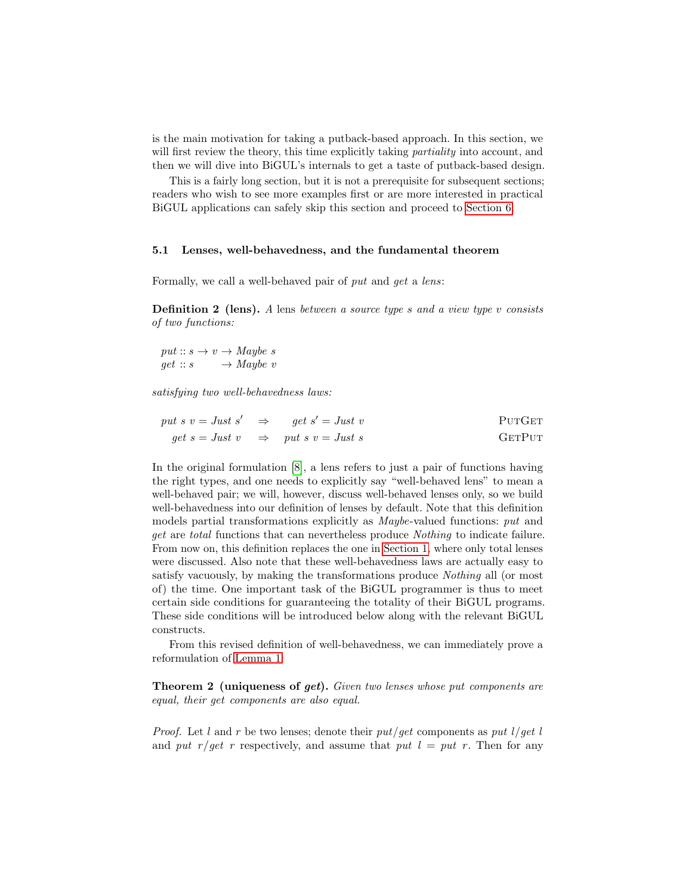is the main motivation for taking a putback-based approach. In this section, we will first review the theory, this time explicitly taking *partiality* into account, and then we will dive into BiGUL's internals to get a taste of putback-based design.

This is a fairly long section, but it is not a prerequisite for subsequent sections; readers who wish to see more examples first or are more interested in practical BiGUL applications can safely skip this section and proceed to Section 6.

### 5.1 Lenses, well-behavedness, and the fundamental theorem

Formally, we call a well-behaved pair of *put* and *get* a *lens*:

**Definition 2 (lens).** *A* lens *between a source type s and a view type v consists of two functions:*

$$
\begin{aligned}
put &:: s \to v \to \mathit{Maybe}\ s \\
get &:: s \qquad\ \to \mathit{Maybe}\ v
\end{aligned}
$$

*satisfying two well-behavedness laws:*

$$
put\ s\ v = \mathit{Just}\ s' \quad \Rightarrow \quad get\ s' = \mathit{Just}\ v \qquad\qquad \text{PUTGET}
$$

$$
get\ s = \mathit{Just}\ v \quad \Rightarrow \quad put\ s\ v = \mathit{Just}\ s \qquad\qquad \text{GETPUT}
$$

In the original formulation [8], a lens refers to just a pair of functions having the right types, and one needs to explicitly say "well-behaved lens" to mean a well-behaved pair; we will, however, discuss well-behaved lenses only, so we build well-behavedness into our definition of lenses by default. Note that this definition models partial transformations explicitly as *Maybe*-valued functions: *put* and *get* are *total* functions that can nevertheless produce *Nothing* to indicate failure. From now on, this definition replaces the one in Section 1, where only total lenses were discussed. Also note that these well-behavedness laws are actually easy to satisfy vacuously, by making the transformations produce *Nothing* all (or most of) the time. One important task of the BiGUL programmer is thus to meet certain side conditions for guaranteeing the totality of their BiGUL programs. These side conditions will be introduced below along with the relevant BiGUL constructs.

From this revised definition of well-behavedness, we can immediately prove a reformulation of Lemma 1:

**Theorem 2 (uniqueness of *get*).** *Given two lenses whose put components are equal, their get components are also equal.*

*Proof.* Let $l$ and $r$ be two lenses; denote their *put*/*get* components as $put\ l/get\ l$ and $put\ r/get\ r$ respectively, and assume that $put\ l = put\ r$. Then for any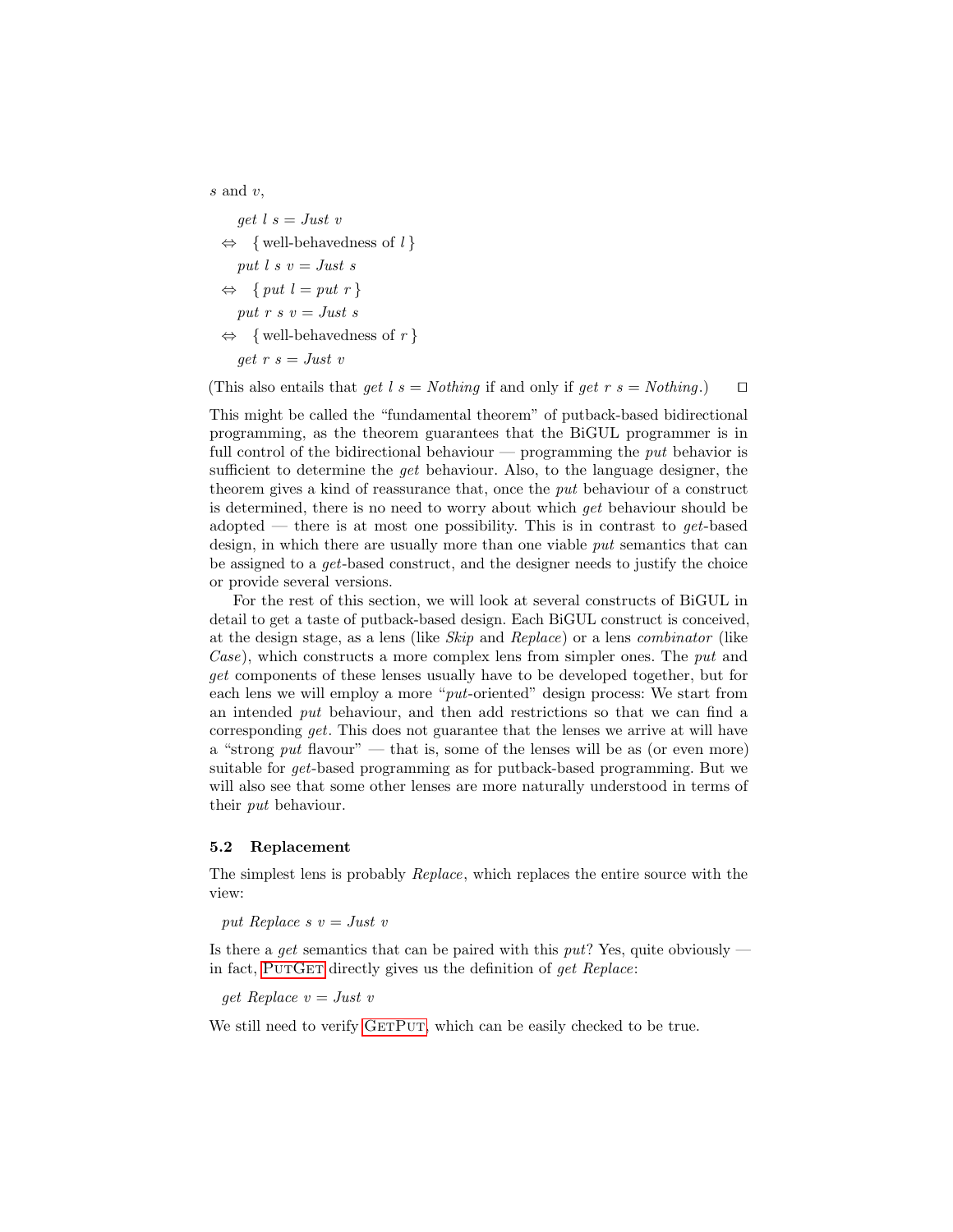$s$ and $v$,

$$
\begin{array}{ll}
& get\ l\ s = Just\ v \\
\Leftrightarrow & \{\text{ well-behavedness of } l\ \} \\
& put\ l\ s\ v = Just\ s \\
\Leftrightarrow & \{\ put\ l = put\ r\ \} \\
& put\ r\ s\ v = Just\ s \\
\Leftrightarrow & \{\text{ well-behavedness of } r\ \} \\
& get\ r\ s = Just\ v
\end{array}
$$

(This also entails that $get\ l\ s = Nothing$ if and only if $get\ r\ s = Nothing$.) □

This might be called the "fundamental theorem" of putback-based bidirectional programming, as the theorem guarantees that the BiGUL programmer is in full control of the bidirectional behaviour — programming the *put* behavior is sufficient to determine the *get* behaviour. Also, to the language designer, the theorem gives a kind of reassurance that, once the *put* behaviour of a construct is determined, there is no need to worry about which *get* behaviour should be adopted — there is at most one possibility. This is in contrast to *get*-based design, in which there are usually more than one viable *put* semantics that can be assigned to a *get*-based construct, and the designer needs to justify the choice or provide several versions.

For the rest of this section, we will look at several constructs of BiGUL in detail to get a taste of putback-based design. Each BiGUL construct is conceived, at the design stage, as a lens (like *Skip* and *Replace*) or a lens *combinator* (like *Case*), which constructs a more complex lens from simpler ones. The *put* and *get* components of these lenses usually have to be developed together, but for each lens we will employ a more "*put*-oriented" design process: We start from an intended *put* behaviour, and then add restrictions so that we can find a corresponding *get*. This does not guarantee that the lenses we arrive at will have a "strong *put* flavour" — that is, some of the lenses will be as (or even more) suitable for *get*-based programming as for putback-based programming. But we will also see that some other lenses are more naturally understood in terms of their *put* behaviour.

### 5.2 Replacement

The simplest lens is probably *Replace*, which replaces the entire source with the view:

$$put\ Replace\ s\ v = Just\ v$$

Is there a *get* semantics that can be paired with this *put*? Yes, quite obviously — in fact, PutGet directly gives us the definition of *get Replace*:

$$get\ Replace\ v = Just\ v$$

We still need to verify GetPut, which can be easily checked to be true.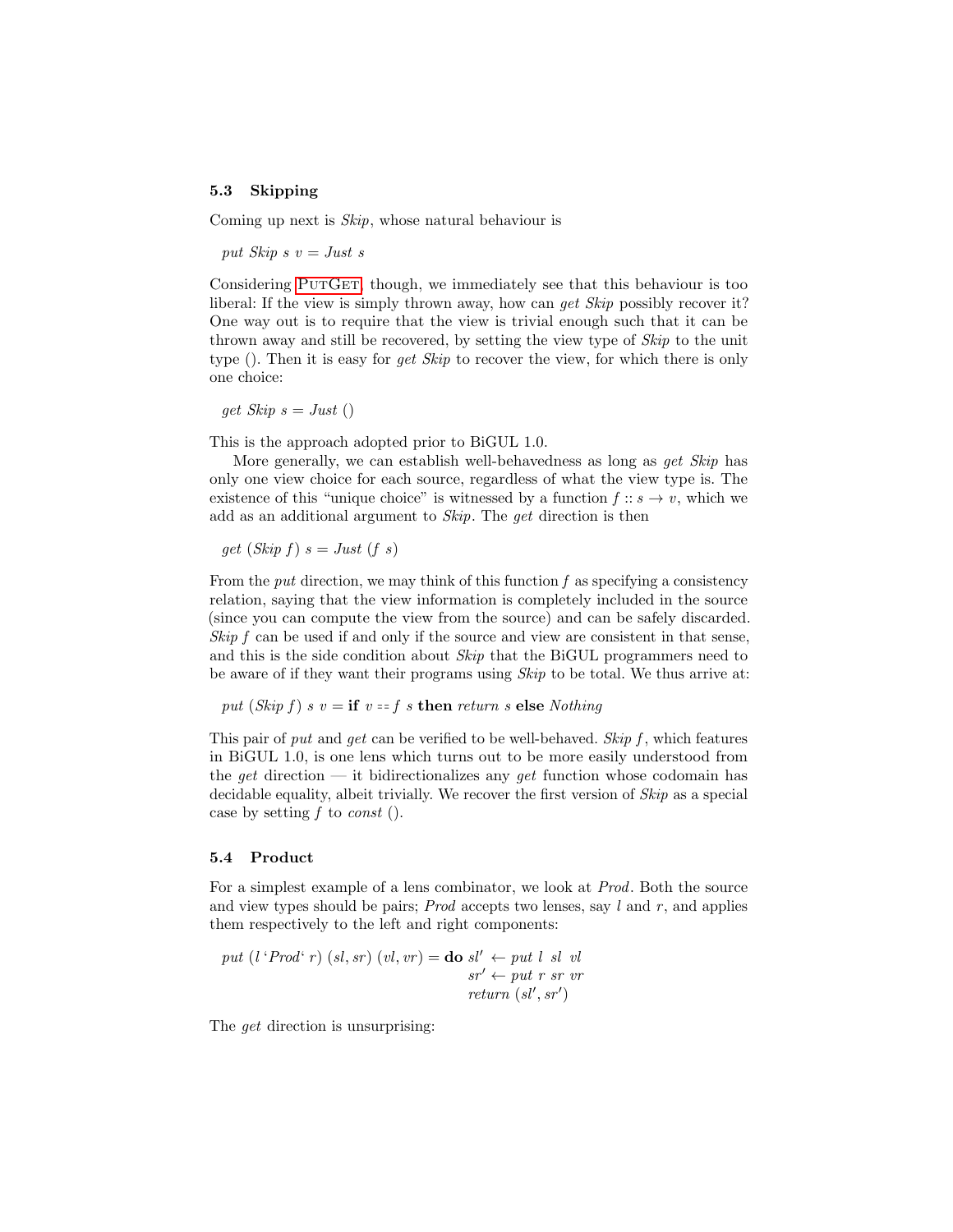### 5.3 Skipping

Coming up next is *Skip*, whose natural behaviour is

$$put\ Skip\ s\ v = Just\ s$$

Considering PutGet, though, we immediately see that this behaviour is too liberal: If the view is simply thrown away, how can *get Skip* possibly recover it? One way out is to require that the view is trivial enough such that it can be thrown away and still be recovered, by setting the view type of *Skip* to the unit type (). Then it is easy for *get Skip* to recover the view, for which there is only one choice:

$$get\ Skip\ s = Just\ ()$$

This is the approach adopted prior to BiGUL 1.0.

More generally, we can establish well-behavedness as long as *get Skip* has only one view choice for each source, regardless of what the view type is. The existence of this "unique choice" is witnessed by a function $f :: s \to v$, which we add as an additional argument to *Skip*. The *get* direction is then

$$get\ (Skip\ f)\ s = Just\ (f\ s)$$

From the *put* direction, we may think of this function $f$ as specifying a consistency relation, saying that the view information is completely included in the source (since you can compute the view from the source) and can be safely discarded. *Skip* $f$ can be used if and only if the source and view are consistent in that sense, and this is the side condition about *Skip* that the BiGUL programmers need to be aware of if they want their programs using *Skip* to be total. We thus arrive at:

$$put\ (Skip\ f)\ s\ v = \textbf{if}\ v == f\ s\ \textbf{then}\ return\ s\ \textbf{else}\ Nothing$$

This pair of *put* and *get* can be verified to be well-behaved. *Skip* $f$, which features in BiGUL 1.0, is one lens which turns out to be more easily understood from the *get* direction — it bidirectionalizes any *get* function whose codomain has decidable equality, albeit trivially. We recover the first version of *Skip* as a special case by setting $f$ to *const* ().

### 5.4 Product

For a simplest example of a lens combinator, we look at *Prod*. Both the source and view types should be pairs; *Prod* accepts two lenses, say $l$ and $r$, and applies them respectively to the left and right components:

$$
\begin{aligned}
put\ (l\ \text{`}Prod\text{`}\ r)\ (sl, sr)\ (vl, vr) = \textbf{do}\ & sl' \leftarrow put\ l\ \ sl\ \ vl \\
& sr' \leftarrow put\ r\ sr\ vr \\
& return\ (sl', sr')
\end{aligned}
$$

The *get* direction is unsurprising: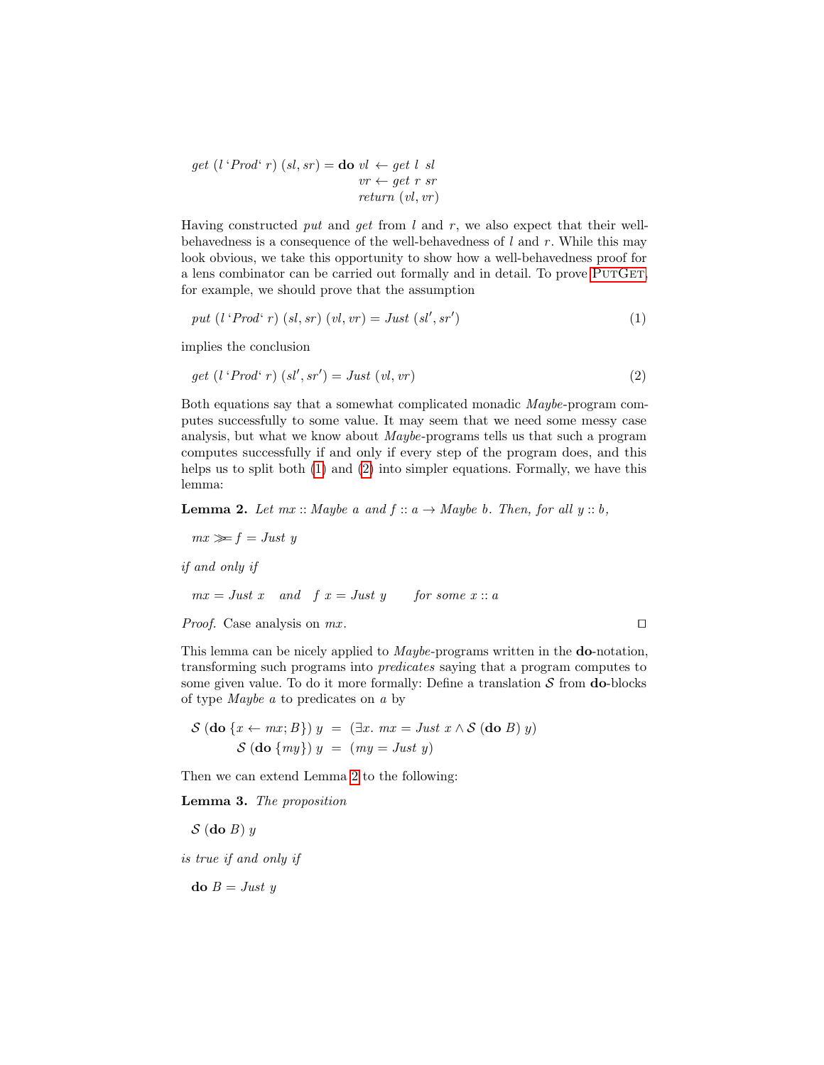$$
\begin{aligned}
get\ (l\ \text{`}Prod\text{`}\ r)\ (sl, sr) = \mathbf{do}\ & vl \leftarrow get\ l\ \ sl \\
& vr \leftarrow get\ r\ sr \\
& return\ (vl, vr)
\end{aligned}
$$

Having constructed *put* and *get* from $l$ and $r$, we also expect that their well-behavedness is a consequence of the well-behavedness of $l$ and $r$. While this may look obvious, we take this opportunity to show how a well-behavedness proof for a lens combinator can be carried out formally and in detail. To prove PutGet, for example, we should prove that the assumption

$$put\ (l\ \text{`}Prod\text{`}\ r)\ (sl, sr)\ (vl, vr) = Just\ (sl', sr') \tag{1}$$

implies the conclusion

$$get\ (l\ \text{`}Prod\text{`}\ r)\ (sl', sr') = Just\ (vl, vr) \tag{2}$$

Both equations say that a somewhat complicated monadic *Maybe*-program computes successfully to some value. It may seem that we need some messy case analysis, but what we know about *Maybe*-programs tells us that such a program computes successfully if and only if every step of the program does, and this helps us to split both (1) and (2) into simpler equations. Formally, we have this lemma:

**Lemma 2.** *Let $mx :: Maybe\ a$ and $f :: a \rightarrow Maybe\ b$. Then, for all $y :: b$,*

$$mx \gg\!= f = Just\ y$$

*if and only if*

$$mx = Just\ x \quad \text{and} \quad f\ x = Just\ y \qquad \text{for some } x :: a$$

*Proof.* Case analysis on $mx$. ◻

This lemma can be nicely applied to *Maybe*-programs written in the **do**-notation, transforming such programs into *predicates* saying that a program computes to some given value. To do it more formally: Define a translation $\mathcal{S}$ from **do**-blocks of type *Maybe a* to predicates on $a$ by

$$
\begin{aligned}
\mathcal{S}\ (\mathbf{do}\ \{x \leftarrow mx; B\})\ y \ &= \ (\exists x.\ mx = Just\ x \wedge \mathcal{S}\ (\mathbf{do}\ B)\ y) \\
\mathcal{S}\ (\mathbf{do}\ \{my\})\ y \ &= \ (my = Just\ y)
\end{aligned}
$$

Then we can extend Lemma 2 to the following:

**Lemma 3.** *The proposition*

$$\mathcal{S}\ (\mathbf{do}\ B)\ y$$

*is true if and only if*

$$\mathbf{do}\ B = Just\ y$$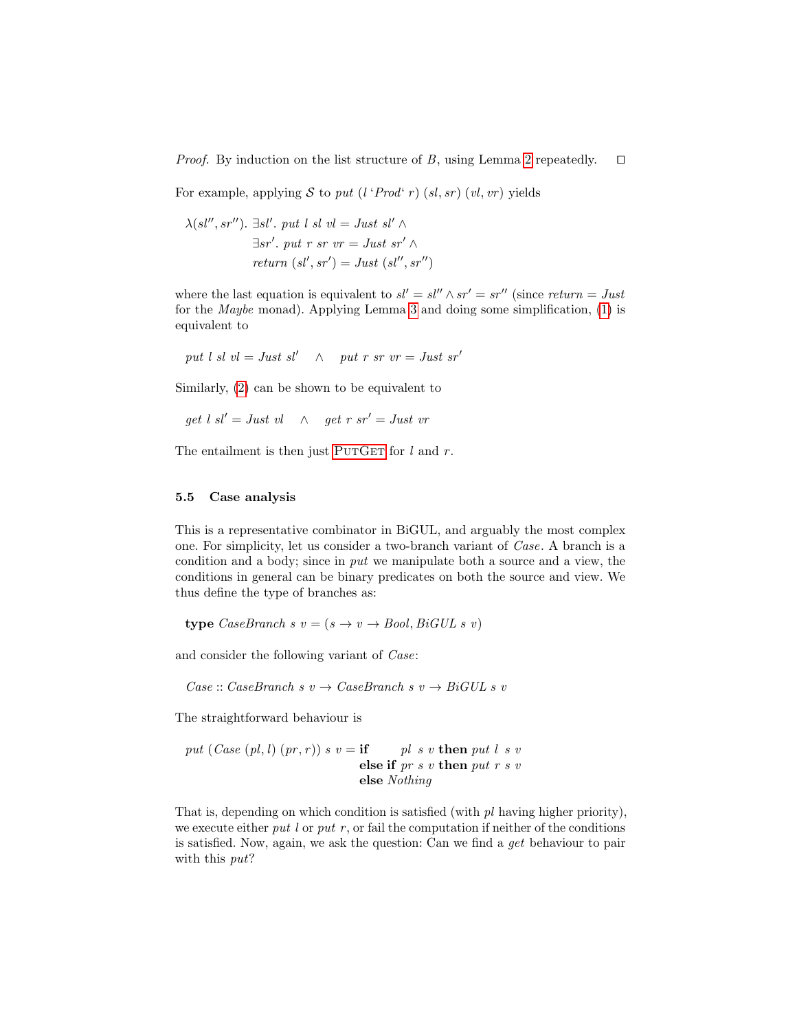*Proof.* By induction on the list structure of $B$, using Lemma 2 repeatedly. $\square$

For example, applying $\mathcal{S}$ to $put\ (l\ `Prod`\ r)\ (sl, sr)\ (vl, vr)$ yields

$$
\begin{aligned}
\lambda(sl'', sr'').\ & \exists sl'.\ put\ l\ sl\ vl = Just\ sl' \land \\
& \exists sr'.\ put\ r\ sr\ vr = Just\ sr' \land \\
& return\ (sl', sr') = Just\ (sl'', sr'')
\end{aligned}
$$

where the last equation is equivalent to $sl' = sl'' \land sr' = sr''$ (since $return = Just$ for the *Maybe* monad). Applying Lemma 3 and doing some simplification, (1) is equivalent to

$$put\ l\ sl\ vl = Just\ sl' \quad \land \quad put\ r\ sr\ vr = Just\ sr'$$

Similarly, (2) can be shown to be equivalent to

$$get\ l\ sl' = Just\ vl \quad \land \quad get\ r\ sr' = Just\ vr$$

The entailment is then just PutGet for $l$ and $r$.

### 5.5 Case analysis

This is a representative combinator in BiGUL, and arguably the most complex one. For simplicity, let us consider a two-branch variant of *Case*. A branch is a condition and a body; since in *put* we manipulate both a source and a view, the conditions in general can be binary predicates on both the source and view. We thus define the type of branches as:

$$\mathbf{type}\ CaseBranch\ s\ v = (s \to v \to Bool, BiGUL\ s\ v)$$

and consider the following variant of *Case*:

$$Case :: CaseBranch\ s\ v \to CaseBranch\ s\ v \to BiGUL\ s\ v$$

The straightforward behaviour is

$$
\begin{aligned}
put\ (Case\ (pl, l)\ (pr, r))\ s\ v = \ & \mathbf{if}\quad\ \ pl\ \ s\ v\ \mathbf{then}\ put\ l\ \ s\ v \\
& \mathbf{else\ if}\ pr\ s\ v\ \mathbf{then}\ put\ r\ s\ v \\
& \mathbf{else}\ Nothing
\end{aligned}
$$

That is, depending on which condition is satisfied (with $pl$ having higher priority), we execute either $put\ l$ or $put\ r$, or fail the computation if neither of the conditions is satisfied. Now, again, we ask the question: Can we find a *get* behaviour to pair with this *put*?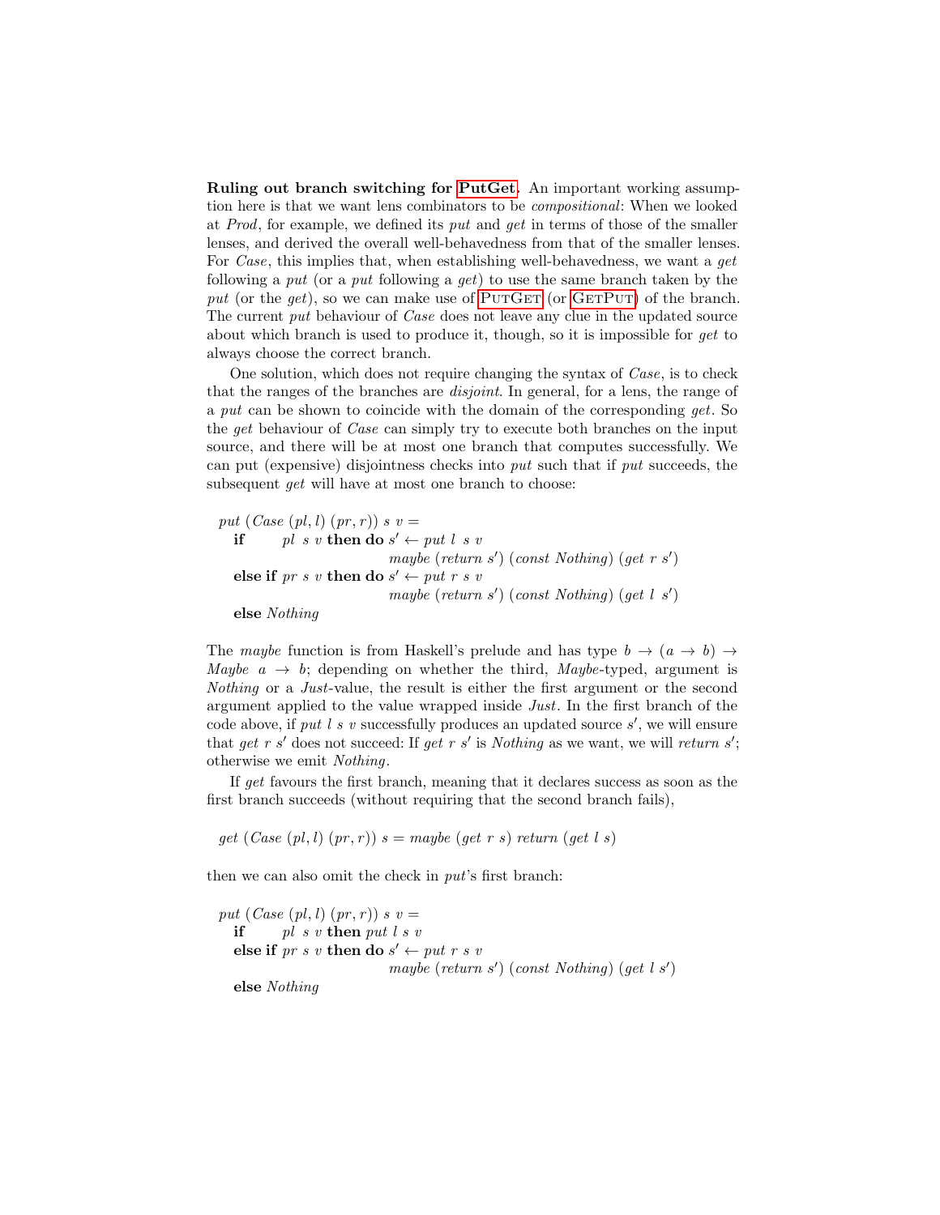**Ruling out branch switching for PutGet.** An important working assumption here is that we want lens combinators to be *compositional*: When we looked at *Prod*, for example, we defined its *put* and *get* in terms of those of the smaller lenses, and derived the overall well-behavedness from that of the smaller lenses. For *Case*, this implies that, when establishing well-behavedness, we want a *get* following a *put* (or a *put* following a *get*) to use the same branch taken by the *put* (or the *get*), so we can make use of PutGet (or GetPut) of the branch. The current *put* behaviour of *Case* does not leave any clue in the updated source about which branch is used to produce it, though, so it is impossible for *get* to always choose the correct branch.

One solution, which does not require changing the syntax of *Case*, is to check that the ranges of the branches are *disjoint*. In general, for a lens, the range of a *put* can be shown to coincide with the domain of the corresponding *get*. So the *get* behaviour of *Case* can simply try to execute both branches on the input source, and there will be at most one branch that computes successfully. We can put (expensive) disjointness checks into *put* such that if *put* succeeds, the subsequent *get* will have at most one branch to choose:

```
put (Case (pl, l) (pr, r)) s v =
  if      pl s v then do s' ← put l s v
                         maybe (return s') (const Nothing) (get r s')
  else if pr s v then do s' ← put r s v
                         maybe (return s') (const Nothing) (get l s')
  else Nothing
```

The *maybe* function is from Haskell's prelude and has type $b \to (a \to b) \to Maybe\ a \to b$; depending on whether the third, *Maybe*-typed, argument is *Nothing* or a *Just*-value, the result is either the first argument or the second argument applied to the value wrapped inside *Just*. In the first branch of the code above, if *put l s v* successfully produces an updated source $s'$, we will ensure that *get r* $s'$ does not succeed: If *get r* $s'$ is *Nothing* as we want, we will *return* $s'$; otherwise we emit *Nothing*.

If *get* favours the first branch, meaning that it declares success as soon as the first branch succeeds (without requiring that the second branch fails),

```
get (Case (pl, l) (pr, r)) s = maybe (get r s) return (get l s)
```

then we can also omit the check in *put*'s first branch:

```
put (Case (pl, l) (pr, r)) s v =
  if      pl s v then put l s v
  else if pr s v then do s' ← put r s v
                         maybe (return s') (const Nothing) (get l s')
  else Nothing
```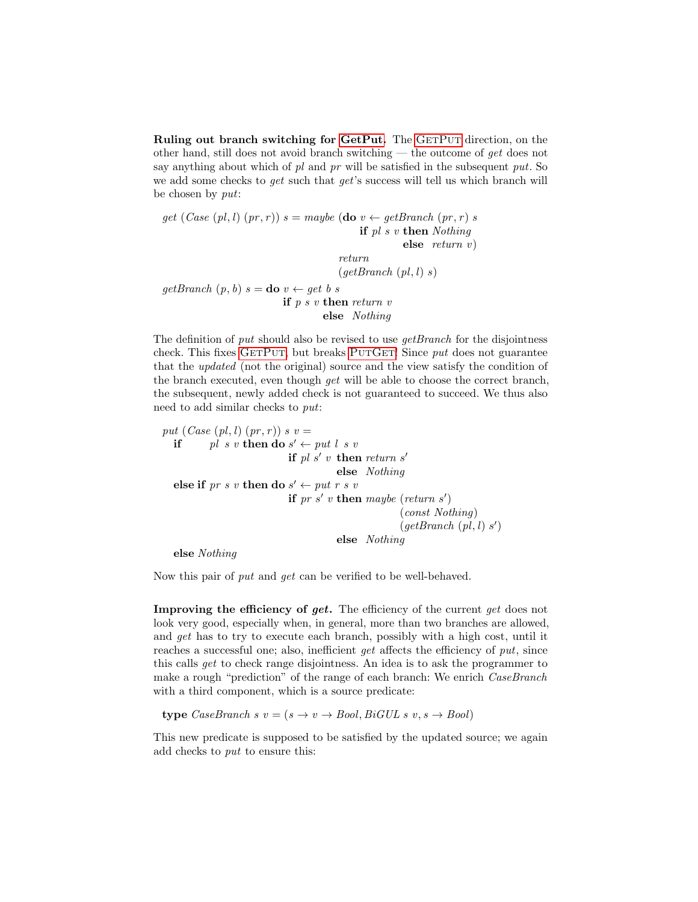**Ruling out branch switching for GetPut.** The GetPut direction, on the other hand, still does not avoid branch switching — the outcome of *get* does not say anything about which of *pl* and *pr* will be satisfied in the subsequent *put*. So we add some checks to *get* such that *get*'s success will tell us which branch will be chosen by *put*:

```
get (Case (pl, l) (pr, r)) s = maybe (do v ← getBranch (pr, r) s
                                         if pl s v then Nothing
                                                   else  return v)
                                      return
                                      (getBranch (pl, l) s)
getBranch (p, b) s = do v ← get b s
                        if p s v then return v
                                 else  Nothing
```

The definition of *put* should also be revised to use *getBranch* for the disjointness check. This fixes GetPut, but breaks PutGet! Since *put* does not guarantee that the *updated* (not the original) source and the view satisfy the condition of the branch executed, even though *get* will be able to choose the correct branch, the subsequent, newly added check is not guaranteed to succeed. We thus also need to add similar checks to *put*:

```
put (Case (pl, l) (pr, r)) s v =
  if      pl s v then do s′ ← put l s v
                         if pl s′ v then return s′
                                    else  Nothing
  else if pr s v then do s′ ← put r s v
                         if pr s′ v then maybe (return s′)
                                               (const Nothing)
                                               (getBranch (pl, l) s′)
                                    else  Nothing
  else Nothing
```

Now this pair of *put* and *get* can be verified to be well-behaved.

**Improving the efficiency of *get*.** The efficiency of the current *get* does not look very good, especially when, in general, more than two branches are allowed, and *get* has to try to execute each branch, possibly with a high cost, until it reaches a successful one; also, inefficient *get* affects the efficiency of *put*, since this calls *get* to check range disjointness. An idea is to ask the programmer to make a rough "prediction" of the range of each branch: We enrich *CaseBranch* with a third component, which is a source predicate:

```
type CaseBranch s v = (s → v → Bool, BiGUL s v, s → Bool)
```

This new predicate is supposed to be satisfied by the updated source; we again add checks to *put* to ensure this: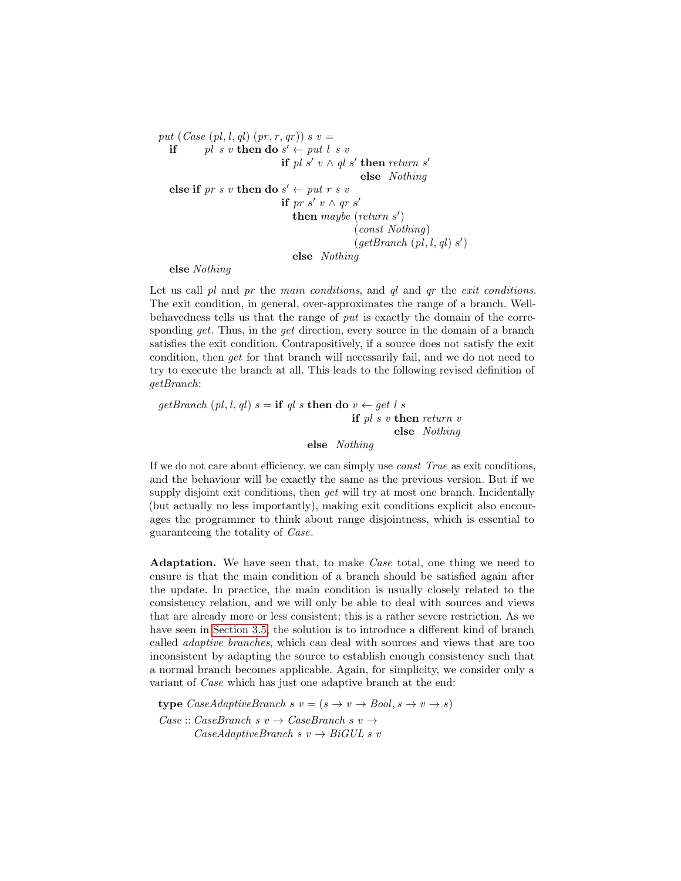```
put (Case (pl, l, ql) (pr, r, qr)) s v =
  if      pl  s v then do s′ ← put l  s v
                          if pl s′ v ∧ ql s′ then return s′
                                              else  Nothing
  else if pr s v then do s′ ← put r s v
                          if pr s′ v ∧ qr s′
                            then maybe (return s′)
                                       (const Nothing)
                                       (getBranch (pl, l, ql) s′)
                            else  Nothing
  else Nothing
```

Let us call *pl* and *pr* the *main conditions*, and *ql* and *qr* the *exit conditions*. The exit condition, in general, over-approximates the range of a branch. Well-behavedness tells us that the range of *put* is exactly the domain of the corresponding *get*. Thus, in the *get* direction, every source in the domain of a branch satisfies the exit condition. Contrapositively, if a source does not satisfy the exit condition, then *get* for that branch will necessarily fail, and we do not need to try to execute the branch at all. This leads to the following revised definition of *getBranch*:

```
getBranch (pl, l, ql) s = if ql s then do v ← get l s
                                          if pl s v then return v
                                                    else  Nothing
                                  else  Nothing
```

If we do not care about efficiency, we can simply use *const True* as exit conditions, and the behaviour will be exactly the same as the previous version. But if we supply disjoint exit conditions, then *get* will try at most one branch. Incidentally (but actually no less importantly), making exit conditions explicit also encourages the programmer to think about range disjointness, which is essential to guaranteeing the totality of *Case*.

**Adaptation.** We have seen that, to make *Case* total, one thing we need to ensure is that the main condition of a branch should be satisfied again after the update. In practice, the main condition is usually closely related to the consistency relation, and we will only be able to deal with sources and views that are already more or less consistent; this is a rather severe restriction. As we have seen in Section 3.5, the solution is to introduce a different kind of branch called *adaptive branches*, which can deal with sources and views that are too inconsistent by adapting the source to establish enough consistency such that a normal branch becomes applicable. Again, for simplicity, we consider only a variant of *Case* which has just one adaptive branch at the end:

```
type CaseAdaptiveBranch s v = (s → v → Bool, s → v → s)
Case :: CaseBranch s v → CaseBranch s v →
        CaseAdaptiveBranch s v → BiGUL s v
```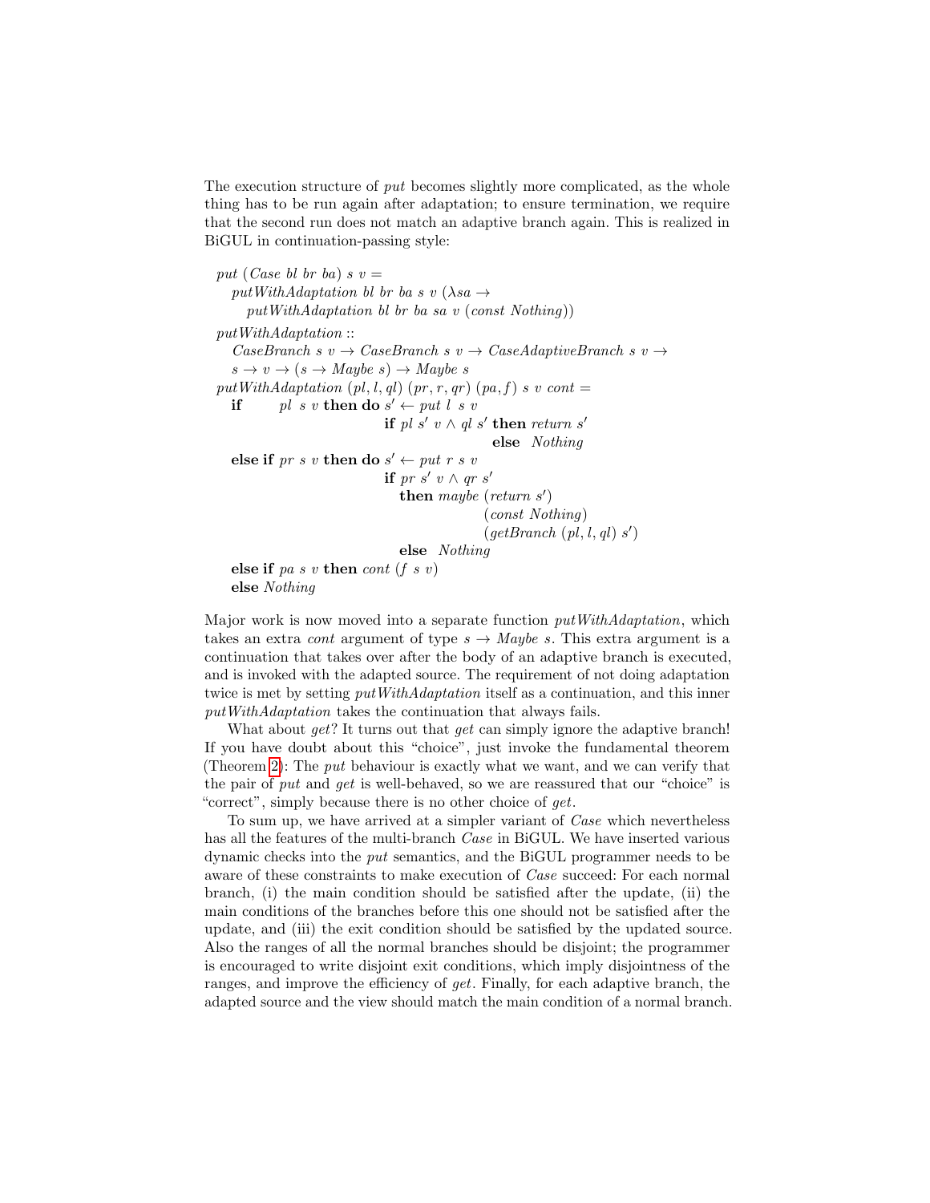The execution structure of *put* becomes slightly more complicated, as the whole thing has to be run again after adaptation; to ensure termination, we require that the second run does not match an adaptive branch again. This is realized in BiGUL in continuation-passing style:

```
put (Case bl br ba) s v =
  putWithAdaptation bl br ba s v (λsa →
    putWithAdaptation bl br ba sa v (const Nothing))

putWithAdaptation ::
  CaseBranch s v → CaseBranch s v → CaseAdaptiveBranch s v →
  s → v → (s → Maybe s) → Maybe s
putWithAdaptation (pl, l, ql) (pr, r, qr) (pa, f) s v cont =
  if      pl s v then do s′ ← put l s v
                         if pl s′ v ∧ ql s′ then return s′
                                            else Nothing
  else if pr s v then do s′ ← put r s v
                         if pr s′ v ∧ qr s′
                           then maybe (return s′)
                                      (const Nothing)
                                      (getBranch (pl, l, ql) s′)
                           else Nothing
  else if pa s v then cont (f s v)
  else Nothing
```

Major work is now moved into a separate function *putWithAdaptation*, which takes an extra *cont* argument of type $s \rightarrow \mathit{Maybe}\ s$. This extra argument is a continuation that takes over after the body of an adaptive branch is executed, and is invoked with the adapted source. The requirement of not doing adaptation twice is met by setting *putWithAdaptation* itself as a continuation, and this inner *putWithAdaptation* takes the continuation that always fails.

What about *get*? It turns out that *get* can simply ignore the adaptive branch! If you have doubt about this "choice", just invoke the fundamental theorem (Theorem 2): The *put* behaviour is exactly what we want, and we can verify that the pair of *put* and *get* is well-behaved, so we are reassured that our "choice" is "correct", simply because there is no other choice of *get*.

To sum up, we have arrived at a simpler variant of *Case* which nevertheless has all the features of the multi-branch *Case* in BiGUL. We have inserted various dynamic checks into the *put* semantics, and the BiGUL programmer needs to be aware of these constraints to make execution of *Case* succeed: For each normal branch, (i) the main condition should be satisfied after the update, (ii) the main conditions of the branches before this one should not be satisfied after the update, and (iii) the exit condition should be satisfied by the updated source. Also the ranges of all the normal branches should be disjoint; the programmer is encouraged to write disjoint exit conditions, which imply disjointness of the ranges, and improve the efficiency of *get*. Finally, for each adaptive branch, the adapted source and the view should match the main condition of a normal branch.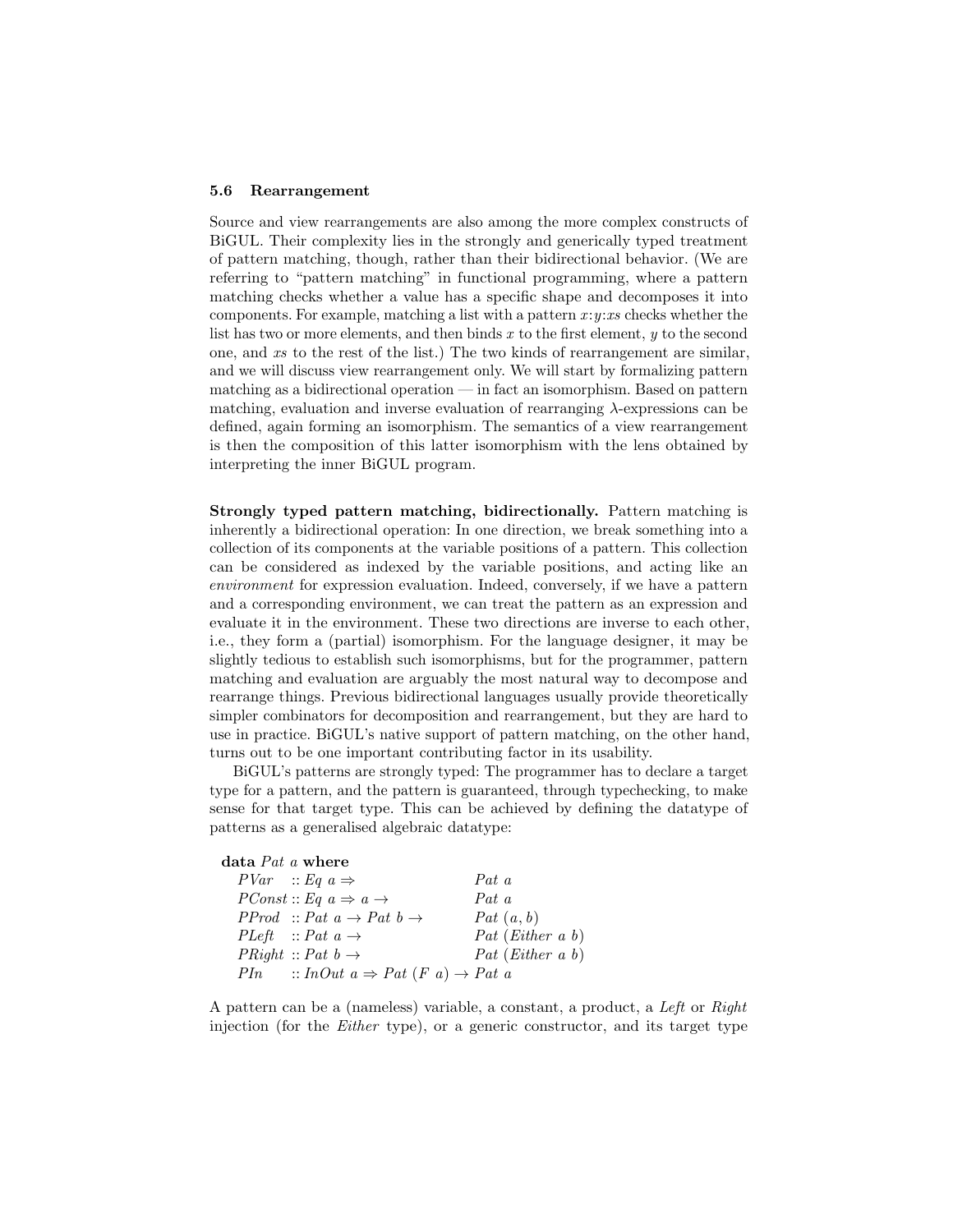### 5.6 Rearrangement

Source and view rearrangements are also among the more complex constructs of BiGUL. Their complexity lies in the strongly and generically typed treatment of pattern matching, though, rather than their bidirectional behavior. (We are referring to "pattern matching" in functional programming, where a pattern matching checks whether a value has a specific shape and decomposes it into components. For example, matching a list with a pattern $x{:}y{:}xs$ checks whether the list has two or more elements, and then binds $x$ to the first element, $y$ to the second one, and $xs$ to the rest of the list.) The two kinds of rearrangement are similar, and we will discuss view rearrangement only. We will start by formalizing pattern matching as a bidirectional operation — in fact an isomorphism. Based on pattern matching, evaluation and inverse evaluation of rearranging $\lambda$-expressions can be defined, again forming an isomorphism. The semantics of a view rearrangement is then the composition of this latter isomorphism with the lens obtained by interpreting the inner BiGUL program.

**Strongly typed pattern matching, bidirectionally.** Pattern matching is inherently a bidirectional operation: In one direction, we break something into a collection of its components at the variable positions of a pattern. This collection can be considered as indexed by the variable positions, and acting like an *environment* for expression evaluation. Indeed, conversely, if we have a pattern and a corresponding environment, we can treat the pattern as an expression and evaluate it in the environment. These two directions are inverse to each other, i.e., they form a (partial) isomorphism. For the language designer, it may be slightly tedious to establish such isomorphisms, but for the programmer, pattern matching and evaluation are arguably the most natural way to decompose and rearrange things. Previous bidirectional languages usually provide theoretically simpler combinators for decomposition and rearrangement, but they are hard to use in practice. BiGUL's native support of pattern matching, on the other hand, turns out to be one important contributing factor in its usability.

BiGUL's patterns are strongly typed: The programmer has to declare a target type for a pattern, and the pattern is guaranteed, through typechecking, to make sense for that target type. This can be achieved by defining the datatype of patterns as a generalised algebraic datatype:

```
data Pat a where
  PVar   :: Eq a ⇒                  Pat a
  PConst :: Eq a ⇒ a →              Pat a
  PProd  :: Pat a → Pat b →         Pat (a, b)
  PLeft  :: Pat a →                 Pat (Either a b)
  PRight :: Pat b →                 Pat (Either a b)
  PIn    :: InOut a ⇒ Pat (F a) → Pat a
```

A pattern can be a (nameless) variable, a constant, a product, a *Left* or *Right* injection (for the *Either* type), or a generic constructor, and its target type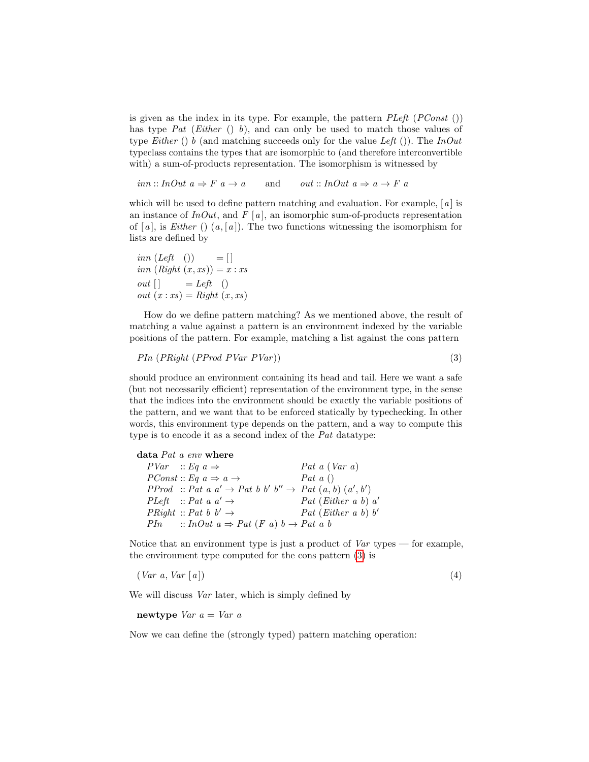is given as the index in its type. For example, the pattern *PLeft* (*PConst* ()) has type *Pat* (*Either* () *b*), and can only be used to match those values of type *Either* () *b* (and matching succeeds only for the value *Left* ()). The *InOut* typeclass contains the types that are isomorphic to (and therefore interconvertible with) a sum-of-products representation. The isomorphism is witnessed by

```
inn :: InOut a => F a -> a        and        out :: InOut a => a -> F a
```

which will be used to define pattern matching and evaluation. For example, [*a*] is an instance of *InOut*, and *F* [*a*], an isomorphic sum-of-products representation of [*a*], is *Either* () (*a*, [*a*]). The two functions witnessing the isomorphism for lists are defined by

```
inn (Left   ())        = []
inn (Right (x, xs)) = x : xs
out []        = Left   ()
out (x : xs) = Right (x, xs)
```

How do we define pattern matching? As we mentioned above, the result of matching a value against a pattern is an environment indexed by the variable positions of the pattern. For example, matching a list against the cons pattern

```
PIn (PRight (PProd PVar PVar))                                              (3)
```

should produce an environment containing its head and tail. Here we want a safe (but not necessarily efficient) representation of the environment type, in the sense that the indices into the environment should be exactly the variable positions of the pattern, and we want that to be enforced statically by typechecking. In other words, this environment type depends on the pattern, and a way to compute this type is to encode it as a second index of the *Pat* datatype:

```
data Pat a env where
  PVar   :: Eq a =>                          Pat a (Var a)
  PConst :: Eq a => a ->                     Pat a ()
  PProd  :: Pat a a' -> Pat b b' b'' ->      Pat (a, b) (a', b')
  PLeft  :: Pat a a' ->                      Pat (Either a b) a'
  PRight :: Pat b b' ->                      Pat (Either a b) b'
  PIn    :: InOut a => Pat (F a) b -> Pat a b
```

Notice that an environment type is just a product of *Var* types — for example, the environment type computed for the cons pattern (3) is

```
(Var a, Var [a])                                                            (4)
```

We will discuss *Var* later, which is simply defined by

```
newtype Var a = Var a
```

Now we can define the (strongly typed) pattern matching operation: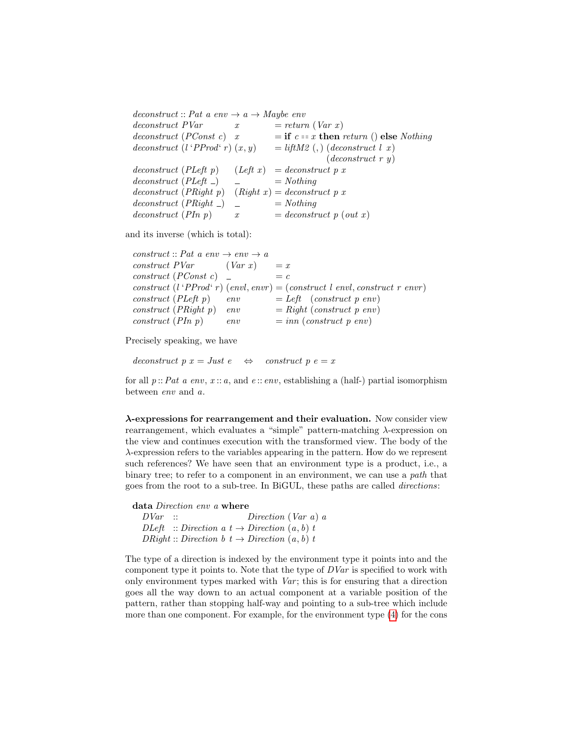```
deconstruct :: Pat a env → a → Maybe env
deconstruct PVar          x         = return (Var x)
deconstruct (PConst c)    x         = if c == x then return () else Nothing
deconstruct (l `PProd` r) (x, y)    = liftM2 (,) (deconstruct l x)
                                                 (deconstruct r y)
deconstruct (PLeft p)     (Left x)  = deconstruct p x
deconstruct (PLeft _)     _         = Nothing
deconstruct (PRight p)    (Right x) = deconstruct p x
deconstruct (PRight _)    _         = Nothing
deconstruct (PIn p)       x         = deconstruct p (out x)
```

and its inverse (which is total):

```
construct :: Pat a env → env → a
construct PVar          (Var x)      = x
construct (PConst c)    _            = c
construct (l `PProd` r) (envl, envr) = (construct l envl, construct r envr)
construct (PLeft p)     env          = Left  (construct p env)
construct (PRight p)    env          = Right (construct p env)
construct (PIn p)       env          = inn (construct p env)
```

Precisely speaking, we have

$$deconstruct\ p\ x = Just\ e \quad \Leftrightarrow \quad construct\ p\ e = x$$

for all $p :: Pat\ a\ env$, $x :: a$, and $e :: env$, establishing a (half-) partial isomorphism between $env$ and $a$.

**λ-expressions for rearrangement and their evaluation.** Now consider view rearrangement, which evaluates a "simple" pattern-matching λ-expression on the view and continues execution with the transformed view. The body of the λ-expression refers to the variables appearing in the pattern. How do we represent such references? We have seen that an environment type is a product, i.e., a binary tree; to refer to a component in an environment, we can use a *path* that goes from the root to a sub-tree. In BiGUL, these paths are called *directions*:

```
data Direction env a where
  DVar   ::                   Direction (Var a) a
  DLeft  :: Direction a t → Direction (a, b) t
  DRight :: Direction b t → Direction (a, b) t
```

The type of a direction is indexed by the environment type it points into and the component type it points to. Note that the type of $DVar$ is specified to work with only environment types marked with $Var$; this is for ensuring that a direction goes all the way down to an actual component at a variable position of the pattern, rather than stopping half-way and pointing to a sub-tree which include more than one component. For example, for the environment type (4) for the cons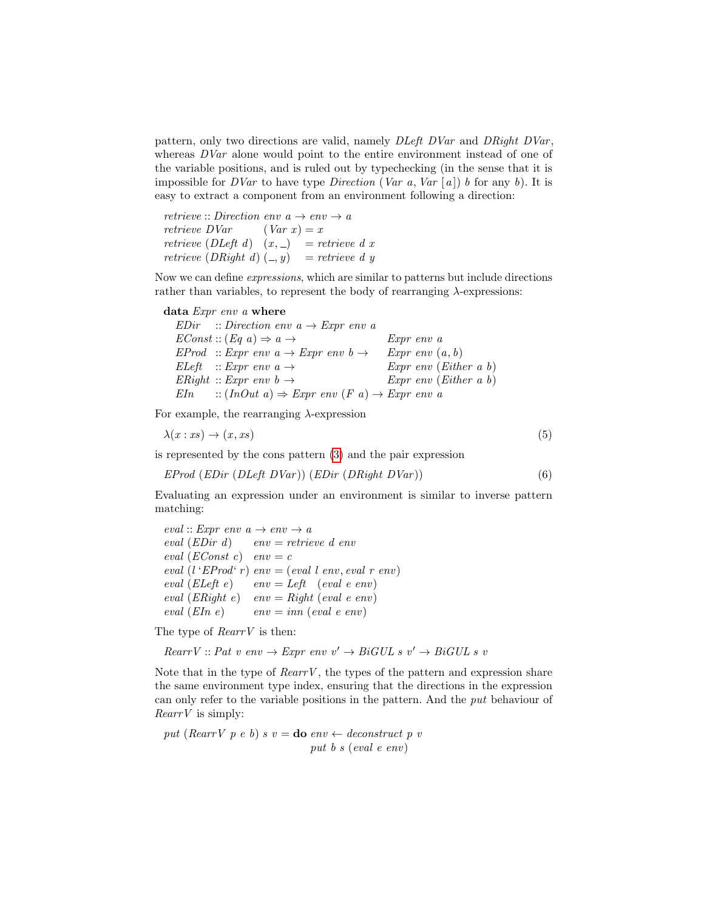pattern, only two directions are valid, namely *DLeft DVar* and *DRight DVar*, whereas *DVar* alone would point to the entire environment instead of one of the variable positions, and is ruled out by typechecking (in the sense that it is impossible for *DVar* to have type *Direction* (*Var a*, *Var* [*a*]) *b* for any *b*). It is easy to extract a component from an environment following a direction:

```
retrieve :: Direction env a → env → a
retrieve DVar        (Var x) = x
retrieve (DLeft d)   (x, _)  = retrieve d x
retrieve (DRight d)  (_, y)  = retrieve d y
```

Now we can define *expressions*, which are similar to patterns but include directions rather than variables, to represent the body of rearranging λ-expressions:

```
data Expr env a where
  EDir   :: Direction env a → Expr env a
  EConst :: (Eq a) ⇒ a →                    Expr env a
  EProd  :: Expr env a → Expr env b →       Expr env (a, b)
  ELeft  :: Expr env a →                    Expr env (Either a b)
  ERight :: Expr env b →                    Expr env (Either a b)
  EIn    :: (InOut a) ⇒ Expr env (F a) →    Expr env a
```

For example, the rearranging λ-expression

$$\lambda(x : xs) \rightarrow (x, xs) \tag{5}$$

is represented by the cons pattern (3) and the pair expression

$$EProd\ (EDir\ (DLeft\ DVar))\ (EDir\ (DRight\ DVar)) \tag{6}$$

Evaluating an expression under an environment is similar to inverse pattern matching:

```
eval :: Expr env a → env → a
eval (EDir d)      env = retrieve d env
eval (EConst c)    env = c
eval (l ‘EProd‘ r) env = (eval l env, eval r env)
eval (ELeft e)     env = Left  (eval e env)
eval (ERight e)    env = Right (eval e env)
eval (EIn e)       env = inn (eval e env)
```

The type of *RearrV* is then:

```
RearrV :: Pat v env → Expr env v′ → BiGUL s v′ → BiGUL s v
```

Note that in the type of *RearrV*, the types of the pattern and expression share the same environment type index, ensuring that the directions in the expression can only refer to the variable positions in the pattern. And the *put* behaviour of *RearrV* is simply:

```
put (RearrV p e b) s v = do env ← deconstruct p v
                            put b s (eval e env)
```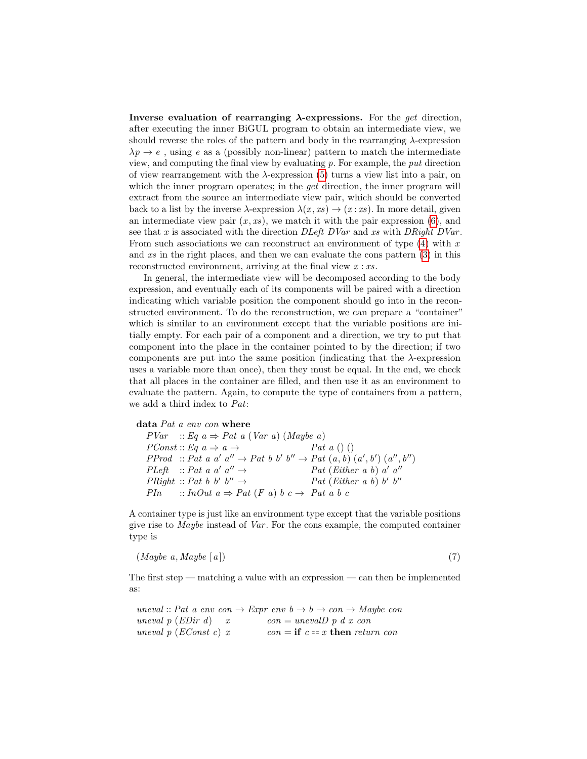**Inverse evaluation of rearranging λ-expressions.** For the *get* direction, after executing the inner BiGUL program to obtain an intermediate view, we should reverse the roles of the pattern and body in the rearranging λ-expression $\lambda p \rightarrow e$ , using $e$ as a (possibly non-linear) pattern to match the intermediate view, and computing the final view by evaluating $p$. For example, the *put* direction of view rearrangement with the λ-expression (5) turns a view list into a pair, on which the inner program operates; in the *get* direction, the inner program will extract from the source an intermediate view pair, which should be converted back to a list by the inverse λ-expression $\lambda(x, xs) \rightarrow (x : xs)$. In more detail, given an intermediate view pair $(x, xs)$, we match it with the pair expression (6), and see that $x$ is associated with the direction *DLeft DVar* and $xs$ with *DRight DVar*. From such associations we can reconstruct an environment of type (4) with $x$ and $xs$ in the right places, and then we can evaluate the cons pattern (3) in this reconstructed environment, arriving at the final view $x : xs$.

In general, the intermediate view will be decomposed according to the body expression, and eventually each of its components will be paired with a direction indicating which variable position the component should go into in the reconstructed environment. To do the reconstruction, we can prepare a "container" which is similar to an environment except that the variable positions are initially empty. For each pair of a component and a direction, we try to put that component into the place in the container pointed to by the direction; if two components are put into the same position (indicating that the λ-expression uses a variable more than once), then they must be equal. In the end, we check that all places in the container are filled, and then use it as an environment to evaluate the pattern. Again, to compute the type of containers from a pattern, we add a third index to *Pat*:

```
data Pat a env con where
  PVar   :: Eq a ⇒ Pat a (Var a) (Maybe a)
  PConst :: Eq a ⇒ a →                     Pat a () ()
  PProd  :: Pat a a' a'' → Pat b b' b'' → Pat (a, b) (a', b') (a'', b'')
  PLeft  :: Pat a a' a'' →                 Pat (Either a b) a' a''
  PRight :: Pat b b' b'' →                 Pat (Either a b) b' b''
  PIn    :: InOut a ⇒ Pat (F a) b c →      Pat a b c
```

A container type is just like an environment type except that the variable positions give rise to *Maybe* instead of *Var*. For the cons example, the computed container type is

$$(\mathit{Maybe}\ a, \mathit{Maybe}\ [a]) \tag{7}$$

The first step — matching a value with an expression — can then be implemented as:

```
uneval :: Pat a env con → Expr env b → b → con → Maybe con
uneval p (EDir d)    x    con = unevalD p d x con
uneval p (EConst c)  x    con = if c == x then return con
```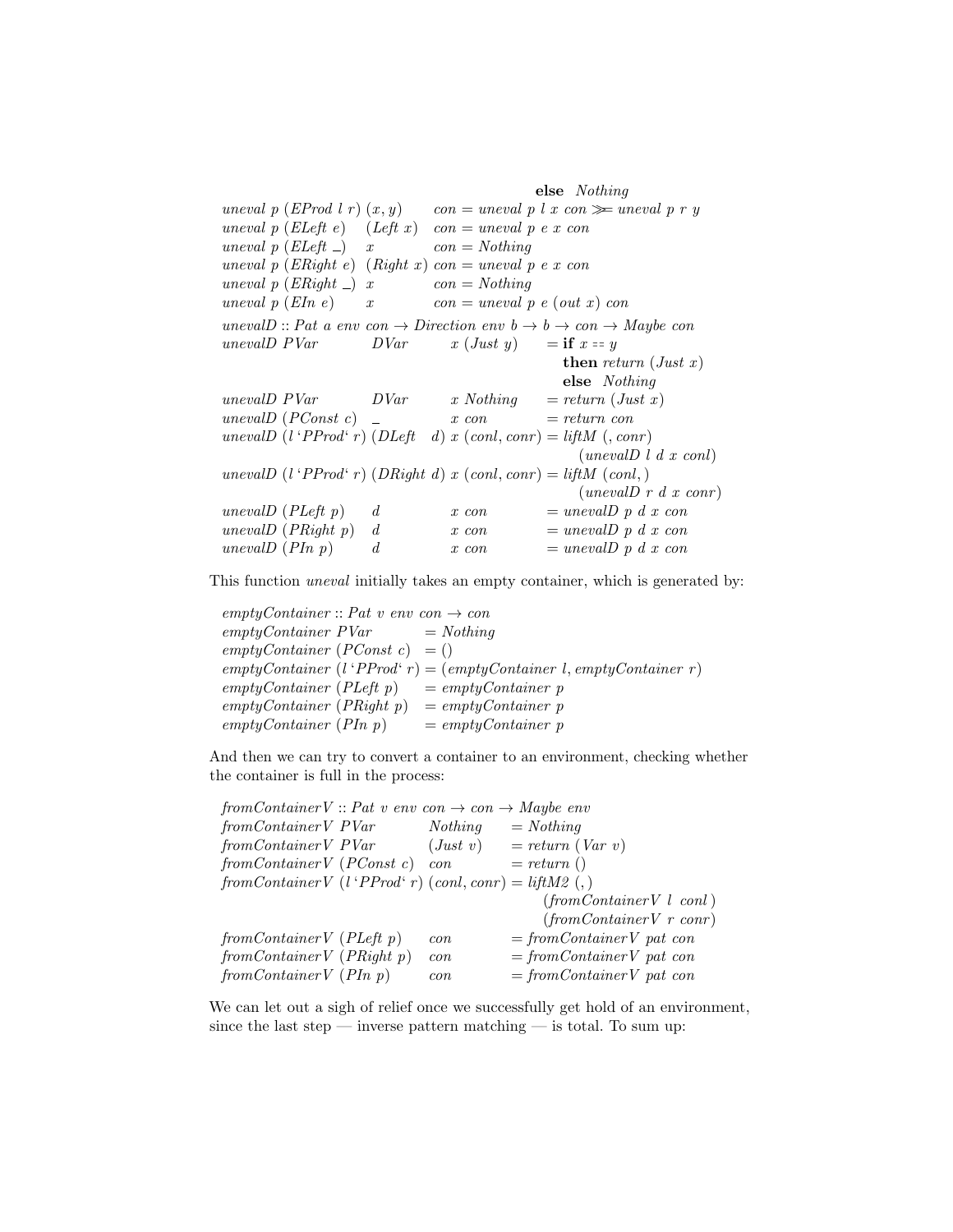```
                                          else Nothing
uneval p (EProd l r) (x, y)     con = uneval p l x con >>= uneval p r y
uneval p (ELeft e)   (Left x)   con = uneval p e x con
uneval p (ELeft _)   x          con = Nothing
uneval p (ERight e)  (Right x)  con = uneval p e x con
uneval p (ERight _)  x          con = Nothing
uneval p (EIn e)     x          con = uneval p e (out x) con

unevalD :: Pat a env con -> Direction env b -> b -> con -> Maybe con
unevalD PVar           DVar       x (Just y)     = if x == y
                                                     then return (Just x)
                                                     else Nothing
unevalD PVar           DVar       x Nothing      = return (Just x)
unevalD (PConst c)     _          x con          = return con
unevalD (l `PProd` r) (DLeft  d) x (conl, conr) = liftM (, conr)
                                                     (unevalD l d x conl)
unevalD (l `PProd` r) (DRight d) x (conl, conr) = liftM (conl, )
                                                     (unevalD r d x conr)
unevalD (PLeft p)      d          x con          = unevalD p d x con
unevalD (PRight p)     d          x con          = unevalD p d x con
unevalD (PIn p)        d          x con          = unevalD p d x con
```

This function *uneval* initially takes an empty container, which is generated by:

```
emptyContainer :: Pat v env con -> con
emptyContainer PVar           = Nothing
emptyContainer (PConst c)     = ()
emptyContainer (l `PProd` r) = (emptyContainer l, emptyContainer r)
emptyContainer (PLeft p)      = emptyContainer p
emptyContainer (PRight p)     = emptyContainer p
emptyContainer (PIn p)        = emptyContainer p
```

And then we can try to convert a container to an environment, checking whether the container is full in the process:

```
fromContainerV :: Pat v env con -> con -> Maybe env
fromContainerV PVar           Nothing      = Nothing
fromContainerV PVar           (Just v)     = return (Var v)
fromContainerV (PConst c)     con          = return ()
fromContainerV (l `PProd` r) (conl, conr) = liftM2 (,)
                                                 (fromContainerV l conl)
                                                 (fromContainerV r conr)
fromContainerV (PLeft p)      con          = fromContainerV pat con
fromContainerV (PRight p)     con          = fromContainerV pat con
fromContainerV (PIn p)        con          = fromContainerV pat con
```

We can let out a sigh of relief once we successfully get hold of an environment, since the last step — inverse pattern matching — is total. To sum up: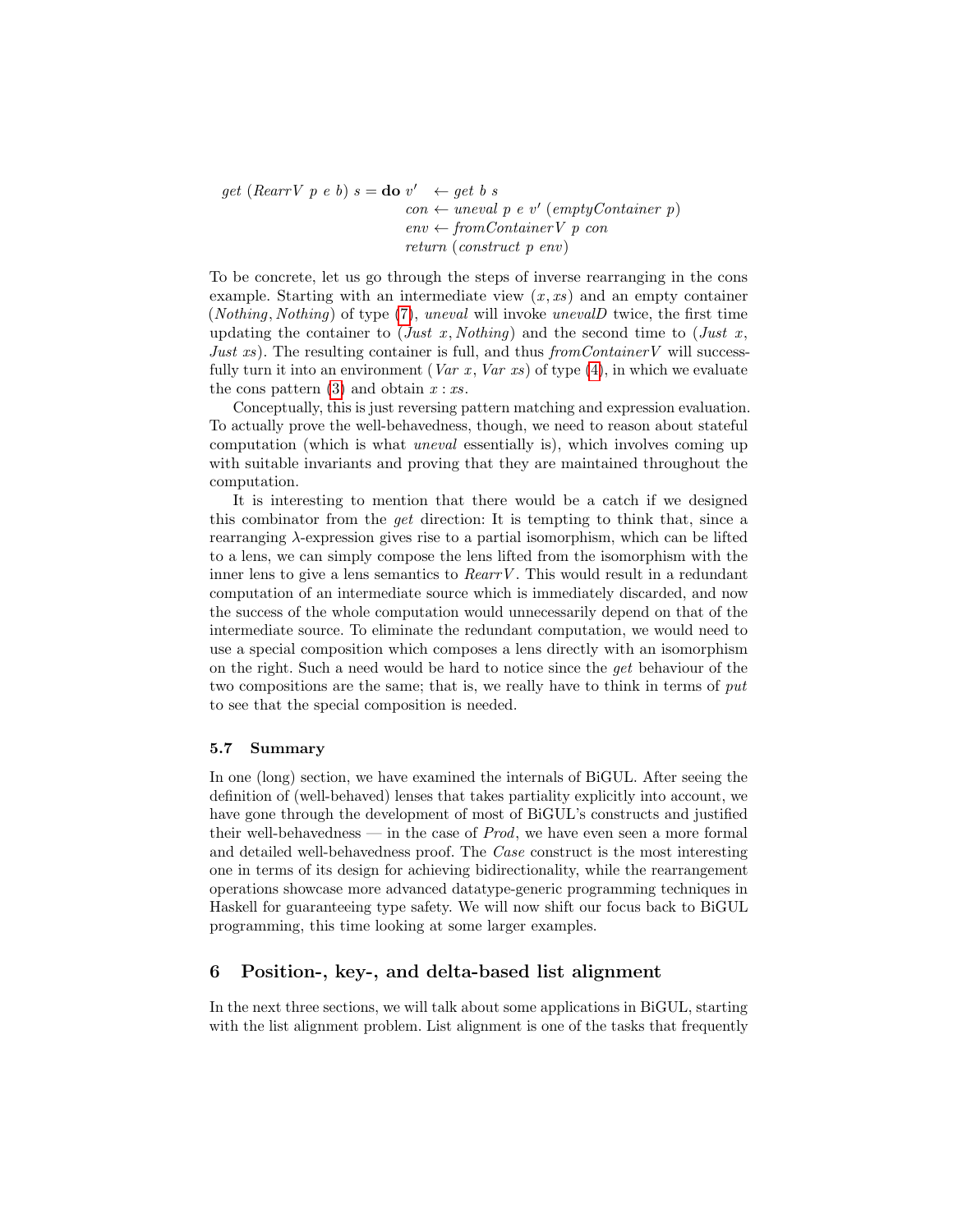```
get (RearrV p e b) s = do v'  ← get b s
                          con ← uneval p e v' (emptyContainer p)
                          env ← fromContainerV p con
                          return (construct p env)
```

To be concrete, let us go through the steps of inverse rearranging in the cons example. Starting with an intermediate view $(x, xs)$ and an empty container $(\mathit{Nothing}, \mathit{Nothing})$ of type (7), *uneval* will invoke *unevalD* twice, the first time updating the container to $(\mathit{Just}\ x, \mathit{Nothing})$ and the second time to $(\mathit{Just}\ x, \mathit{Just}\ xs)$. The resulting container is full, and thus *fromContainerV* will successfully turn it into an environment $(\mathit{Var}\ x, \mathit{Var}\ xs)$ of type (4), in which we evaluate the cons pattern (3) and obtain $x : xs$.

Conceptually, this is just reversing pattern matching and expression evaluation. To actually prove the well-behavedness, though, we need to reason about stateful computation (which is what *uneval* essentially is), which involves coming up with suitable invariants and proving that they are maintained throughout the computation.

It is interesting to mention that there would be a catch if we designed this combinator from the *get* direction: It is tempting to think that, since a rearranging $\lambda$-expression gives rise to a partial isomorphism, which can be lifted to a lens, we can simply compose the lens lifted from the isomorphism with the inner lens to give a lens semantics to *RearrV*. This would result in a redundant computation of an intermediate source which is immediately discarded, and now the success of the whole computation would unnecessarily depend on that of the intermediate source. To eliminate the redundant computation, we would need to use a special composition which composes a lens directly with an isomorphism on the right. Such a need would be hard to notice since the *get* behaviour of the two compositions are the same; that is, we really have to think in terms of *put* to see that the special composition is needed.

### 5.7 Summary

In one (long) section, we have examined the internals of BiGUL. After seeing the definition of (well-behaved) lenses that takes partiality explicitly into account, we have gone through the development of most of BiGUL's constructs and justified their well-behavedness — in the case of *Prod*, we have even seen a more formal and detailed well-behavedness proof. The *Case* construct is the most interesting one in terms of its design for achieving bidirectionality, while the rearrangement operations showcase more advanced datatype-generic programming techniques in Haskell for guaranteeing type safety. We will now shift our focus back to BiGUL programming, this time looking at some larger examples.

## 6 Position-, key-, and delta-based list alignment

In the next three sections, we will talk about some applications in BiGUL, starting with the list alignment problem. List alignment is one of the tasks that frequently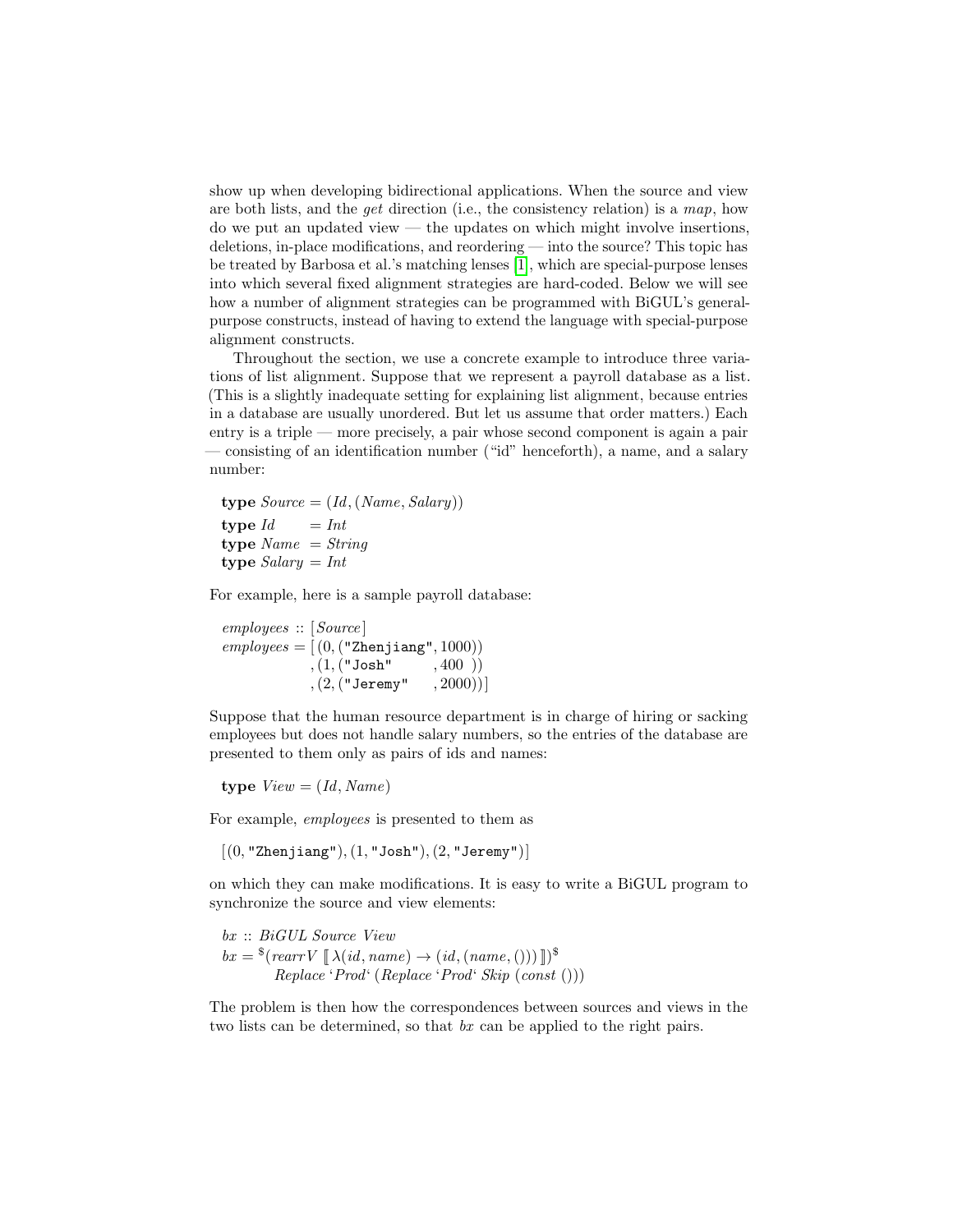show up when developing bidirectional applications. When the source and view are both lists, and the *get* direction (i.e., the consistency relation) is a *map*, how do we put an updated view — the updates on which might involve insertions, deletions, in-place modifications, and reordering — into the source? This topic has be treated by Barbosa et al.'s matching lenses [1], which are special-purpose lenses into which several fixed alignment strategies are hard-coded. Below we will see how a number of alignment strategies can be programmed with BiGUL's general-purpose constructs, instead of having to extend the language with special-purpose alignment constructs.

Throughout the section, we use a concrete example to introduce three variations of list alignment. Suppose that we represent a payroll database as a list. (This is a slightly inadequate setting for explaining list alignment, because entries in a database are usually unordered. But let us assume that order matters.) Each entry is a triple — more precisely, a pair whose second component is again a pair — consisting of an identification number ("id" henceforth), a name, and a salary number:

```
type Source = (Id, (Name, Salary))
type Id     = Int
type Name   = String
type Salary = Int
```

For example, here is a sample payroll database:

```
employees :: [Source]
employees = [ (0, ("Zhenjiang", 1000))
            , (1, ("Josh"     , 400  ))
            , (2, ("Jeremy"   , 2000))]
```

Suppose that the human resource department is in charge of hiring or sacking employees but does not handle salary numbers, so the entries of the database are presented to them only as pairs of ids and names:

```
type View = (Id, Name)
```

For example, *employees* is presented to them as

```
[(0, "Zhenjiang"), (1, "Josh"), (2, "Jeremy")]
```

on which they can make modifications. It is easy to write a BiGUL program to synchronize the source and view elements:

```
bx :: BiGUL Source View
bx = $(rearrV [| λ(id, name) → (id, (name, ())) |])$
        Replace `Prod` (Replace `Prod` Skip (const ()))
```

The problem is then how the correspondences between sources and views in the two lists can be determined, so that *bx* can be applied to the right pairs.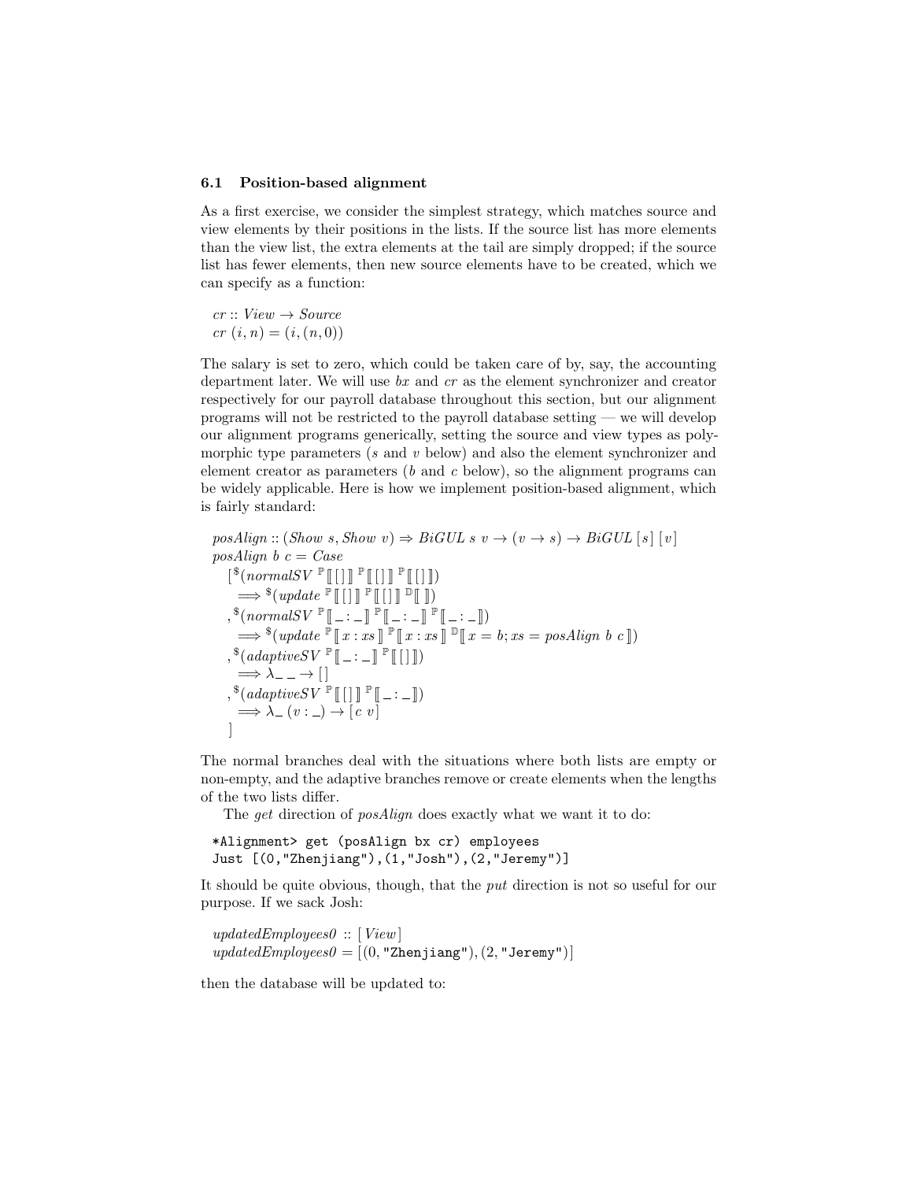### 6.1 Position-based alignment

As a first exercise, we consider the simplest strategy, which matches source and view elements by their positions in the lists. If the source list has more elements than the view list, the extra elements at the tail are simply dropped; if the source list has fewer elements, then new source elements have to be created, which we can specify as a function:

$$
\begin{aligned}
&cr :: View \rightarrow Source \\
&cr\ (i, n) = (i, (n, 0))
\end{aligned}
$$

The salary is set to zero, which could be taken care of by, say, the accounting department later. We will use *bx* and *cr* as the element synchronizer and creator respectively for our payroll database throughout this section, but our alignment programs will not be restricted to the payroll database setting — we will develop our alignment programs generically, setting the source and view types as polymorphic type parameters (*s* and *v* below) and also the element synchronizer and element creator as parameters (*b* and *c* below), so the alignment programs can be widely applicable. Here is how we implement position-based alignment, which is fairly standard:

$$
\begin{aligned}
&posAlign :: (Show\ s, Show\ v) \Rightarrow BiGUL\ s\ v \rightarrow (v \rightarrow s) \rightarrow BiGUL\ [s]\ [v] \\
&posAlign\ b\ c = Case \\
&\quad [\,^{\$}(normalSV\ ^{\mathbb{P}}[\![\, [\,]\, ]\!]\ ^{\mathbb{P}}[\![\, [\,]\, ]\!]\ ^{\mathbb{P}}[\![\, [\,]\, ]\!]) \\
&\quad\quad \Longrightarrow {}^{\$}(update\ ^{\mathbb{P}}[\![\, [\,]\, ]\!]\ ^{\mathbb{P}}[\![\, [\,]\, ]\!]\ ^{\mathbb{D}}[\![\ ]\!]) \\
&\quad ,^{\$}(normalSV\ ^{\mathbb{P}}[\![\, \_ : \_\, ]\!]\ ^{\mathbb{P}}[\![\, \_ : \_\, ]\!]\ ^{\mathbb{P}}[\![\, \_ : \_\, ]\!]) \\
&\quad\quad \Longrightarrow {}^{\$}(update\ ^{\mathbb{P}}[\![\, x : xs\, ]\!]\ ^{\mathbb{P}}[\![\, x : xs\, ]\!]\ ^{\mathbb{D}}[\![\, x = b; xs = posAlign\ b\ c\, ]\!]) \\
&\quad ,^{\$}(adaptiveSV\ ^{\mathbb{P}}[\![\, \_ : \_\, ]\!]\ ^{\mathbb{P}}[\![\, [\,]\, ]\!]) \\
&\quad\quad \Longrightarrow \lambda\_\ \_ \rightarrow [\,] \\
&\quad ,^{\$}(adaptiveSV\ ^{\mathbb{P}}[\![\, [\,]\, ]\!]\ ^{\mathbb{P}}[\![\, \_ : \_\, ]\!]) \\
&\quad\quad \Longrightarrow \lambda\_\ (v : \_) \rightarrow [c\ v] \\
&\quad ]
\end{aligned}
$$

The normal branches deal with the situations where both lists are empty or non-empty, and the adaptive branches remove or create elements when the lengths of the two lists differ.

The *get* direction of *posAlign* does exactly what we want it to do:

```
*Alignment> get (posAlign bx cr) employees
Just [(0,"Zhenjiang"),(1,"Josh"),(2,"Jeremy")]
```

It should be quite obvious, though, that the *put* direction is not so useful for our purpose. If we sack Josh:

$$
\begin{aligned}
&updatedEmployees0 :: [View] \\
&updatedEmployees0 = [(0, \texttt{"Zhenjiang"}), (2, \texttt{"Jeremy"})]
\end{aligned}
$$

then the database will be updated to: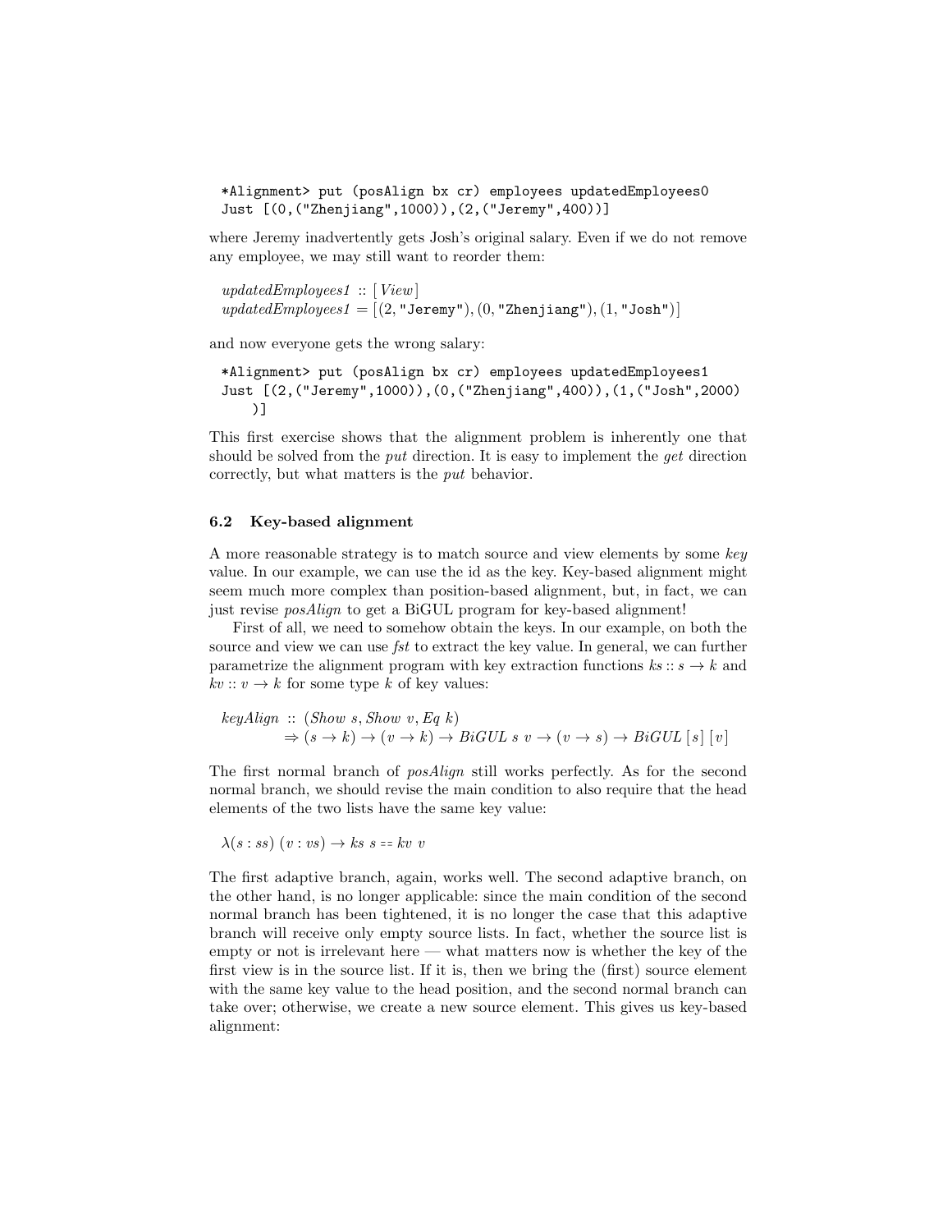```
*Alignment> put (posAlign bx cr) employees updatedEmployees0
Just [(0,("Zhenjiang",1000)),(2,("Jeremy",400))]
```

where Jeremy inadvertently gets Josh's original salary. Even if we do not remove any employee, we may still want to reorder them:

```
updatedEmployees1 :: [View]
updatedEmployees1 = [(2, "Jeremy"), (0, "Zhenjiang"), (1, "Josh")]
```

and now everyone gets the wrong salary:

```
*Alignment> put (posAlign bx cr) employees updatedEmployees1
Just [(2,("Jeremy",1000)),(0,("Zhenjiang",400)),(1,("Josh",2000)
    )]
```

This first exercise shows that the alignment problem is inherently one that should be solved from the *put* direction. It is easy to implement the *get* direction correctly, but what matters is the *put* behavior.

### 6.2 Key-based alignment

A more reasonable strategy is to match source and view elements by some *key* value. In our example, we can use the id as the key. Key-based alignment might seem much more complex than position-based alignment, but, in fact, we can just revise *posAlign* to get a BiGUL program for key-based alignment!

First of all, we need to somehow obtain the keys. In our example, on both the source and view we can use *fst* to extract the key value. In general, we can further parametrize the alignment program with key extraction functions $ks :: s \to k$ and $kv :: v \to k$ for some type $k$ of key values:

```
keyAlign :: (Show s, Show v, Eq k)
         ⇒ (s → k) → (v → k) → BiGUL s v → (v → s) → BiGUL [s] [v]
```

The first normal branch of *posAlign* still works perfectly. As for the second normal branch, we should revise the main condition to also require that the head elements of the two lists have the same key value:

```
λ(s : ss) (v : vs) → ks s == kv v
```

The first adaptive branch, again, works well. The second adaptive branch, on the other hand, is no longer applicable: since the main condition of the second normal branch has been tightened, it is no longer the case that this adaptive branch will receive only empty source lists. In fact, whether the source list is empty or not is irrelevant here — what matters now is whether the key of the first view is in the source list. If it is, then we bring the (first) source element with the same key value to the head position, and the second normal branch can take over; otherwise, we create a new source element. This gives us key-based alignment: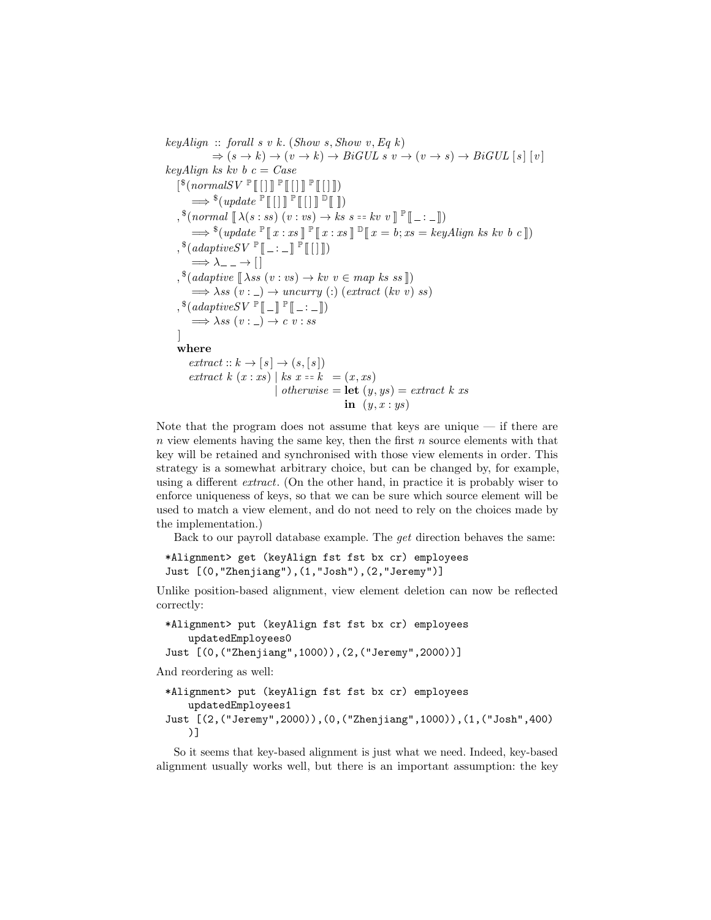```
keyAlign :: forall s v k. (Show s, Show v, Eq k)
         => (s -> k) -> (v -> k) -> BiGUL s v -> (v -> s) -> BiGUL [s] [v]
keyAlign ks kv b c = Case
  [ $(normalSV [p| [] |] [p| [] |] [p| [] |])
      ==> $(update [p| [] |] [p| [] |] [d| |])
  , $(normal [| \(s : ss) (v : vs) -> ks s == kv v |] [p| _ : _ |])
      ==> $(update [p| x : xs |] [p| x : xs |] [d| x = b; xs = keyAlign ks kv b c |])
  , $(adaptiveSV [p| _ : _ |] [p| [] |])
      ==> \_ _ -> []
  , $(adaptive [| \ss (v : vs) -> kv v ∈ map ks ss |])
      ==> \ss (v : _) -> uncurry (:) (extract (kv v) ss)
  , $(adaptiveSV [p| _ |] [p| _ : _ |])
      ==> \ss (v : _) -> c v : ss
  ]
  where
    extract :: k -> [s] -> (s, [s])
    extract k (x : xs) | ks x == k  = (x, xs)
                       | otherwise = let (y, ys) = extract k xs
                                     in  (y, x : ys)
```

Note that the program does not assume that keys are unique — if there are $n$ view elements having the same key, then the first $n$ source elements with that key will be retained and synchronised with those view elements in order. This strategy is a somewhat arbitrary choice, but can be changed by, for example, using a different *extract*. (On the other hand, in practice it is probably wiser to enforce uniqueness of keys, so that we can be sure which source element will be used to match a view element, and do not need to rely on the choices made by the implementation.)

Back to our payroll database example. The *get* direction behaves the same:

```
*Alignment> get (keyAlign fst fst bx cr) employees
Just [(0,"Zhenjiang"),(1,"Josh"),(2,"Jeremy")]
```

Unlike position-based alignment, view element deletion can now be reflected correctly:

```
*Alignment> put (keyAlign fst fst bx cr) employees
    updatedEmployees0
Just [(0,("Zhenjiang",1000)),(2,("Jeremy",2000))]
```

And reordering as well:

```
*Alignment> put (keyAlign fst fst bx cr) employees
    updatedEmployees1
Just [(2,("Jeremy",2000)),(0,("Zhenjiang",1000)),(1,("Josh",400)
    )]
```

So it seems that key-based alignment is just what we need. Indeed, key-based alignment usually works well, but there is an important assumption: the key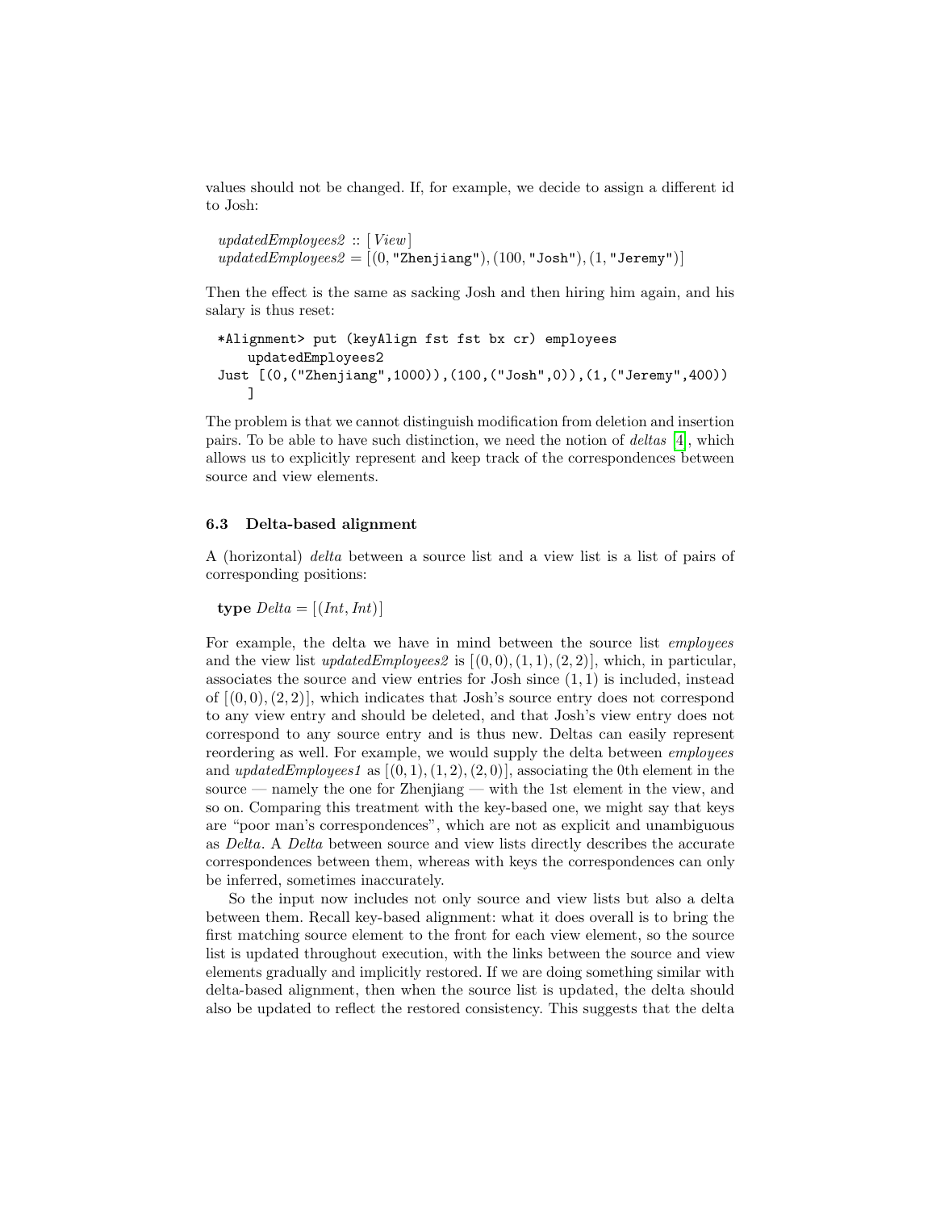values should not be changed. If, for example, we decide to assign a different id to Josh:

$$updatedEmployees2 :: [\,View\,]$$
$$updatedEmployees2 = [(0, \texttt{"Zhenjiang"}), (100, \texttt{"Josh"}), (1, \texttt{"Jeremy"})]$$

Then the effect is the same as sacking Josh and then hiring him again, and his salary is thus reset:

```
*Alignment> put (keyAlign fst fst bx cr) employees
    updatedEmployees2
Just [(0,("Zhenjiang",1000)),(100,("Josh",0)),(1,("Jeremy",400))
    ]
```

The problem is that we cannot distinguish modification from deletion and insertion pairs. To be able to have such distinction, we need the notion of *deltas* [4], which allows us to explicitly represent and keep track of the correspondences between source and view elements.

### 6.3 Delta-based alignment

A (horizontal) *delta* between a source list and a view list is a list of pairs of corresponding positions:

$$\textbf{type}\ Delta = [(Int, Int)]$$

For example, the delta we have in mind between the source list *employees* and the view list *updatedEmployees2* is $[(0,0),(1,1),(2,2)]$, which, in particular, associates the source and view entries for Josh since $(1,1)$ is included, instead of $[(0,0),(2,2)]$, which indicates that Josh's source entry does not correspond to any view entry and should be deleted, and that Josh's view entry does not correspond to any source entry and is thus new. Deltas can easily represent reordering as well. For example, we would supply the delta between *employees* and *updatedEmployees1* as $[(0,1),(1,2),(2,0)]$, associating the 0th element in the source — namely the one for Zhenjiang — with the 1st element in the view, and so on. Comparing this treatment with the key-based one, we might say that keys are "poor man's correspondences", which are not as explicit and unambiguous as *Delta*. A *Delta* between source and view lists directly describes the accurate correspondences between them, whereas with keys the correspondences can only be inferred, sometimes inaccurately.

So the input now includes not only source and view lists but also a delta between them. Recall key-based alignment: what it does overall is to bring the first matching source element to the front for each view element, so the source list is updated throughout execution, with the links between the source and view elements gradually and implicitly restored. If we are doing something similar with delta-based alignment, then when the source list is updated, the delta should also be updated to reflect the restored consistency. This suggests that the delta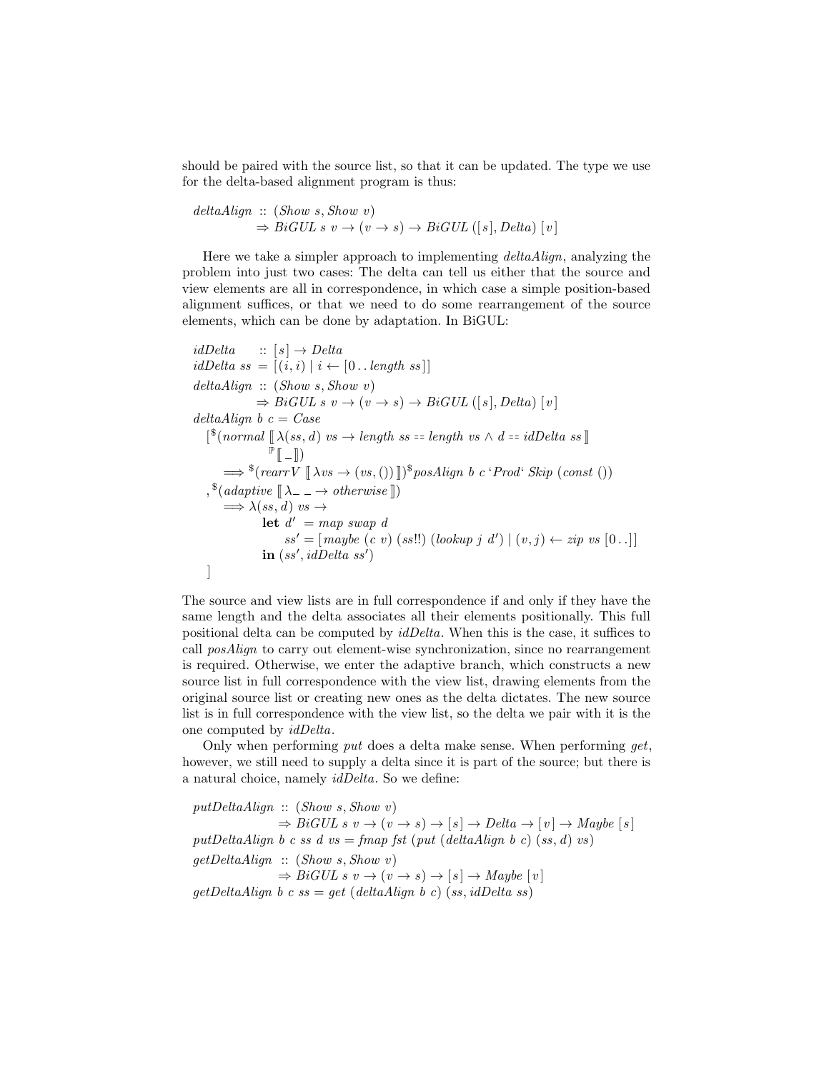should be paired with the source list, so that it can be updated. The type we use for the delta-based alignment program is thus:

```
deltaAlign :: (Show s, Show v)
           ⇒ BiGUL s v → (v → s) → BiGUL ([s], Delta) [v]
```

Here we take a simpler approach to implementing *deltaAlign*, analyzing the problem into just two cases: The delta can tell us either that the source and view elements are all in correspondence, in which case a simple position-based alignment suffices, or that we need to do some rearrangement of the source elements, which can be done by adaptation. In BiGUL:

```
idDelta    :: [s] → Delta
idDelta ss = [(i, i) | i ← [0 .. length ss]]
deltaAlign :: (Show s, Show v)
           ⇒ BiGUL s v → (v → s) → BiGUL ([s], Delta) [v]
deltaAlign b c = Case
  [$(normal [| λ(ss, d) vs → length ss == length vs ∧ d == idDelta ss |]
            [p| _ |])
     ==> $(rearrV [| λvs → (vs, ()) |])$ posAlign b c `Prod` Skip (const ())
  ,$(adaptive [| λ_ _ → otherwise |])
     ==> λ(ss, d) vs →
            let d'  = map swap d
                ss' = [maybe (c v) (ss!!) (lookup j d') | (v, j) ← zip vs [0 ..]]
            in (ss', idDelta ss')
  ]
```

The source and view lists are in full correspondence if and only if they have the same length and the delta associates all their elements positionally. This full positional delta can be computed by *idDelta*. When this is the case, it suffices to call *posAlign* to carry out element-wise synchronization, since no rearrangement is required. Otherwise, we enter the adaptive branch, which constructs a new source list in full correspondence with the view list, drawing elements from the original source list or creating new ones as the delta dictates. The new source list is in full correspondence with the view list, so the delta we pair with it is the one computed by *idDelta*.

Only when performing *put* does a delta make sense. When performing *get*, however, we still need to supply a delta since it is part of the source; but there is a natural choice, namely *idDelta*. So we define:

```
putDeltaAlign :: (Show s, Show v)
              ⇒ BiGUL s v → (v → s) → [s] → Delta → [v] → Maybe [s]
putDeltaAlign b c ss d vs = fmap fst (put (deltaAlign b c) (ss, d) vs)
getDeltaAlign :: (Show s, Show v)
              ⇒ BiGUL s v → (v → s) → [s] → Maybe [v]
getDeltaAlign b c ss = get (deltaAlign b c) (ss, idDelta ss)
```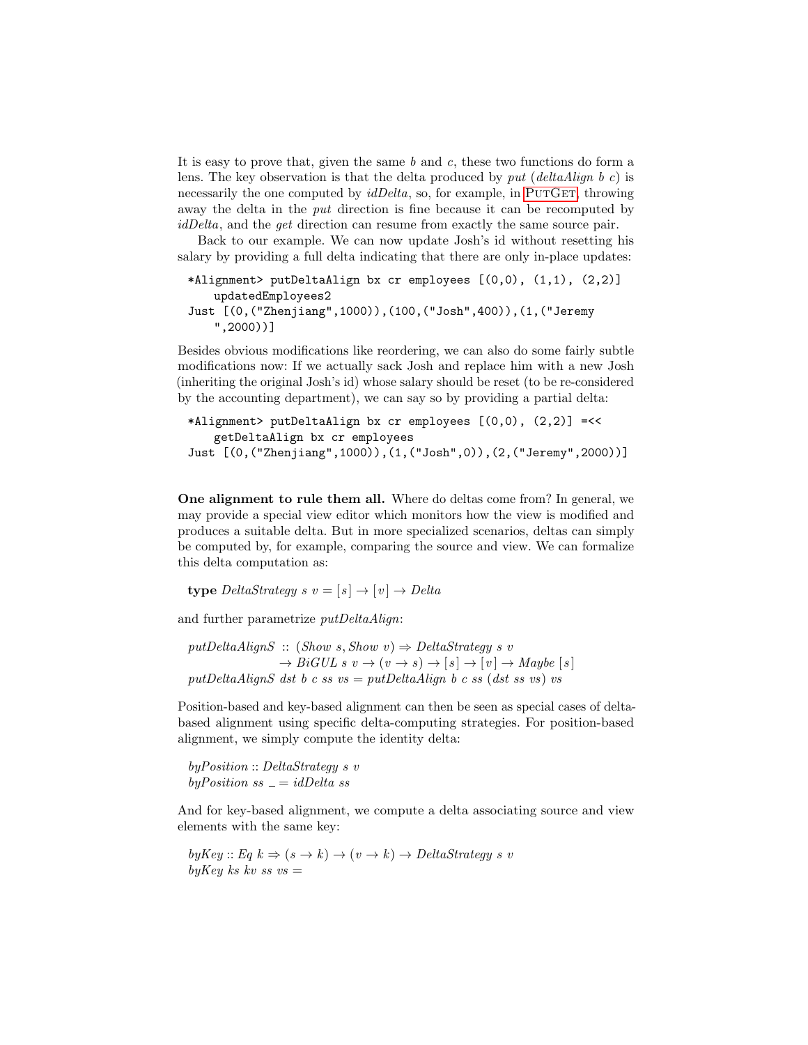It is easy to prove that, given the same $b$ and $c$, these two functions do form a lens. The key observation is that the delta produced by *put* (*deltaAlign b c*) is necessarily the one computed by *idDelta*, so, for example, in PutGet, throwing away the delta in the *put* direction is fine because it can be recomputed by *idDelta*, and the *get* direction can resume from exactly the same source pair.

Back to our example. We can now update Josh's id without resetting his salary by providing a full delta indicating that there are only in-place updates:

```
*Alignment> putDeltaAlign bx cr employees [(0,0), (1,1), (2,2)]
    updatedEmployees2
Just [(0,("Zhenjiang",1000)),(100,("Josh",400)),(1,("Jeremy
    ",2000))]
```

Besides obvious modifications like reordering, we can also do some fairly subtle modifications now: If we actually sack Josh and replace him with a new Josh (inheriting the original Josh's id) whose salary should be reset (to be re-considered by the accounting department), we can say so by providing a partial delta:

```
*Alignment> putDeltaAlign bx cr employees [(0,0), (2,2)] =<<
    getDeltaAlign bx cr employees
Just [(0,("Zhenjiang",1000)),(1,("Josh",0)),(2,("Jeremy",2000))]
```

**One alignment to rule them all.** Where do deltas come from? In general, we may provide a special view editor which monitors how the view is modified and produces a suitable delta. But in more specialized scenarios, deltas can simply be computed by, for example, comparing the source and view. We can formalize this delta computation as:

```
type DeltaStrategy s v = [s] → [v] → Delta
```

and further parametrize *putDeltaAlign*:

```
putDeltaAlignS :: (Show s, Show v) ⇒ DeltaStrategy s v
               → BiGUL s v → (v → s) → [s] → [v] → Maybe [s]
putDeltaAlignS dst b c ss vs = putDeltaAlign b c ss (dst ss vs) vs
```

Position-based and key-based alignment can then be seen as special cases of delta-based alignment using specific delta-computing strategies. For position-based alignment, we simply compute the identity delta:

```
byPosition :: DeltaStrategy s v
byPosition ss _ = idDelta ss
```

And for key-based alignment, we compute a delta associating source and view elements with the same key:

```
byKey :: Eq k ⇒ (s → k) → (v → k) → DeltaStrategy s v
byKey ks kv ss vs =
```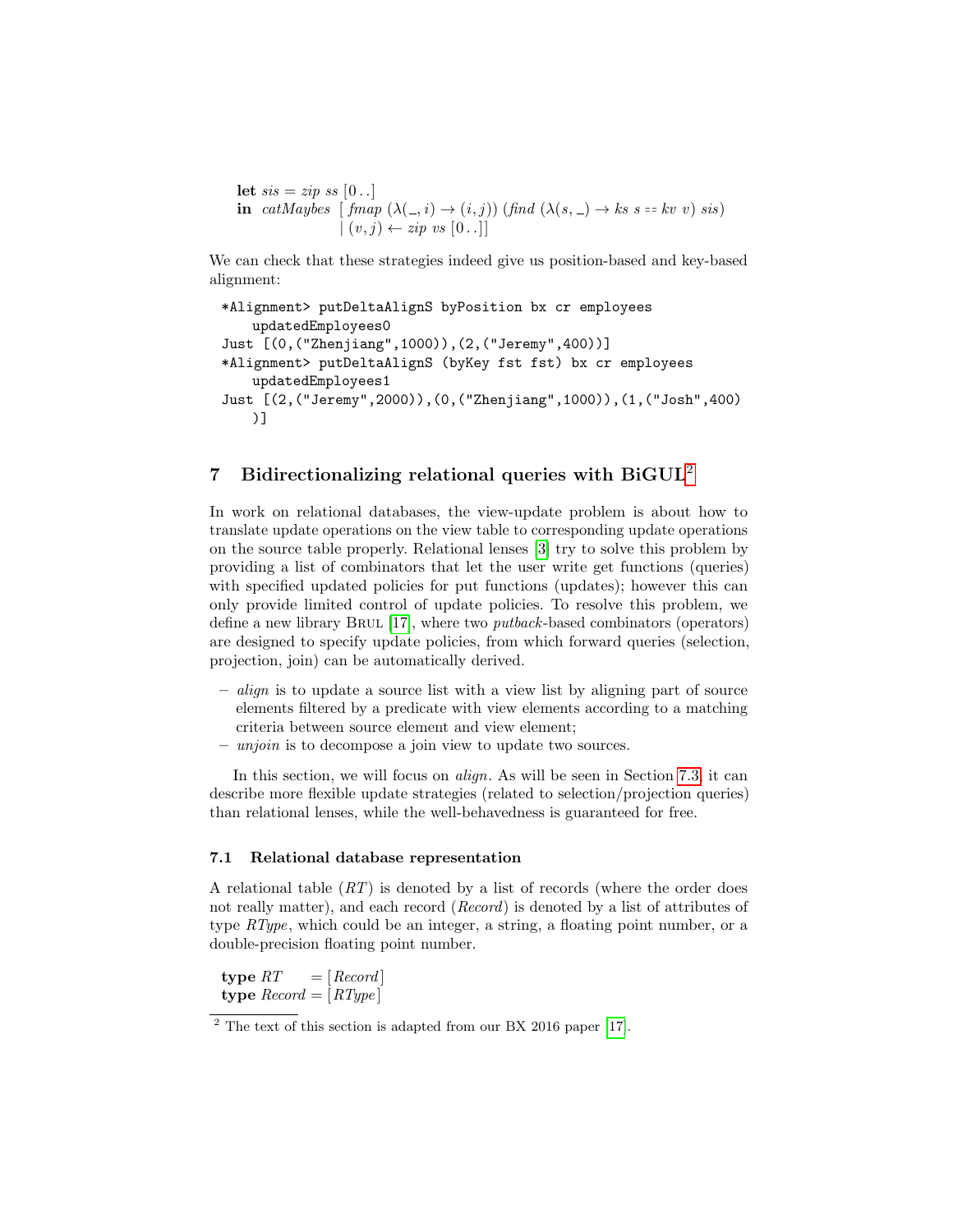```
let sis = zip ss [0 ..]
in  catMaybes [ fmap (λ(_, i) → (i, j)) (find (λ(s, _) → ks s == kv v) sis)
              | (v, j) ← zip vs [0 ..]]
```

We can check that these strategies indeed give us position-based and key-based alignment:

```
*Alignment> putDeltaAlignS byPosition bx cr employees
    updatedEmployees0
Just [(0,("Zhenjiang",1000)),(2,("Jeremy",400))]
*Alignment> putDeltaAlignS (byKey fst fst) bx cr employees
    updatedEmployees1
Just [(2,("Jeremy",2000)),(0,("Zhenjiang",1000)),(1,("Josh",400)
    )]
```

## 7 Bidirectionalizing relational queries with BiGUL[2]

In work on relational databases, the view-update problem is about how to translate update operations on the view table to corresponding update operations on the source table properly. Relational lenses [3] try to solve this problem by providing a list of combinators that let the user write get functions (queries) with specified updated policies for put functions (updates); however this can only provide limited control of update policies. To resolve this problem, we define a new library Brul [17], where two *putback*-based combinators (operators) are designed to specify update policies, from which forward queries (selection, projection, join) can be automatically derived.

- *align* is to update a source list with a view list by aligning part of source elements filtered by a predicate with view elements according to a matching criteria between source element and view element;
- *unjoin* is to decompose a join view to update two sources.

In this section, we will focus on *align*. As will be seen in Section 7.3, it can describe more flexible update strategies (related to selection/projection queries) than relational lenses, while the well-behavedness is guaranteed for free.

### 7.1 Relational database representation

A relational table (*RT*) is denoted by a list of records (where the order does not really matter), and each record (*Record*) is denoted by a list of attributes of type *RType*, which could be an integer, a string, a floating point number, or a double-precision floating point number.

```
type RT     = [Record]
type Record = [RType]
```

[2] The text of this section is adapted from our BX 2016 paper [17].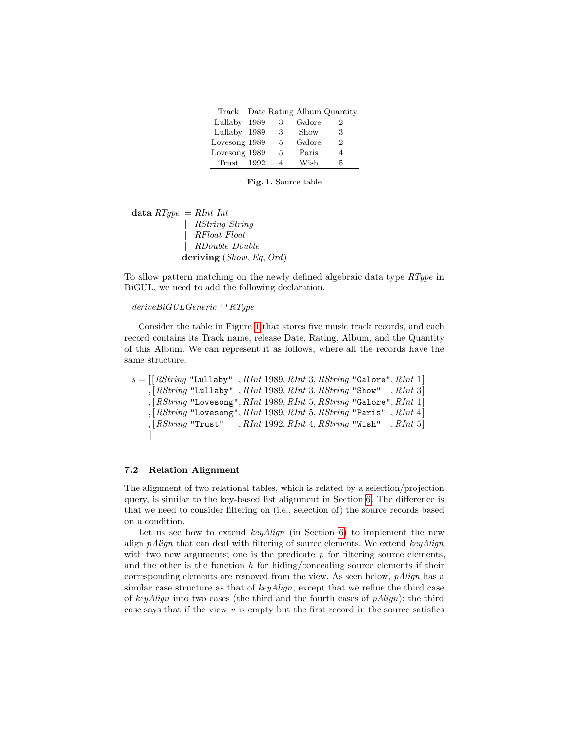| Track | Date | Rating | Album | Quantity |
|---|---|---|---|---|
| Lullaby | 1989 | 3 | Galore | 2 |
| Lullaby | 1989 | 3 | Show | 3 |
| Lovesong | 1989 | 5 | Galore | 2 |
| Lovesong | 1989 | 5 | Paris | 4 |
| Trust | 1992 | 4 | Wish | 5 |

**Fig. 1.** Source table

```
data RType = RInt Int
           | RString String
           | RFloat Float
           | RDouble Double
           deriving (Show, Eq, Ord)
```

To allow pattern matching on the newly defined algebraic data type *RType* in BiGUL, we need to add the following declaration.

```
deriveBiGULGeneric ''RType
```

Consider the table in Figure 1 that stores five music track records, and each record contains its Track name, release Date, Rating, Album, and the Quantity of this Album. We can represent it as follows, where all the records have the same structure.

```
s = [[RString "Lullaby"  , RInt 1989, RInt 3, RString "Galore", RInt 1]
    ,[RString "Lullaby"  , RInt 1989, RInt 3, RString "Show"  , RInt 3]
    ,[RString "Lovesong", RInt 1989, RInt 5, RString "Galore", RInt 1]
    ,[RString "Lovesong", RInt 1989, RInt 5, RString "Paris" , RInt 4]
    ,[RString "Trust"    , RInt 1992, RInt 4, RString "Wish"  , RInt 5]
    ]
```

### 7.2 Relation Alignment

The alignment of two relational tables, which is related by a selection/projection query, is similar to the key-based list alignment in Section 6. The difference is that we need to consider filtering on (i.e., selection of) the source records based on a condition.

Let us see how to extend *keyAlign* (in Section 6) to implement the new align *pAlign* that can deal with filtering of source elements. We extend *keyAlign* with two new arguments; one is the predicate $p$ for filtering source elements, and the other is the function $h$ for hiding/concealing source elements if their corresponding elements are removed from the view. As seen below, *pAlign* has a similar case structure as that of *keyAlign*, except that we refine the third case of *keyAlign* into two cases (the third and the fourth cases of *pAlign*): the third case says that if the view $v$ is empty but the first record in the source satisfies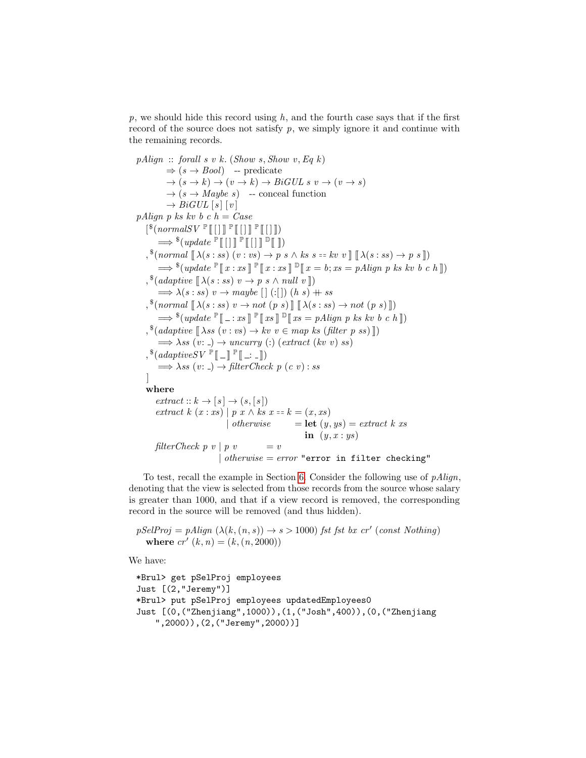$p$, we should hide this record using $h$, and the fourth case says that if the first record of the source does not satisfy $p$, we simply ignore it and continue with the remaining records.

```
pAlign :: forall s v k. (Show s, Show v, Eq k)
       ⇒ (s → Bool)   -- predicate
       → (s → k) → (v → k) → BiGUL s v → (v → s)
       → (s → Maybe s)   -- conceal function
       → BiGUL [s] [v]
pAlign p ks kv b c h = Case
  [$(normalSV ℙ⟦ [ ] ⟧ ℙ⟦ [ ] ⟧ ℙ⟦ [ ] ⟧)
     ⟹ $(update ℙ⟦ [ ] ⟧ ℙ⟦ [ ] ⟧ 𝔻⟦ ⟧)
  ,$(normal ⟦ λ(s : ss) (v : vs) → p s ∧ ks s == kv v ⟧ ⟦ λ(s : ss) → p s ⟧)
     ⟹ $(update ℙ⟦ x : xs ⟧ ℙ⟦ x : xs ⟧ 𝔻⟦ x = b; xs = pAlign p ks kv b c h ⟧)
  ,$(adaptive ⟦ λ(s : ss) v → p s ∧ null v ⟧)
     ⟹ λ(s : ss) v → maybe [ ] (:[ ]) (h s) ++ ss
  ,$(normal ⟦ λ(s : ss) v → not (p s) ⟧ ⟦ λ(s : ss) → not (p s) ⟧)
     ⟹ $(update ℙ⟦ _ : xs ⟧ ℙ⟦ xs ⟧ 𝔻⟦ xs = pAlign p ks kv b c h ⟧)
  ,$(adaptive ⟦ λss (v : vs) → kv v ∈ map ks (filter p ss) ⟧)
     ⟹ λss (v: _) → uncurry (:) (extract (kv v) ss)
  ,$(adaptiveSV ℙ⟦ _ ⟧ ℙ⟦ _: _ ⟧)
     ⟹ λss (v: _) → filterCheck p (c v) : ss
  ]
  where
    extract :: k → [s] → (s, [s])
    extract k (x : xs) | p x ∧ ks x == k = (x, xs)
                       | otherwise       = let (y, ys) = extract k xs
                                           in (y, x : ys)
    filterCheck p v | p v       = v
                    | otherwise = error "error in filter checking"
```

To test, recall the example in Section 6. Consider the following use of *pAlign*, denoting that the view is selected from those records from the source whose salary is greater than 1000, and that if a view record is removed, the corresponding record in the source will be removed (and thus hidden).

```
pSelProj = pAlign (λ(k, (n, s)) → s > 1000) fst fst bx cr′ (const Nothing)
  where cr′ (k, n) = (k, (n, 2000))
```

We have:

```
*Brul> get pSelProj employees
Just [(2,"Jeremy")]
*Brul> put pSelProj employees updatedEmployees0
Just [(0,("Zhenjiang",1000)),(1,("Josh",400)),(0,("Zhenjiang
    ",2000)),(2,("Jeremy",2000))]
```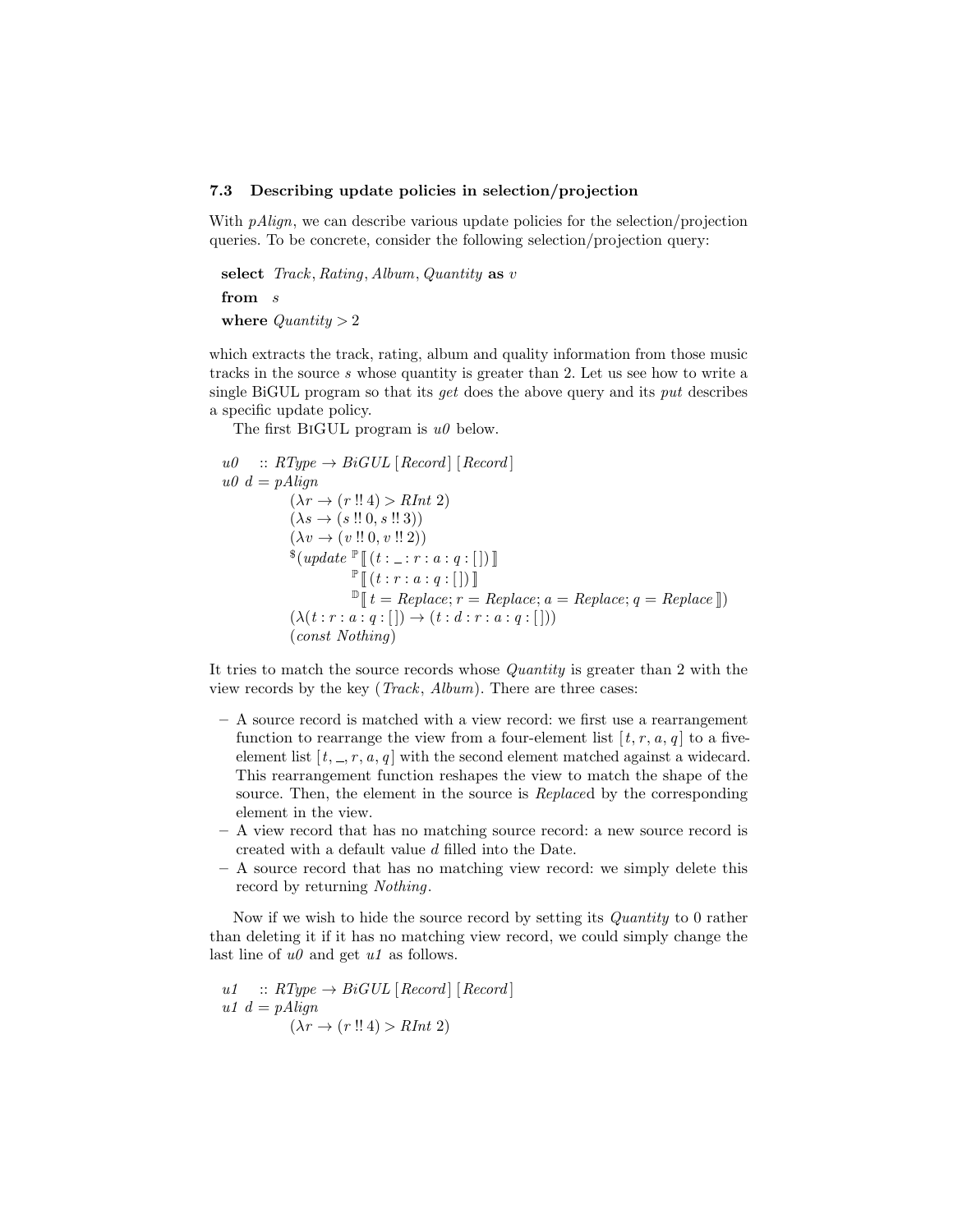### 7.3 Describing update policies in selection/projection

With *pAlign*, we can describe various update policies for the selection/projection queries. To be concrete, consider the following selection/projection query:

```
select Track, Rating, Album, Quantity as v
from   s
where  Quantity > 2
```

which extracts the track, rating, album and quality information from those music tracks in the source *s* whose quantity is greater than 2. Let us see how to write a single BiGUL program so that its *get* does the above query and its *put* describes a specific update policy.

The first BiGUL program is *u0* below.

```
u0   :: RType → BiGUL [Record] [Record]
u0 d = pAlign
         (λr → (r !! 4) > RInt 2)
         (λs → (s !! 0, s !! 3))
         (λv → (v !! 0, v !! 2))
         $(update ℙ⟦ (t : _ : r : a : q : []) ⟧
                  ℙ⟦ (t : r : a : q : []) ⟧
                  𝔻⟦ t = Replace; r = Replace; a = Replace; q = Replace ⟧)
         (λ(t : r : a : q : []) → (t : d : r : a : q : []))
         (const Nothing)
```

It tries to match the source records whose *Quantity* is greater than 2 with the view records by the key (*Track*, *Album*). There are three cases:

- A source record is matched with a view record: we first use a rearrangement function to rearrange the view from a four-element list $[t, r, a, q]$ to a five-element list $[t, \_, r, a, q]$ with the second element matched against a widecard. This rearrangement function reshapes the view to match the shape of the source. Then, the element in the source is *Replace*d by the corresponding element in the view.
- A view record that has no matching source record: a new source record is created with a default value *d* filled into the Date.
- A source record that has no matching view record: we simply delete this record by returning *Nothing*.

Now if we wish to hide the source record by setting its *Quantity* to 0 rather than deleting it if it has no matching view record, we could simply change the last line of *u0* and get *u1* as follows.

```
u1   :: RType → BiGUL [Record] [Record]
u1 d = pAlign
         (λr → (r !! 4) > RInt 2)
```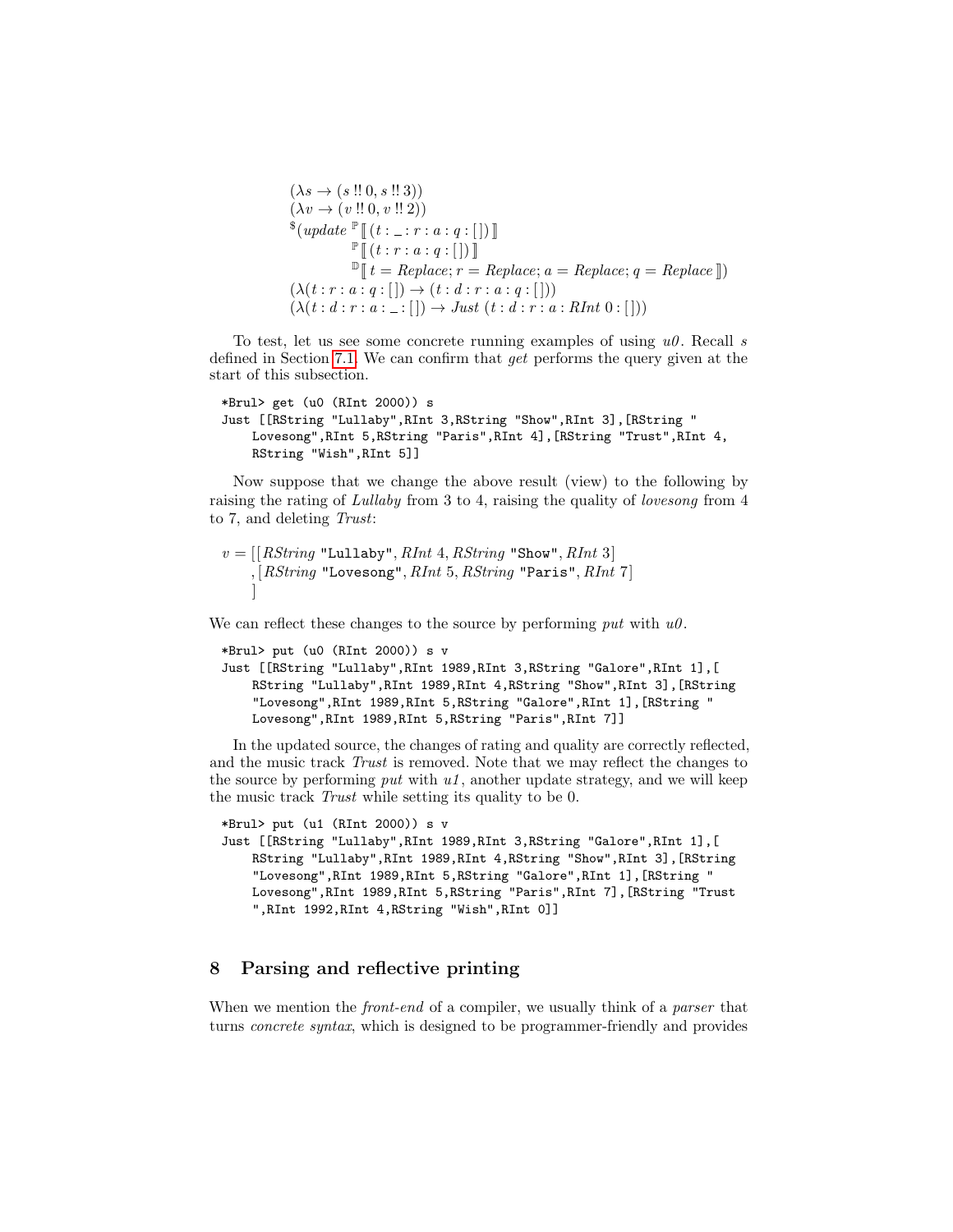$$
\begin{array}{l}
(\lambda s \rightarrow (s \;!!\; 0, s \;!!\; 3)) \\
(\lambda v \rightarrow (v \;!!\; 0, v \;!!\; 2)) \\
{}^{\$}(\mathit{update}\ {}^{\mathbb{P}}[\![\, (t : \_ : r : a : q : [\,])\,]\!] \\
\qquad\qquad {}^{\mathbb{P}}[\![\, (t : r : a : q : [\,])\,]\!] \\
\qquad\qquad {}^{\mathbb{D}}[\![\, t = \mathit{Replace}; r = \mathit{Replace}; a = \mathit{Replace}; q = \mathit{Replace}\,]\!]) \\
(\lambda (t : r : a : q : [\,]) \rightarrow (t : d : r : a : q : [\,])) \\
(\lambda (t : d : r : a : \_ : [\,]) \rightarrow \mathit{Just}\ (t : d : r : a : \mathit{RInt}\ 0 : [\,]))
\end{array}
$$

To test, let us see some concrete running examples of using *u0*. Recall *s* defined in Section 7.1. We can confirm that *get* performs the query given at the start of this subsection.

```
*Brul> get (u0 (RInt 2000)) s
Just [[RString "Lullaby",RInt 3,RString "Show",RInt 3],[RString "
    Lovesong",RInt 5,RString "Paris",RInt 4],[RString "Trust",RInt 4,
    RString "Wish",RInt 5]]
```

Now suppose that we change the above result (view) to the following by raising the rating of *Lullaby* from 3 to 4, raising the quality of *lovesong* from 4 to 7, and deleting *Trust*:

$$
\begin{array}{l}
v = [[\mathit{RString}\ \texttt{"Lullaby"}, \mathit{RInt}\ 4, \mathit{RString}\ \texttt{"Show"}, \mathit{RInt}\ 3] \\
\quad ,[\mathit{RString}\ \texttt{"Lovesong"}, \mathit{RInt}\ 5, \mathit{RString}\ \texttt{"Paris"}, \mathit{RInt}\ 7] \\
\quad ]
\end{array}
$$

We can reflect these changes to the source by performing *put* with *u0*.

```
*Brul> put (u0 (RInt 2000)) s v
Just [[RString "Lullaby",RInt 1989,RInt 3,RString "Galore",RInt 1],[
    RString "Lullaby",RInt 1989,RInt 4,RString "Show",RInt 3],[RString
    "Lovesong",RInt 1989,RInt 5,RString "Galore",RInt 1],[RString "
    Lovesong",RInt 1989,RInt 5,RString "Paris",RInt 7]]
```

In the updated source, the changes of rating and quality are correctly reflected, and the music track *Trust* is removed. Note that we may reflect the changes to the source by performing *put* with *u1*, another update strategy, and we will keep the music track *Trust* while setting its quality to be 0.

```
*Brul> put (u1 (RInt 2000)) s v
Just [[RString "Lullaby",RInt 1989,RInt 3,RString "Galore",RInt 1],[
    RString "Lullaby",RInt 1989,RInt 4,RString "Show",RInt 3],[RString
    "Lovesong",RInt 1989,RInt 5,RString "Galore",RInt 1],[RString "
    Lovesong",RInt 1989,RInt 5,RString "Paris",RInt 7],[RString "Trust
    ",RInt 1992,RInt 4,RString "Wish",RInt 0]]
```

## 8 Parsing and reflective printing

When we mention the *front-end* of a compiler, we usually think of a *parser* that turns *concrete syntax*, which is designed to be programmer-friendly and provides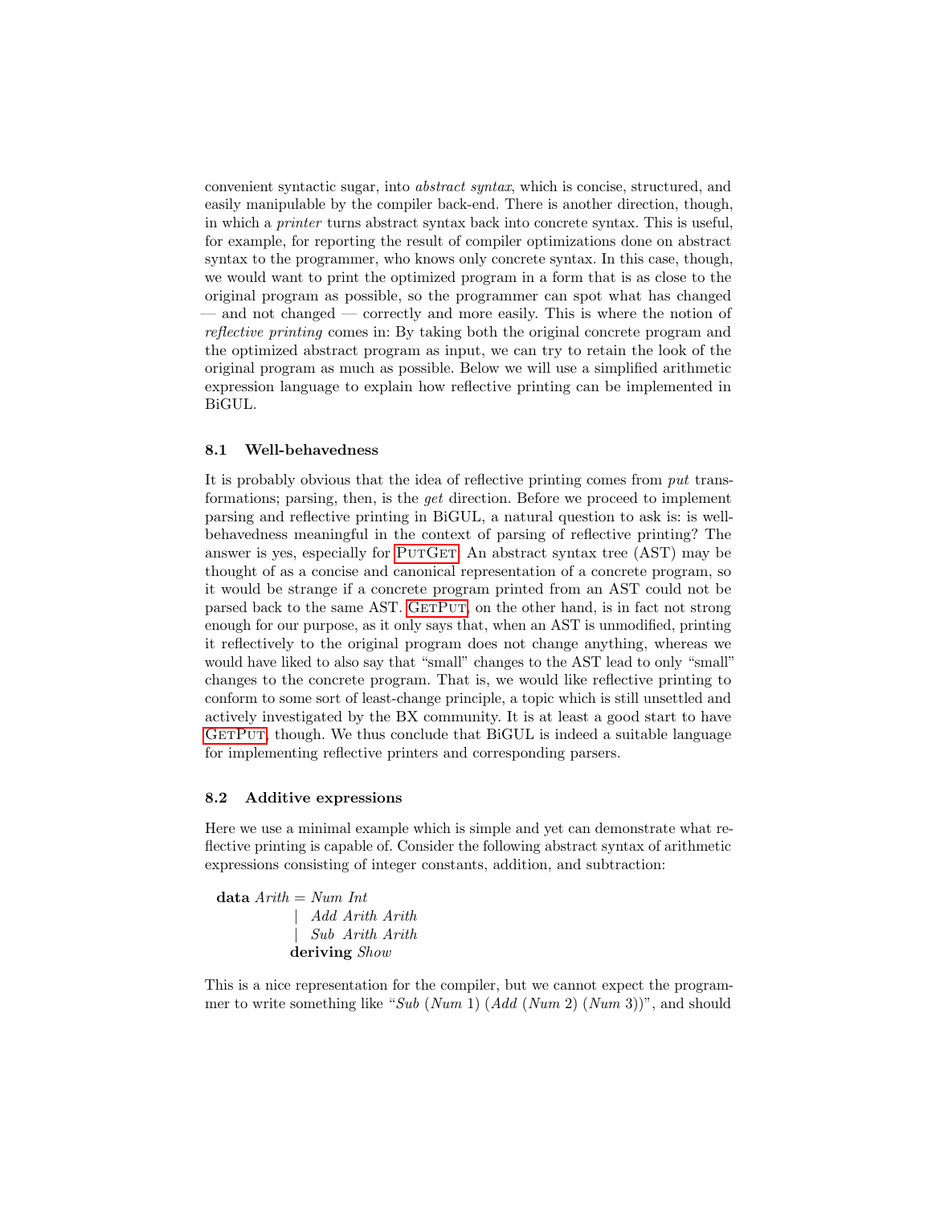convenient syntactic sugar, into *abstract syntax*, which is concise, structured, and easily manipulable by the compiler back-end. There is another direction, though, in which a *printer* turns abstract syntax back into concrete syntax. This is useful, for example, for reporting the result of compiler optimizations done on abstract syntax to the programmer, who knows only concrete syntax. In this case, though, we would want to print the optimized program in a form that is as close to the original program as possible, so the programmer can spot what has changed — and not changed — correctly and more easily. This is where the notion of *reflective printing* comes in: By taking both the original concrete program and the optimized abstract program as input, we can try to retain the look of the original program as much as possible. Below we will use a simplified arithmetic expression language to explain how reflective printing can be implemented in BiGUL.

### 8.1 Well-behavedness

It is probably obvious that the idea of reflective printing comes from *put* transformations; parsing, then, is the *get* direction. Before we proceed to implement parsing and reflective printing in BiGUL, a natural question to ask is: is well-behavedness meaningful in the context of parsing of reflective printing? The answer is yes, especially for PUTGET. An abstract syntax tree (AST) may be thought of as a concise and canonical representation of a concrete program, so it would be strange if a concrete program printed from an AST could not be parsed back to the same AST. GETPUT, on the other hand, is in fact not strong enough for our purpose, as it only says that, when an AST is unmodified, printing it reflectively to the original program does not change anything, whereas we would have liked to also say that "small" changes to the AST lead to only "small" changes to the concrete program. That is, we would like reflective printing to conform to some sort of least-change principle, a topic which is still unsettled and actively investigated by the BX community. It is at least a good start to have GETPUT, though. We thus conclude that BiGUL is indeed a suitable language for implementing reflective printers and corresponding parsers.

### 8.2 Additive expressions

Here we use a minimal example which is simple and yet can demonstrate what reflective printing is capable of. Consider the following abstract syntax of arithmetic expressions consisting of integer constants, addition, and subtraction:

```
data Arith = Num Int
           | Add Arith Arith
           | Sub Arith Arith
           deriving Show
```

This is a nice representation for the compiler, but we cannot expect the programmer to write something like "*Sub* (*Num* 1) (*Add* (*Num* 2) (*Num* 3))", and should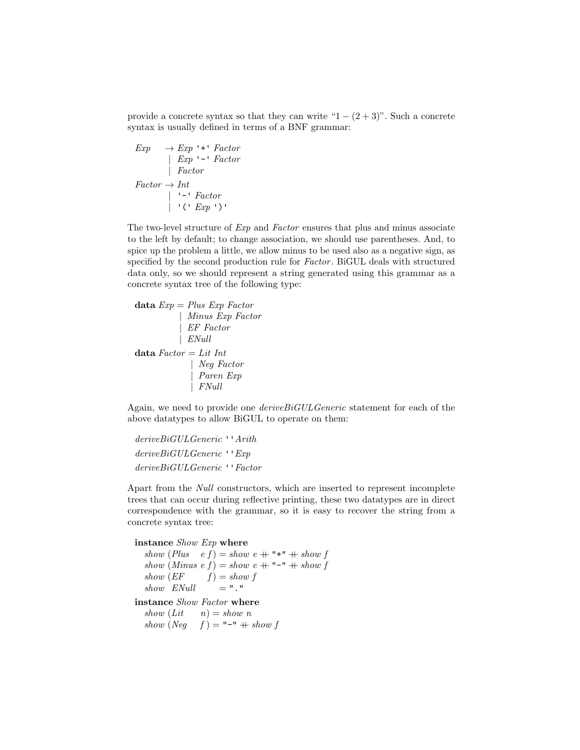provide a concrete syntax so that they can write “$1 - (2 + 3)$”. Such a concrete syntax is usually defined in terms of a BNF grammar:

```
Exp    → Exp '+' Factor
       | Exp '-' Factor
       | Factor
Factor → Int
       | '-' Factor
       | '(' Exp ')'
```

The two-level structure of *Exp* and *Factor* ensures that plus and minus associate to the left by default; to change association, we should use parentheses. And, to spice up the problem a little, we allow minus to be used also as a negative sign, as specified by the second production rule for *Factor*. BiGUL deals with structured data only, so we should represent a string generated using this grammar as a concrete syntax tree of the following type:

```
data Exp = Plus Exp Factor
         | Minus Exp Factor
         | EF Factor
         | ENull
data Factor = Lit Int
            | Neg Factor
            | Paren Exp
            | FNull
```

Again, we need to provide one *deriveBiGULGeneric* statement for each of the above datatypes to allow BiGUL to operate on them:

```
deriveBiGULGeneric ''Arith
deriveBiGULGeneric ''Exp
deriveBiGULGeneric ''Factor
```

Apart from the *Null* constructors, which are inserted to represent incomplete trees that can occur during reflective printing, these two datatypes are in direct correspondence with the grammar, so it is easy to recover the string from a concrete syntax tree:

```
instance Show Exp where
  show (Plus  e f) = show e ++ "+" ++ show f
  show (Minus e f) = show e ++ "-" ++ show f
  show (EF      f) = show f
  show  ENull      = "."
instance Show Factor where
  show (Lit   n) = show n
  show (Neg   f) = "-" ++ show f
```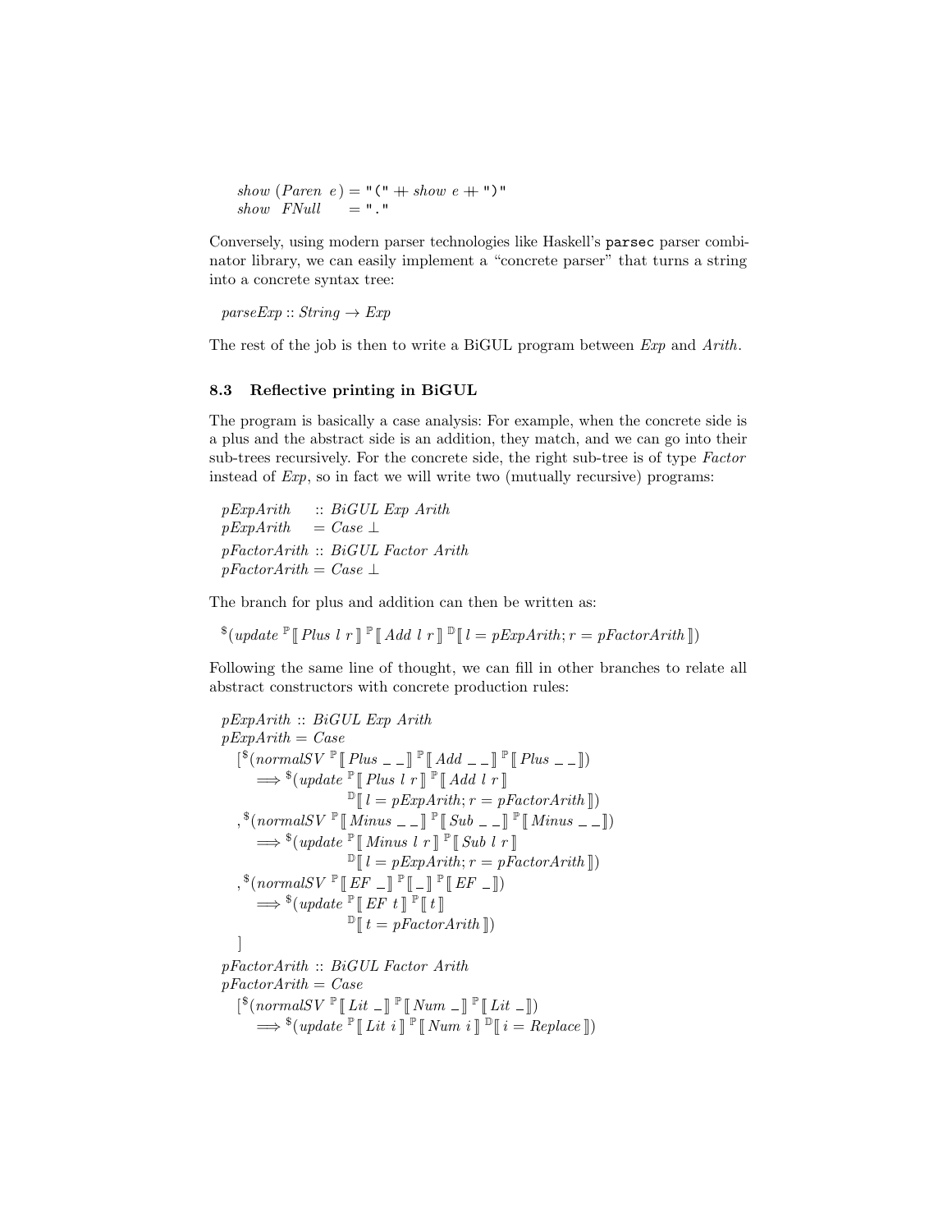```
show (Paren e) = "(" ++ show e ++ ")"
show  FNull    = "."
```

Conversely, using modern parser technologies like Haskell's `parsec` parser combinator library, we can easily implement a "concrete parser" that turns a string into a concrete syntax tree:

```
parseExp :: String → Exp
```

The rest of the job is then to write a BiGUL program between *Exp* and *Arith*.

### 8.3 Reflective printing in BiGUL

The program is basically a case analysis: For example, when the concrete side is a plus and the abstract side is an addition, they match, and we can go into their sub-trees recursively. For the concrete side, the right sub-tree is of type *Factor* instead of *Exp*, so in fact we will write two (mutually recursive) programs:

```
pExpArith    :: BiGUL Exp Arith
pExpArith    = Case ⊥
pFactorArith :: BiGUL Factor Arith
pFactorArith = Case ⊥
```

The branch for plus and addition can then be written as:

```
$(update ℙ⟦ Plus l r ⟧ ℙ⟦ Add l r ⟧ 𝔻⟦ l = pExpArith; r = pFactorArith ⟧)
```

Following the same line of thought, we can fill in other branches to relate all abstract constructors with concrete production rules:

```
pExpArith :: BiGUL Exp Arith
pExpArith = Case
  [$(normalSV ℙ⟦ Plus _ _ ⟧ ℙ⟦ Add _ _ ⟧ ℙ⟦ Plus _ _ ⟧)
      ⟹ $(update ℙ⟦ Plus l r ⟧ ℙ⟦ Add l r ⟧
                  𝔻⟦ l = pExpArith; r = pFactorArith ⟧)
  ,$(normalSV ℙ⟦ Minus _ _ ⟧ ℙ⟦ Sub _ _ ⟧ ℙ⟦ Minus _ _ ⟧)
      ⟹ $(update ℙ⟦ Minus l r ⟧ ℙ⟦ Sub l r ⟧
                  𝔻⟦ l = pExpArith; r = pFactorArith ⟧)
  ,$(normalSV ℙ⟦ EF _ ⟧ ℙ⟦ _ ⟧ ℙ⟦ EF _ ⟧)
      ⟹ $(update ℙ⟦ EF t ⟧ ℙ⟦ t ⟧
                  𝔻⟦ t = pFactorArith ⟧)
  ]
pFactorArith :: BiGUL Factor Arith
pFactorArith = Case
  [$(normalSV ℙ⟦ Lit _ ⟧ ℙ⟦ Num _ ⟧ ℙ⟦ Lit _ ⟧)
      ⟹ $(update ℙ⟦ Lit i ⟧ ℙ⟦ Num i ⟧ 𝔻⟦ i = Replace ⟧)
```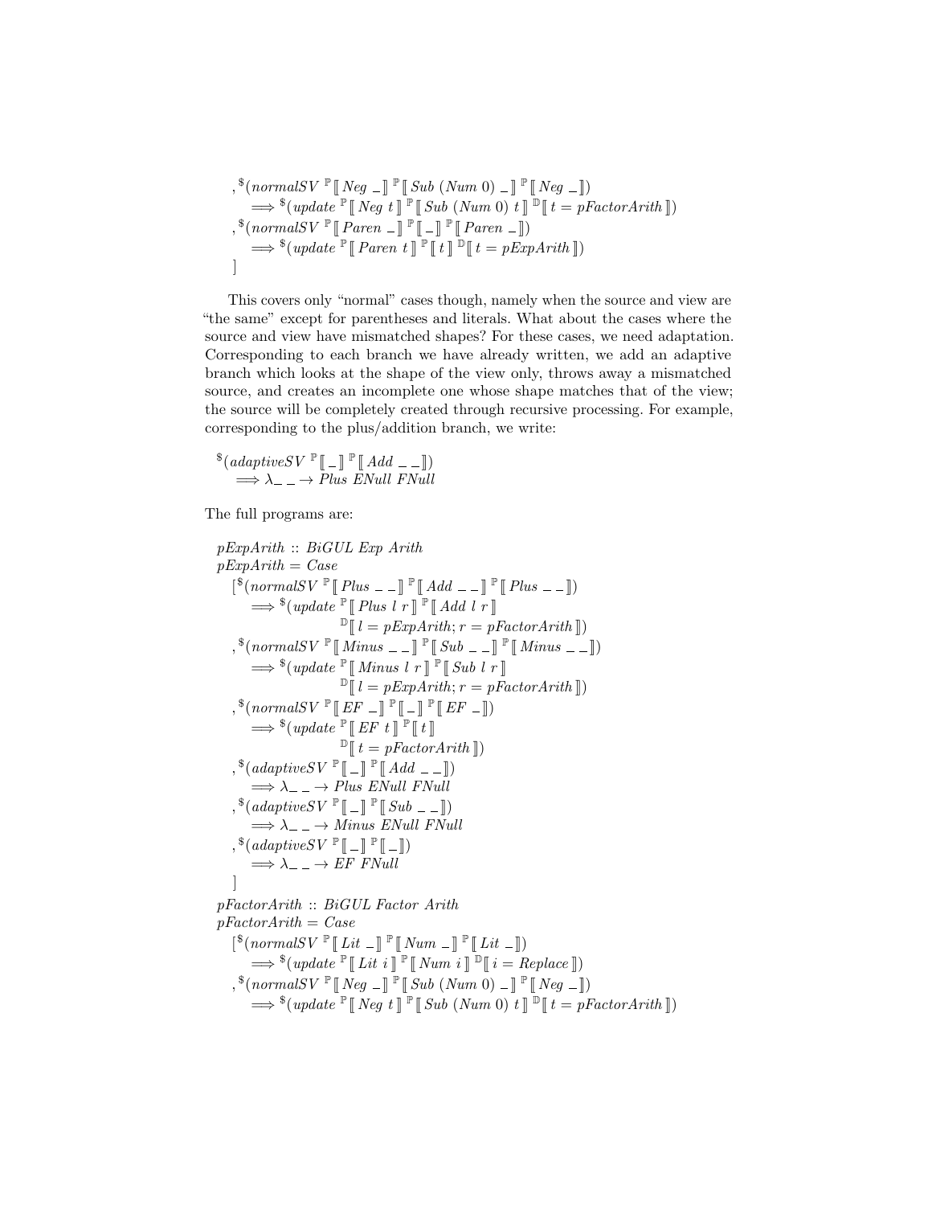```
  ,$(normalSV ℙ⟦ Neg _ ⟧ ℙ⟦ Sub (Num 0) _ ⟧ ℙ⟦ Neg _ ⟧)
    ⟹ $(update ℙ⟦ Neg t ⟧ ℙ⟦ Sub (Num 0) t ⟧ 𝔻⟦ t = pFactorArith ⟧)
  ,$(normalSV ℙ⟦ Paren _ ⟧ ℙ⟦ _ ⟧ ℙ⟦ Paren _ ⟧)
    ⟹ $(update ℙ⟦ Paren t ⟧ ℙ⟦ t ⟧ 𝔻⟦ t = pExpArith ⟧)
  ]
```

This covers only "normal" cases though, namely when the source and view are "the same" except for parentheses and literals. What about the cases where the source and view have mismatched shapes? For these cases, we need adaptation. Corresponding to each branch we have already written, we add an adaptive branch which looks at the shape of the view only, throws away a mismatched source, and creates an incomplete one whose shape matches that of the view; the source will be completely created through recursive processing. For example, corresponding to the plus/addition branch, we write:

```
$(adaptiveSV ℙ⟦ _ ⟧ ℙ⟦ Add _ _ ⟧)
  ⟹ λ_ _ → Plus ENull FNull
```

The full programs are:

```
pExpArith :: BiGUL Exp Arith
pExpArith = Case
  [$(normalSV ℙ⟦ Plus _ _ ⟧ ℙ⟦ Add _ _ ⟧ ℙ⟦ Plus _ _ ⟧)
    ⟹ $(update ℙ⟦ Plus l r ⟧ ℙ⟦ Add l r ⟧
                𝔻⟦ l = pExpArith; r = pFactorArith ⟧)
  ,$(normalSV ℙ⟦ Minus _ _ ⟧ ℙ⟦ Sub _ _ ⟧ ℙ⟦ Minus _ _ ⟧)
    ⟹ $(update ℙ⟦ Minus l r ⟧ ℙ⟦ Sub l r ⟧
                𝔻⟦ l = pExpArith; r = pFactorArith ⟧)
  ,$(normalSV ℙ⟦ EF _ ⟧ ℙ⟦ _ ⟧ ℙ⟦ EF _ ⟧)
    ⟹ $(update ℙ⟦ EF t ⟧ ℙ⟦ t ⟧
                𝔻⟦ t = pFactorArith ⟧)
  ,$(adaptiveSV ℙ⟦ _ ⟧ ℙ⟦ Add _ _ ⟧)
    ⟹ λ_ _ → Plus ENull FNull
  ,$(adaptiveSV ℙ⟦ _ ⟧ ℙ⟦ Sub _ _ ⟧)
    ⟹ λ_ _ → Minus ENull FNull
  ,$(adaptiveSV ℙ⟦ _ ⟧ ℙ⟦ _ ⟧)
    ⟹ λ_ _ → EF FNull
  ]
pFactorArith :: BiGUL Factor Arith
pFactorArith = Case
  [$(normalSV ℙ⟦ Lit _ ⟧ ℙ⟦ Num _ ⟧ ℙ⟦ Lit _ ⟧)
    ⟹ $(update ℙ⟦ Lit i ⟧ ℙ⟦ Num i ⟧ 𝔻⟦ i = Replace ⟧)
  ,$(normalSV ℙ⟦ Neg _ ⟧ ℙ⟦ Sub (Num 0) _ ⟧ ℙ⟦ Neg _ ⟧)
    ⟹ $(update ℙ⟦ Neg t ⟧ ℙ⟦ Sub (Num 0) t ⟧ 𝔻⟦ t = pFactorArith ⟧)
```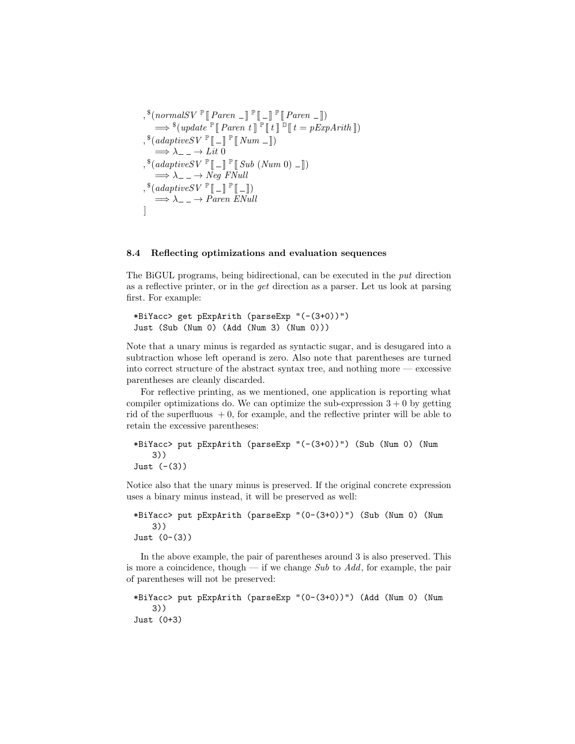$$
\begin{aligned}
&, ^{\$}(normalSV\ ^{\mathbb{P}}[\![\,Paren\ \_\,]\!]\ ^{\mathbb{P}}[\![\,\_\,]\!]\ ^{\mathbb{P}}[\![\,Paren\ \_\,]\!]) \\
&\quad \Longrightarrow ^{\$}(update\ ^{\mathbb{P}}[\![\,Paren\ t\,]\!]\ ^{\mathbb{P}}[\![\,t\,]\!]\ ^{\mathbb{D}}[\![\,t = pExpArith\,]\!]) \\
&, ^{\$}(adaptiveSV\ ^{\mathbb{P}}[\![\,\_\,]\!]\ ^{\mathbb{P}}[\![\,Num\ \_\,]\!]) \\
&\quad \Longrightarrow \lambda\_\ \_ \rightarrow Lit\ 0 \\
&, ^{\$}(adaptiveSV\ ^{\mathbb{P}}[\![\,\_\,]\!]\ ^{\mathbb{P}}[\![\,Sub\ (Num\ 0)\ \_\,]\!]) \\
&\quad \Longrightarrow \lambda\_\ \_ \rightarrow Neg\ FNull \\
&, ^{\$}(adaptiveSV\ ^{\mathbb{P}}[\![\,\_\,]\!]\ ^{\mathbb{P}}[\![\,\_\,]\!]) \\
&\quad \Longrightarrow \lambda\_\ \_ \rightarrow Paren\ ENull \\
&]
\end{aligned}
$$

### 8.4 Reflecting optimizations and evaluation sequences

The BiGUL programs, being bidirectional, can be executed in the *put* direction as a reflective printer, or in the *get* direction as a parser. Let us look at parsing first. For example:

```
*BiYacc> get pExpArith (parseExp "(-(3+0))")
Just (Sub (Num 0) (Add (Num 3) (Num 0)))
```

Note that a unary minus is regarded as syntactic sugar, and is desugared into a subtraction whose left operand is zero. Also note that parentheses are turned into correct structure of the abstract syntax tree, and nothing more — excessive parentheses are cleanly discarded.

For reflective printing, as we mentioned, one application is reporting what compiler optimizations do. We can optimize the sub-expression $3 + 0$ by getting rid of the superfluous $+0$, for example, and the reflective printer will be able to retain the excessive parentheses:

```
*BiYacc> put pExpArith (parseExp "(-(3+0))") (Sub (Num 0) (Num
    3))
Just (-(3))
```

Notice also that the unary minus is preserved. If the original concrete expression uses a binary minus instead, it will be preserved as well:

```
*BiYacc> put pExpArith (parseExp "(0-(3+0))") (Sub (Num 0) (Num
    3))
Just (0-(3))
```

In the above example, the pair of parentheses around 3 is also preserved. This is more a coincidence, though — if we change *Sub* to *Add*, for example, the pair of parentheses will not be preserved:

```
*BiYacc> put pExpArith (parseExp "(0-(3+0))") (Add (Num 0) (Num
    3))
Just (0+3)
```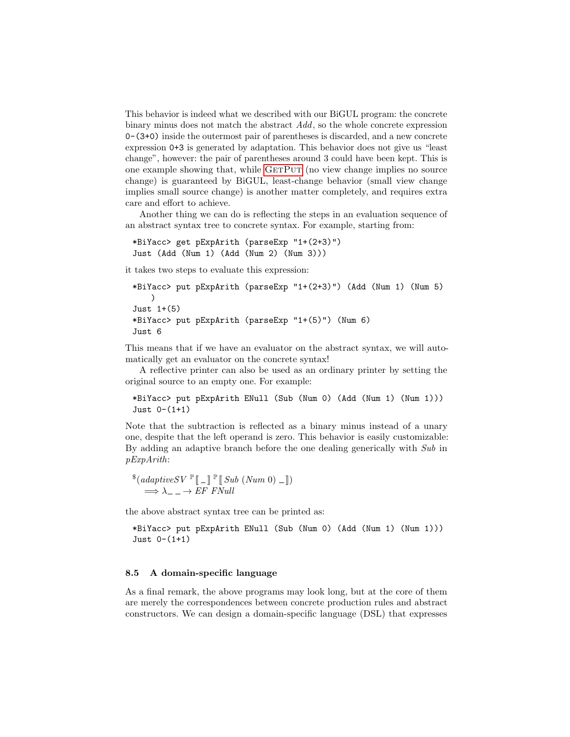This behavior is indeed what we described with our BiGUL program: the concrete binary minus does not match the abstract *Add*, so the whole concrete expression `0-(3+0)` inside the outermost pair of parentheses is discarded, and a new concrete expression `0+3` is generated by adaptation. This behavior does not give us "least change", however: the pair of parentheses around 3 could have been kept. This is one example showing that, while GetPut (no view change implies no source change) is guaranteed by BiGUL, least-change behavior (small view change implies small source change) is another matter completely, and requires extra care and effort to achieve.

Another thing we can do is reflecting the steps in an evaluation sequence of an abstract syntax tree to concrete syntax. For example, starting from:

```
*BiYacc> get pExpArith (parseExp "1+(2+3)")
Just (Add (Num 1) (Add (Num 2) (Num 3)))
```

it takes two steps to evaluate this expression:

```
*BiYacc> put pExpArith (parseExp "1+(2+3)") (Add (Num 1) (Num 5)
    )
Just 1+(5)
*BiYacc> put pExpArith (parseExp "1+(5)") (Num 6)
Just 6
```

This means that if we have an evaluator on the abstract syntax, we will automatically get an evaluator on the concrete syntax!

A reflective printer can also be used as an ordinary printer by setting the original source to an empty one. For example:

```
*BiYacc> put pExpArith ENull (Sub (Num 0) (Add (Num 1) (Num 1)))
Just 0-(1+1)
```

Note that the subtraction is reflected as a binary minus instead of a unary one, despite that the left operand is zero. This behavior is easily customizable: By adding an adaptive branch before the one dealing generically with *Sub* in *pExpArith*:

$$
{}^{\$}(\mathit{adaptiveSV}\ {}^{\mathbb{P}}[\![\,\_\,]\!]\ {}^{\mathbb{P}}[\![\,\mathit{Sub}\ (\mathit{Num}\ 0)\ \_\,]\!])
\Longrightarrow \lambda\_\ \_ \rightarrow \mathit{EF}\ \mathit{FNull}
$$

the above abstract syntax tree can be printed as:

```
*BiYacc> put pExpArith ENull (Sub (Num 0) (Add (Num 1) (Num 1)))
Just 0-(1+1)
```

### 8.5 A domain-specific language

As a final remark, the above programs may look long, but at the core of them are merely the correspondences between concrete production rules and abstract constructors. We can design a domain-specific language (DSL) that expresses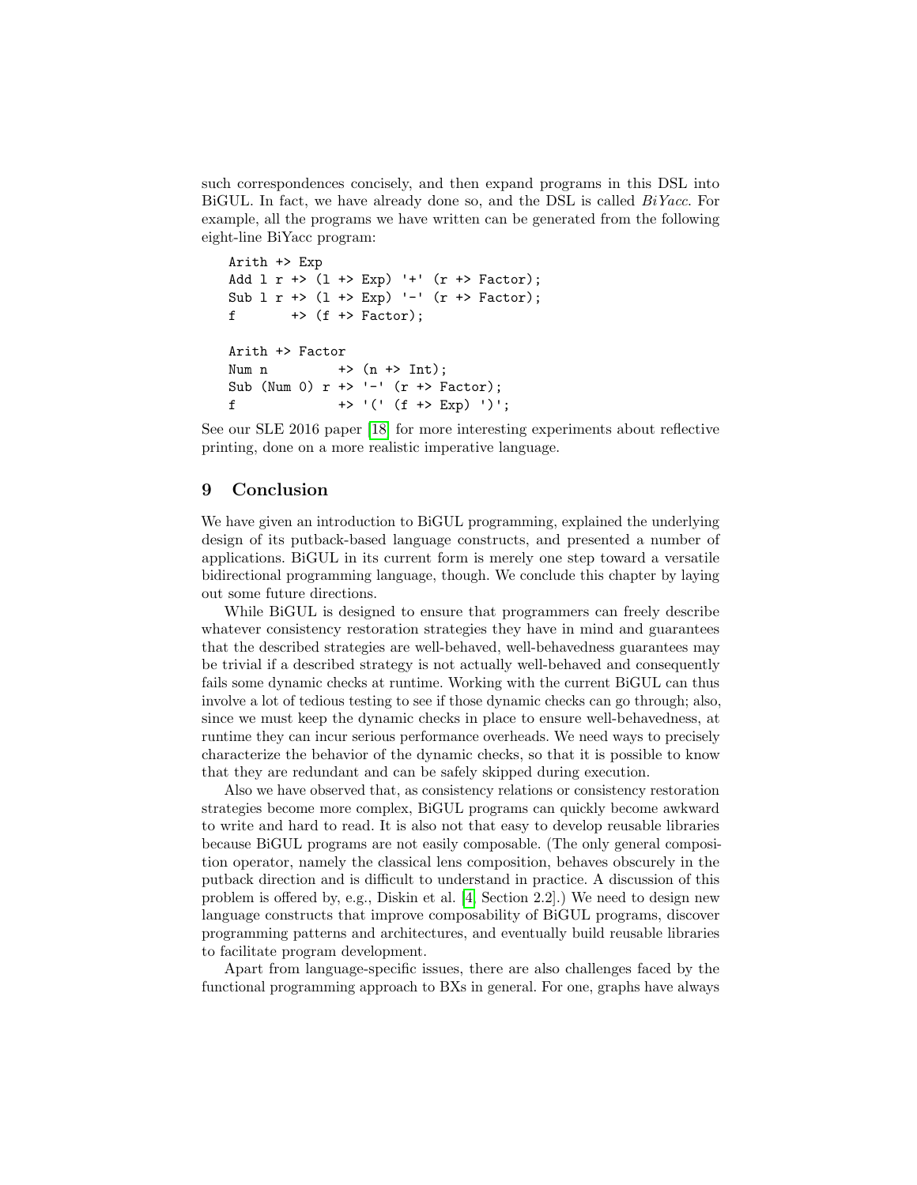such correspondences concisely, and then expand programs in this DSL into BiGUL. In fact, we have already done so, and the DSL is called *BiYacc*. For example, all the programs we have written can be generated from the following eight-line BiYacc program:

```
Arith +> Exp
Add l r +> (l +> Exp) '+' (r +> Factor);
Sub l r +> (l +> Exp) '-' (r +> Factor);
f       +> (f +> Factor);

Arith +> Factor
Num n         +> (n +> Int);
Sub (Num 0) r +> '-' (r +> Factor);
f             +> '(' (f +> Exp) ')';
```

See our SLE 2016 paper [18] for more interesting experiments about reflective printing, done on a more realistic imperative language.

## 9 Conclusion

We have given an introduction to BiGUL programming, explained the underlying design of its putback-based language constructs, and presented a number of applications. BiGUL in its current form is merely one step toward a versatile bidirectional programming language, though. We conclude this chapter by laying out some future directions.

While BiGUL is designed to ensure that programmers can freely describe whatever consistency restoration strategies they have in mind and guarantees that the described strategies are well-behaved, well-behavedness guarantees may be trivial if a described strategy is not actually well-behaved and consequently fails some dynamic checks at runtime. Working with the current BiGUL can thus involve a lot of tedious testing to see if those dynamic checks can go through; also, since we must keep the dynamic checks in place to ensure well-behavedness, at runtime they can incur serious performance overheads. We need ways to precisely characterize the behavior of the dynamic checks, so that it is possible to know that they are redundant and can be safely skipped during execution.

Also we have observed that, as consistency relations or consistency restoration strategies become more complex, BiGUL programs can quickly become awkward to write and hard to read. It is also not that easy to develop reusable libraries because BiGUL programs are not easily composable. (The only general composition operator, namely the classical lens composition, behaves obscurely in the putback direction and is difficult to understand in practice. A discussion of this problem is offered by, e.g., Diskin et al. [4, Section 2.2].) We need to design new language constructs that improve composability of BiGUL programs, discover programming patterns and architectures, and eventually build reusable libraries to facilitate program development.

Apart from language-specific issues, there are also challenges faced by the functional programming approach to BXs in general. For one, graphs have always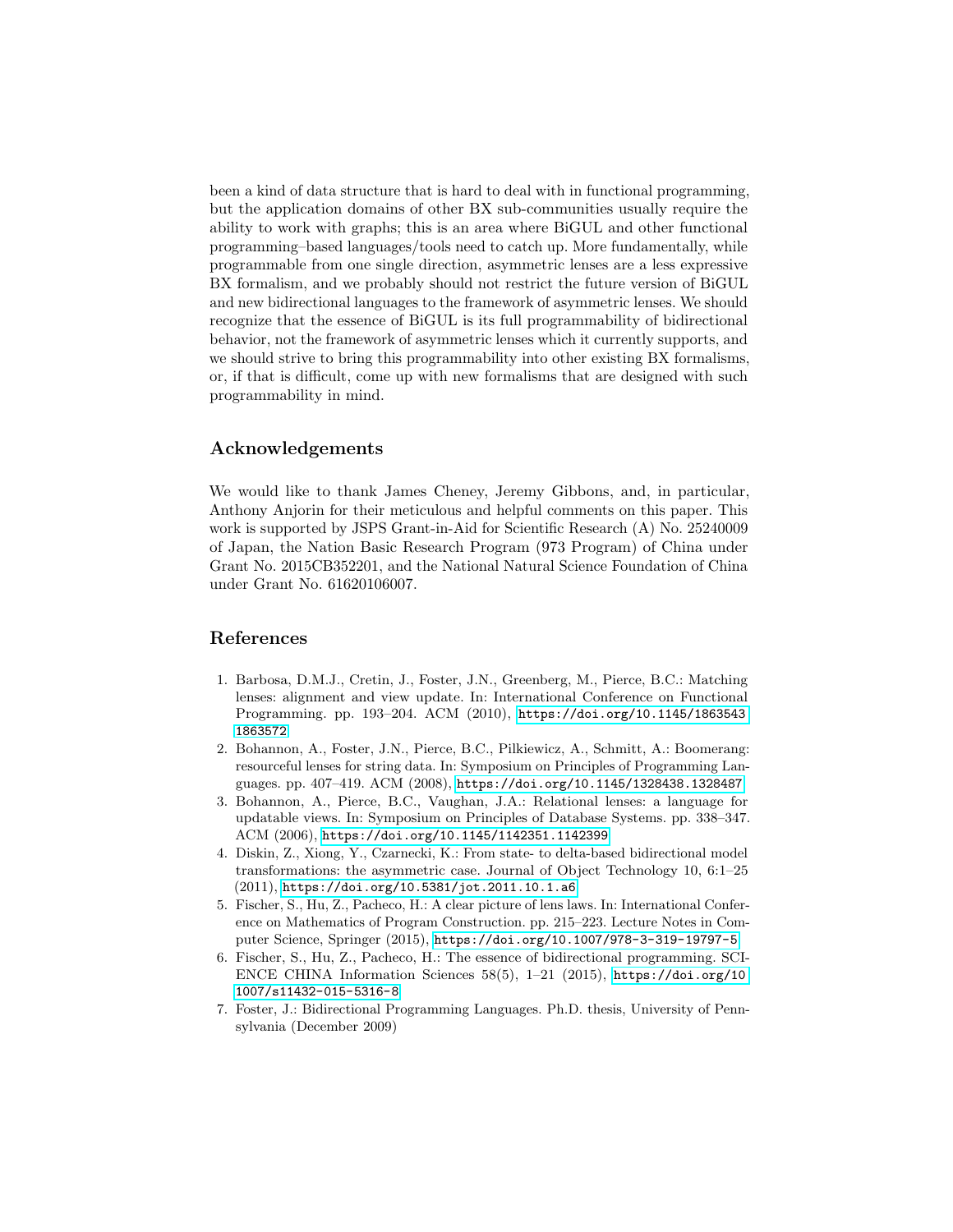been a kind of data structure that is hard to deal with in functional programming, but the application domains of other BX sub-communities usually require the ability to work with graphs; this is an area where BiGUL and other functional programming–based languages/tools need to catch up. More fundamentally, while programmable from one single direction, asymmetric lenses are a less expressive BX formalism, and we probably should not restrict the future version of BiGUL and new bidirectional languages to the framework of asymmetric lenses. We should recognize that the essence of BiGUL is its full programmability of bidirectional behavior, not the framework of asymmetric lenses which it currently supports, and we should strive to bring this programmability into other existing BX formalisms, or, if that is difficult, come up with new formalisms that are designed with such programmability in mind.

## Acknowledgements

We would like to thank James Cheney, Jeremy Gibbons, and, in particular, Anthony Anjorin for their meticulous and helpful comments on this paper. This work is supported by JSPS Grant-in-Aid for Scientific Research (A) No. 25240009 of Japan, the Nation Basic Research Program (973 Program) of China under Grant No. 2015CB352201, and the National Natural Science Foundation of China under Grant No. 61620106007.

## References

1. Barbosa, D.M.J., Cretin, J., Foster, J.N., Greenberg, M., Pierce, B.C.: Matching lenses: alignment and view update. In: International Conference on Functional Programming. pp. 193–204. ACM (2010), https://doi.org/10.1145/1863543.1863572
2. Bohannon, A., Foster, J.N., Pierce, B.C., Pilkiewicz, A., Schmitt, A.: Boomerang: resourceful lenses for string data. In: Symposium on Principles of Programming Languages. pp. 407–419. ACM (2008), https://doi.org/10.1145/1328438.1328487
3. Bohannon, A., Pierce, B.C., Vaughan, J.A.: Relational lenses: a language for updatable views. In: Symposium on Principles of Database Systems. pp. 338–347. ACM (2006), https://doi.org/10.1145/1142351.1142399
4. Diskin, Z., Xiong, Y., Czarnecki, K.: From state- to delta-based bidirectional model transformations: the asymmetric case. Journal of Object Technology 10, 6:1–25 (2011), https://doi.org/10.5381/jot.2011.10.1.a6
5. Fischer, S., Hu, Z., Pacheco, H.: A clear picture of lens laws. In: International Conference on Mathematics of Program Construction. pp. 215–223. Lecture Notes in Computer Science, Springer (2015), https://doi.org/10.1007/978-3-319-19797-5
6. Fischer, S., Hu, Z., Pacheco, H.: The essence of bidirectional programming. SCIENCE CHINA Information Sciences 58(5), 1–21 (2015), https://doi.org/10.1007/s11432-015-5316-8
7. Foster, J.: Bidirectional Programming Languages. Ph.D. thesis, University of Pennsylvania (December 2009)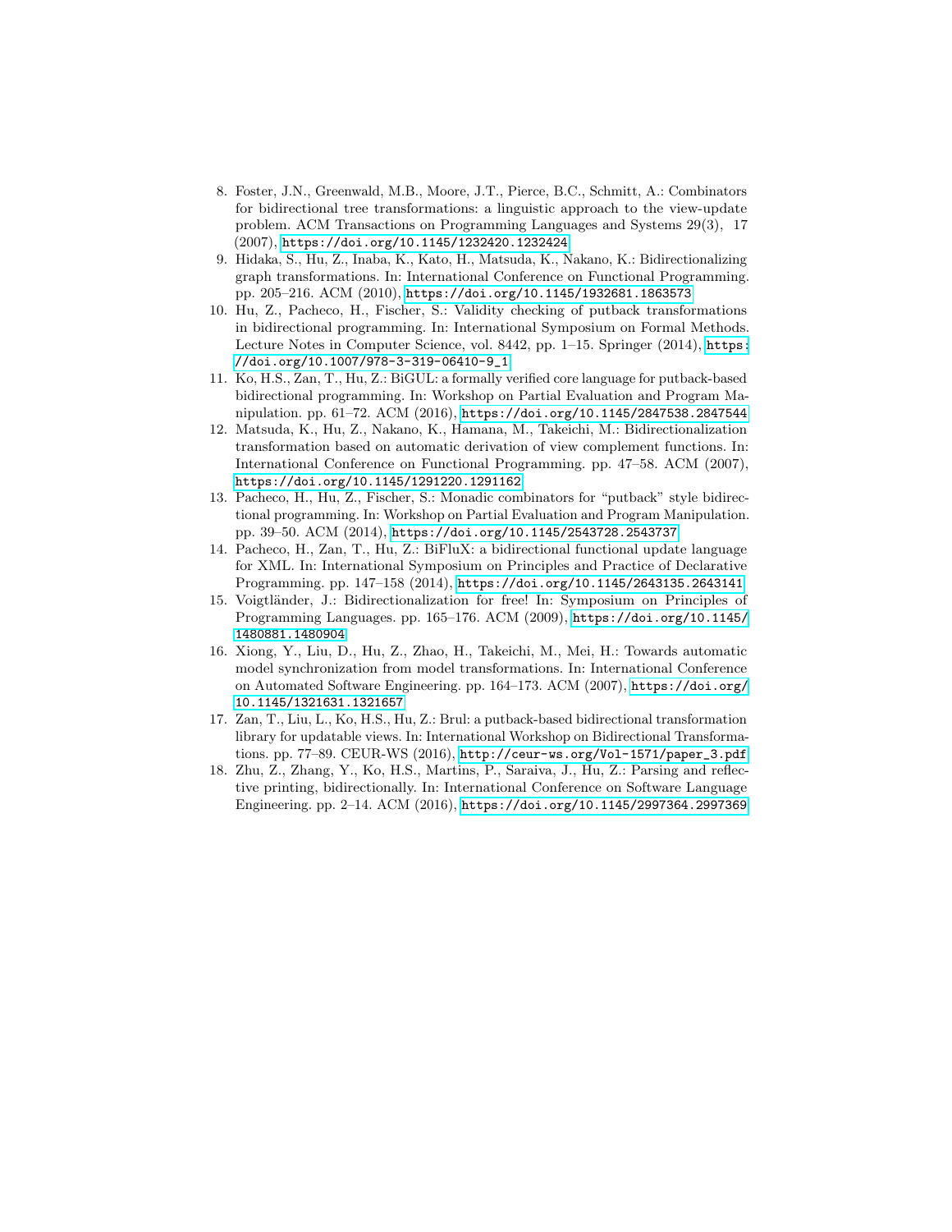8. Foster, J.N., Greenwald, M.B., Moore, J.T., Pierce, B.C., Schmitt, A.: Combinators for bidirectional tree transformations: a linguistic approach to the view-update problem. ACM Transactions on Programming Languages and Systems 29(3), 17 (2007), https://doi.org/10.1145/1232420.1232424
9. Hidaka, S., Hu, Z., Inaba, K., Kato, H., Matsuda, K., Nakano, K.: Bidirectionalizing graph transformations. In: International Conference on Functional Programming. pp. 205–216. ACM (2010), https://doi.org/10.1145/1932681.1863573
10. Hu, Z., Pacheco, H., Fischer, S.: Validity checking of putback transformations in bidirectional programming. In: International Symposium on Formal Methods. Lecture Notes in Computer Science, vol. 8442, pp. 1–15. Springer (2014), https://doi.org/10.1007/978-3-319-06410-9_1
11. Ko, H.S., Zan, T., Hu, Z.: BiGUL: a formally verified core language for putback-based bidirectional programming. In: Workshop on Partial Evaluation and Program Manipulation. pp. 61–72. ACM (2016), https://doi.org/10.1145/2847538.2847544
12. Matsuda, K., Hu, Z., Nakano, K., Hamana, M., Takeichi, M.: Bidirectionalization transformation based on automatic derivation of view complement functions. In: International Conference on Functional Programming. pp. 47–58. ACM (2007), https://doi.org/10.1145/1291220.1291162
13. Pacheco, H., Hu, Z., Fischer, S.: Monadic combinators for "putback" style bidirectional programming. In: Workshop on Partial Evaluation and Program Manipulation. pp. 39–50. ACM (2014), https://doi.org/10.1145/2543728.2543737
14. Pacheco, H., Zan, T., Hu, Z.: BiFluX: a bidirectional functional update language for XML. In: International Symposium on Principles and Practice of Declarative Programming. pp. 147–158 (2014), https://doi.org/10.1145/2643135.2643141
15. Voigtländer, J.: Bidirectionalization for free! In: Symposium on Principles of Programming Languages. pp. 165–176. ACM (2009), https://doi.org/10.1145/1480881.1480904
16. Xiong, Y., Liu, D., Hu, Z., Zhao, H., Takeichi, M., Mei, H.: Towards automatic model synchronization from model transformations. In: International Conference on Automated Software Engineering. pp. 164–173. ACM (2007), https://doi.org/10.1145/1321631.1321657
17. Zan, T., Liu, L., Ko, H.S., Hu, Z.: Brul: a putback-based bidirectional transformation library for updatable views. In: International Workshop on Bidirectional Transformations. pp. 77–89. CEUR-WS (2016), http://ceur-ws.org/Vol-1571/paper_3.pdf
18. Zhu, Z., Zhang, Y., Ko, H.S., Martins, P., Saraiva, J., Hu, Z.: Parsing and reflective printing, bidirectionally. In: International Conference on Software Language Engineering. pp. 2–14. ACM (2016), https://doi.org/10.1145/2997364.2997369